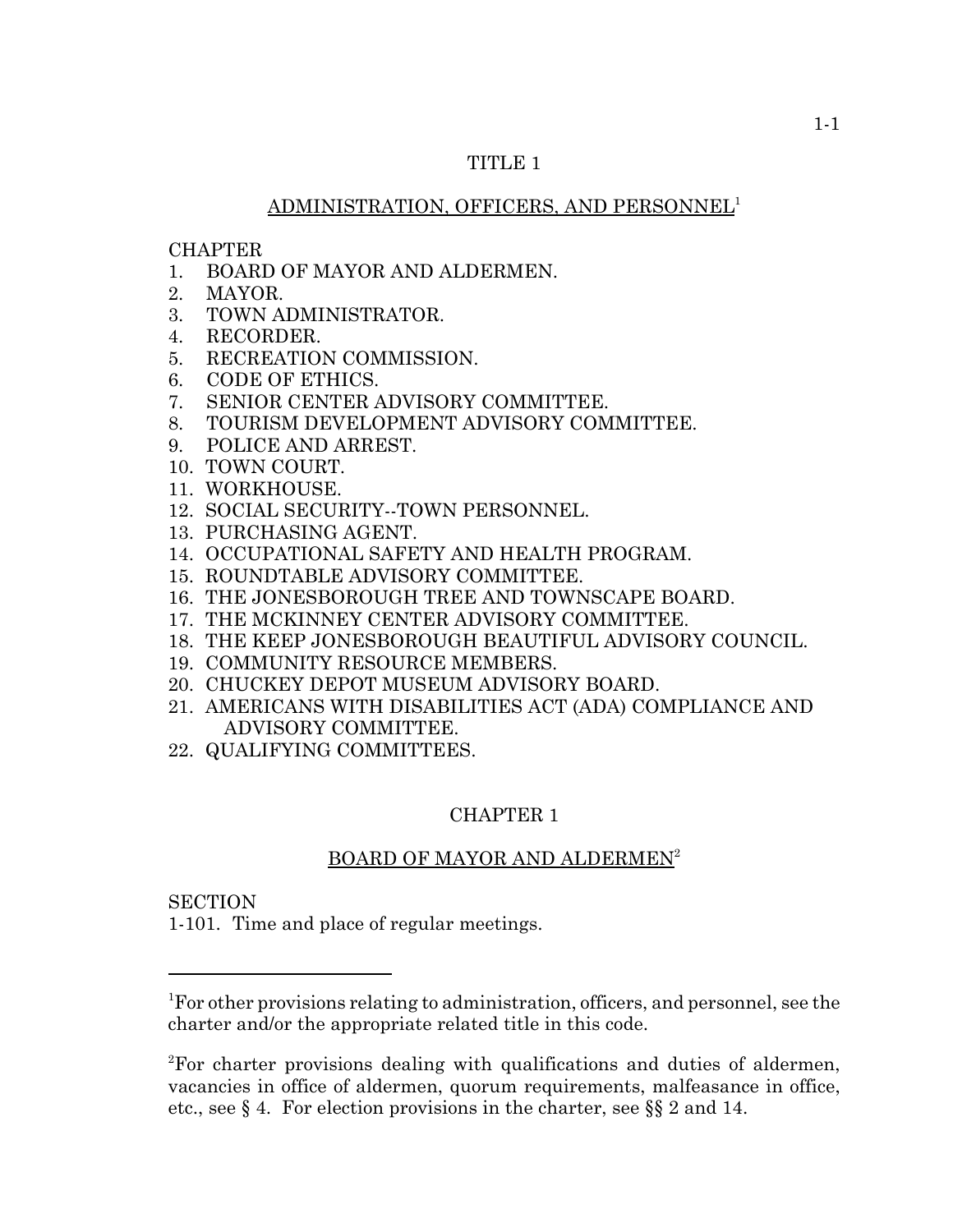# TITLE 1

## ADMINISTRATION, OFFICERS, AND PERSONNEL[1]

CHAPTER
1. BOARD OF MAYOR AND ALDERMEN.
2. MAYOR.
3. TOWN ADMINISTRATOR.
4. RECORDER.
5. RECREATION COMMISSION.
6. CODE OF ETHICS.
7. SENIOR CENTER ADVISORY COMMITTEE.
8. TOURISM DEVELOPMENT ADVISORY COMMITTEE.
9. POLICE AND ARREST.
10. TOWN COURT.
11. WORKHOUSE.
12. SOCIAL SECURITY--TOWN PERSONNEL.
13. PURCHASING AGENT.
14. OCCUPATIONAL SAFETY AND HEALTH PROGRAM.
15. ROUNDTABLE ADVISORY COMMITTEE.
16. THE JONESBOROUGH TREE AND TOWNSCAPE BOARD.
17. THE MCKINNEY CENTER ADVISORY COMMITTEE.
18. THE KEEP JONESBOROUGH BEAUTIFUL ADVISORY COUNCIL.
19. COMMUNITY RESOURCE MEMBERS.
20. CHUCKEY DEPOT MUSEUM ADVISORY BOARD.
21. AMERICANS WITH DISABILITIES ACT (ADA) COMPLIANCE AND ADVISORY COMMITTEE.
22. QUALIFYING COMMITTEES.

## CHAPTER 1

### BOARD OF MAYOR AND ALDERMEN[2]

SECTION
1-101. Time and place of regular meetings.

---

[1]For other provisions relating to administration, officers, and personnel, see the charter and/or the appropriate related title in this code.

[2]For charter provisions dealing with qualifications and duties of aldermen, vacancies in office of aldermen, quorum requirements, malfeasance in office, etc., see § 4. For election provisions in the charter, see §§ 2 and 14.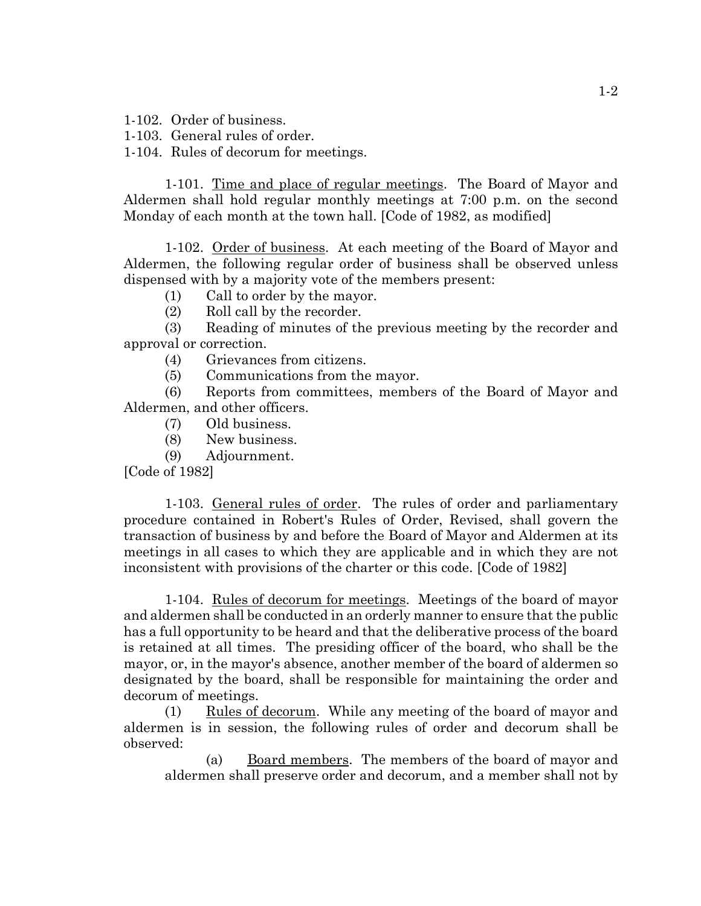1-102. Order of business.
1-103. General rules of order.
1-104. Rules of decorum for meetings.

1-101. <u>Time and place of regular meetings</u>. The Board of Mayor and Aldermen shall hold regular monthly meetings at 7:00 p.m. on the second Monday of each month at the town hall. [Code of 1982, as modified]

1-102. <u>Order of business</u>. At each meeting of the Board of Mayor and Aldermen, the following regular order of business shall be observed unless dispensed with by a majority vote of the members present:

(1) Call to order by the mayor.

(2) Roll call by the recorder.

(3) Reading of minutes of the previous meeting by the recorder and approval or correction.

(4) Grievances from citizens.

(5) Communications from the mayor.

(6) Reports from committees, members of the Board of Mayor and Aldermen, and other officers.

(7) Old business.

(8) New business.

(9) Adjournment.

[Code of 1982]

1-103. <u>General rules of order</u>. The rules of order and parliamentary procedure contained in Robert's Rules of Order, Revised, shall govern the transaction of business by and before the Board of Mayor and Aldermen at its meetings in all cases to which they are applicable and in which they are not inconsistent with provisions of the charter or this code. [Code of 1982]

1-104. <u>Rules of decorum for meetings</u>. Meetings of the board of mayor and aldermen shall be conducted in an orderly manner to ensure that the public has a full opportunity to be heard and that the deliberative process of the board is retained at all times. The presiding officer of the board, who shall be the mayor, or, in the mayor's absence, another member of the board of aldermen so designated by the board, shall be responsible for maintaining the order and decorum of meetings.

(1) <u>Rules of decorum</u>. While any meeting of the board of mayor and aldermen is in session, the following rules of order and decorum shall be observed:

(a) <u>Board members</u>. The members of the board of mayor and aldermen shall preserve order and decorum, and a member shall not by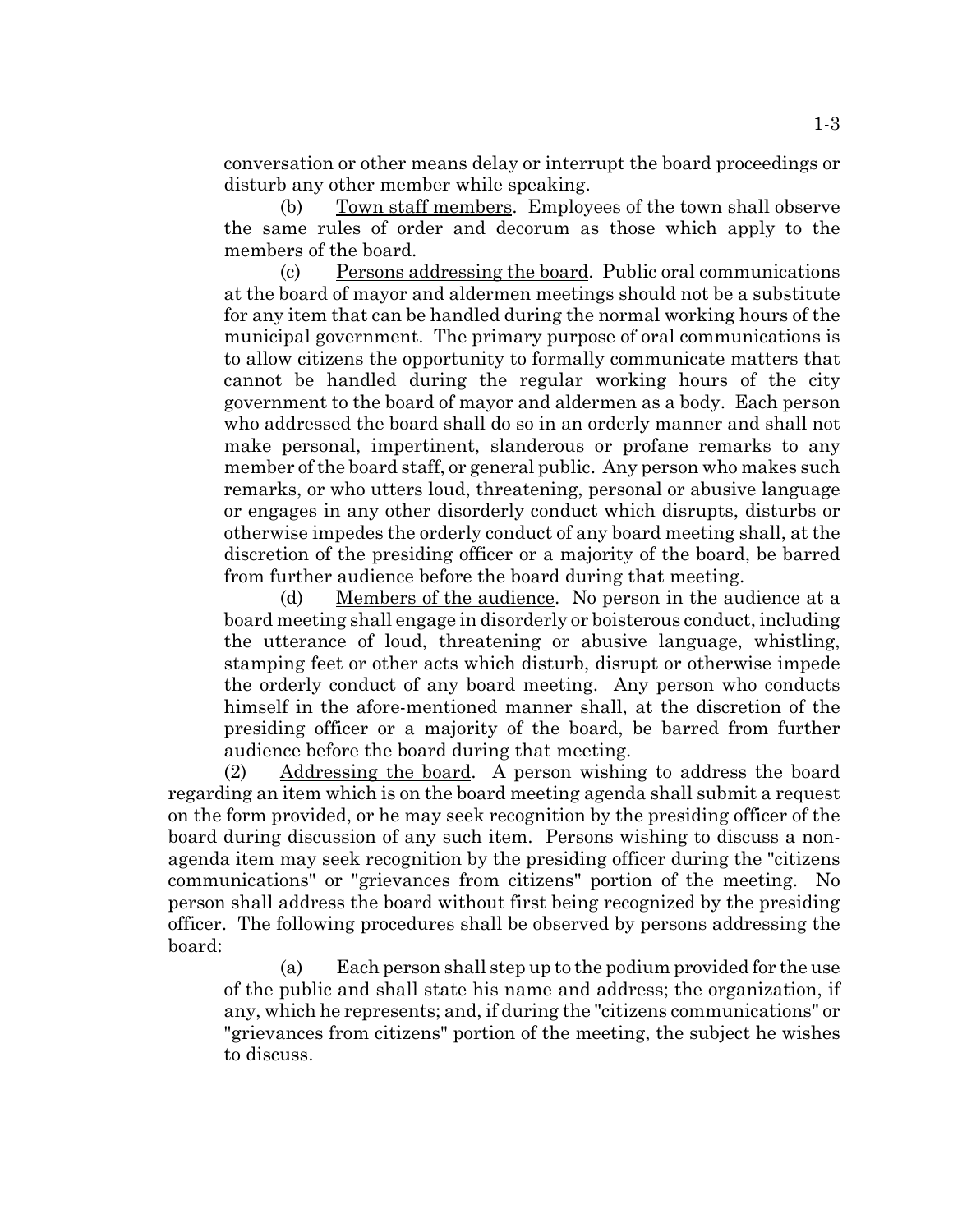conversation or other means delay or interrupt the board proceedings or disturb any other member while speaking.

(b) Town staff members. Employees of the town shall observe the same rules of order and decorum as those which apply to the members of the board.

(c) Persons addressing the board. Public oral communications at the board of mayor and aldermen meetings should not be a substitute for any item that can be handled during the normal working hours of the municipal government. The primary purpose of oral communications is to allow citizens the opportunity to formally communicate matters that cannot be handled during the regular working hours of the city government to the board of mayor and aldermen as a body. Each person who addressed the board shall do so in an orderly manner and shall not make personal, impertinent, slanderous or profane remarks to any member of the board staff, or general public. Any person who makes such remarks, or who utters loud, threatening, personal or abusive language or engages in any other disorderly conduct which disrupts, disturbs or otherwise impedes the orderly conduct of any board meeting shall, at the discretion of the presiding officer or a majority of the board, be barred from further audience before the board during that meeting.

(d) Members of the audience. No person in the audience at a board meeting shall engage in disorderly or boisterous conduct, including the utterance of loud, threatening or abusive language, whistling, stamping feet or other acts which disturb, disrupt or otherwise impede the orderly conduct of any board meeting. Any person who conducts himself in the afore-mentioned manner shall, at the discretion of the presiding officer or a majority of the board, be barred from further audience before the board during that meeting.

(2) Addressing the board. A person wishing to address the board regarding an item which is on the board meeting agenda shall submit a request on the form provided, or he may seek recognition by the presiding officer of the board during discussion of any such item. Persons wishing to discuss a non-agenda item may seek recognition by the presiding officer during the "citizens communications" or "grievances from citizens" portion of the meeting. No person shall address the board without first being recognized by the presiding officer. The following procedures shall be observed by persons addressing the board:

(a) Each person shall step up to the podium provided for the use of the public and shall state his name and address; the organization, if any, which he represents; and, if during the "citizens communications" or "grievances from citizens" portion of the meeting, the subject he wishes to discuss.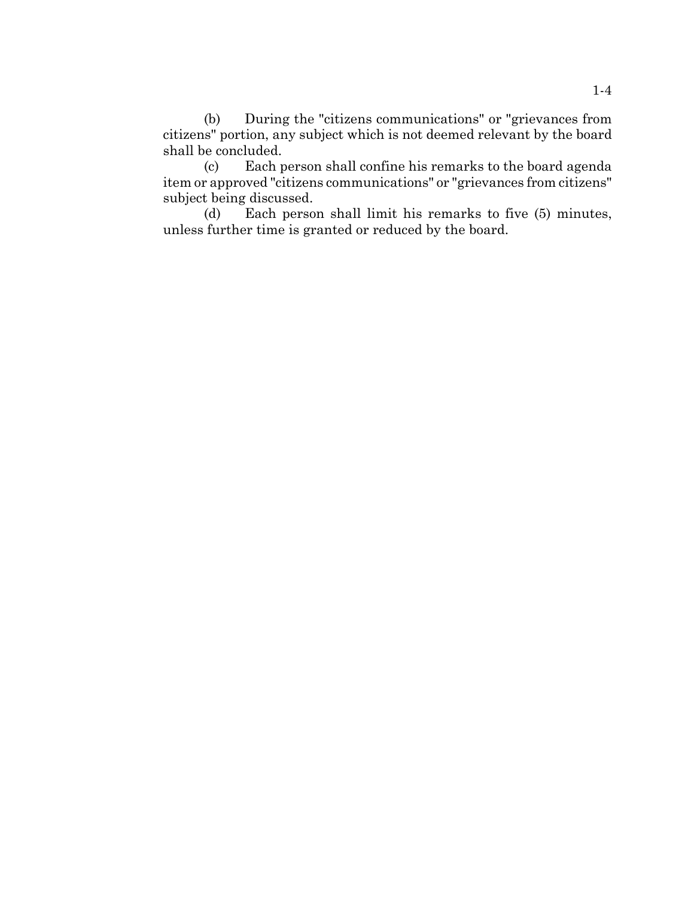(b) During the "citizens communications" or "grievances from citizens" portion, any subject which is not deemed relevant by the board shall be concluded.

(c) Each person shall confine his remarks to the board agenda item or approved "citizens communications" or "grievances from citizens" subject being discussed.

(d) Each person shall limit his remarks to five (5) minutes, unless further time is granted or reduced by the board.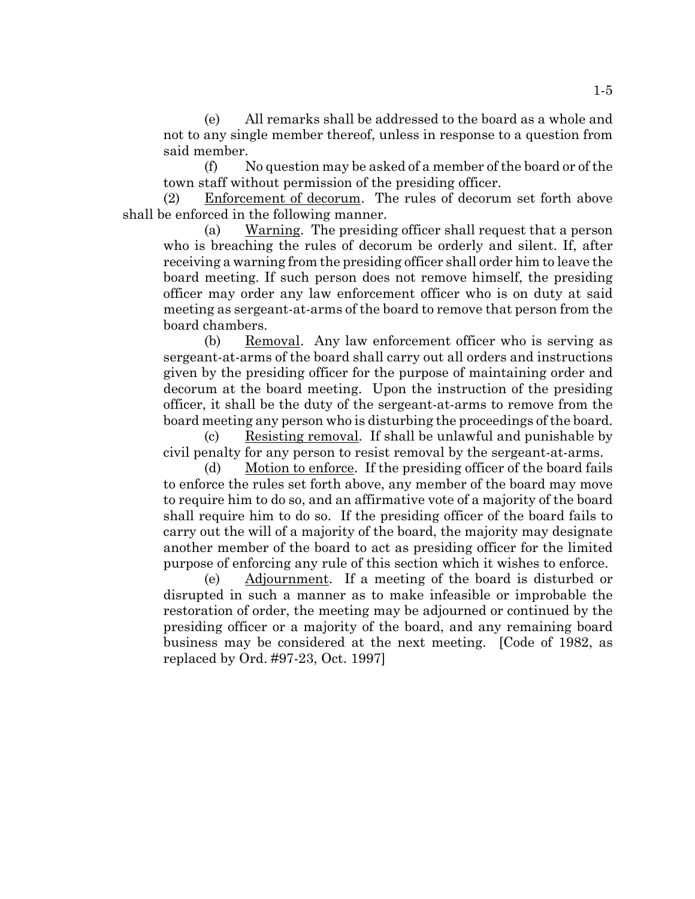(e) All remarks shall be addressed to the board as a whole and not to any single member thereof, unless in response to a question from said member.

(f) No question may be asked of a member of the board or of the town staff without permission of the presiding officer.

(2) Enforcement of decorum. The rules of decorum set forth above shall be enforced in the following manner.

(a) Warning. The presiding officer shall request that a person who is breaching the rules of decorum be orderly and silent. If, after receiving a warning from the presiding officer shall order him to leave the board meeting. If such person does not remove himself, the presiding officer may order any law enforcement officer who is on duty at said meeting as sergeant-at-arms of the board to remove that person from the board chambers.

(b) Removal. Any law enforcement officer who is serving as sergeant-at-arms of the board shall carry out all orders and instructions given by the presiding officer for the purpose of maintaining order and decorum at the board meeting. Upon the instruction of the presiding officer, it shall be the duty of the sergeant-at-arms to remove from the board meeting any person who is disturbing the proceedings of the board.

(c) Resisting removal. If shall be unlawful and punishable by civil penalty for any person to resist removal by the sergeant-at-arms.

(d) Motion to enforce. If the presiding officer of the board fails to enforce the rules set forth above, any member of the board may move to require him to do so, and an affirmative vote of a majority of the board shall require him to do so. If the presiding officer of the board fails to carry out the will of a majority of the board, the majority may designate another member of the board to act as presiding officer for the limited purpose of enforcing any rule of this section which it wishes to enforce.

(e) Adjournment. If a meeting of the board is disturbed or disrupted in such a manner as to make infeasible or improbable the restoration of order, the meeting may be adjourned or continued by the presiding officer or a majority of the board, and any remaining board business may be considered at the next meeting. [Code of 1982, as replaced by Ord. #97-23, Oct. 1997]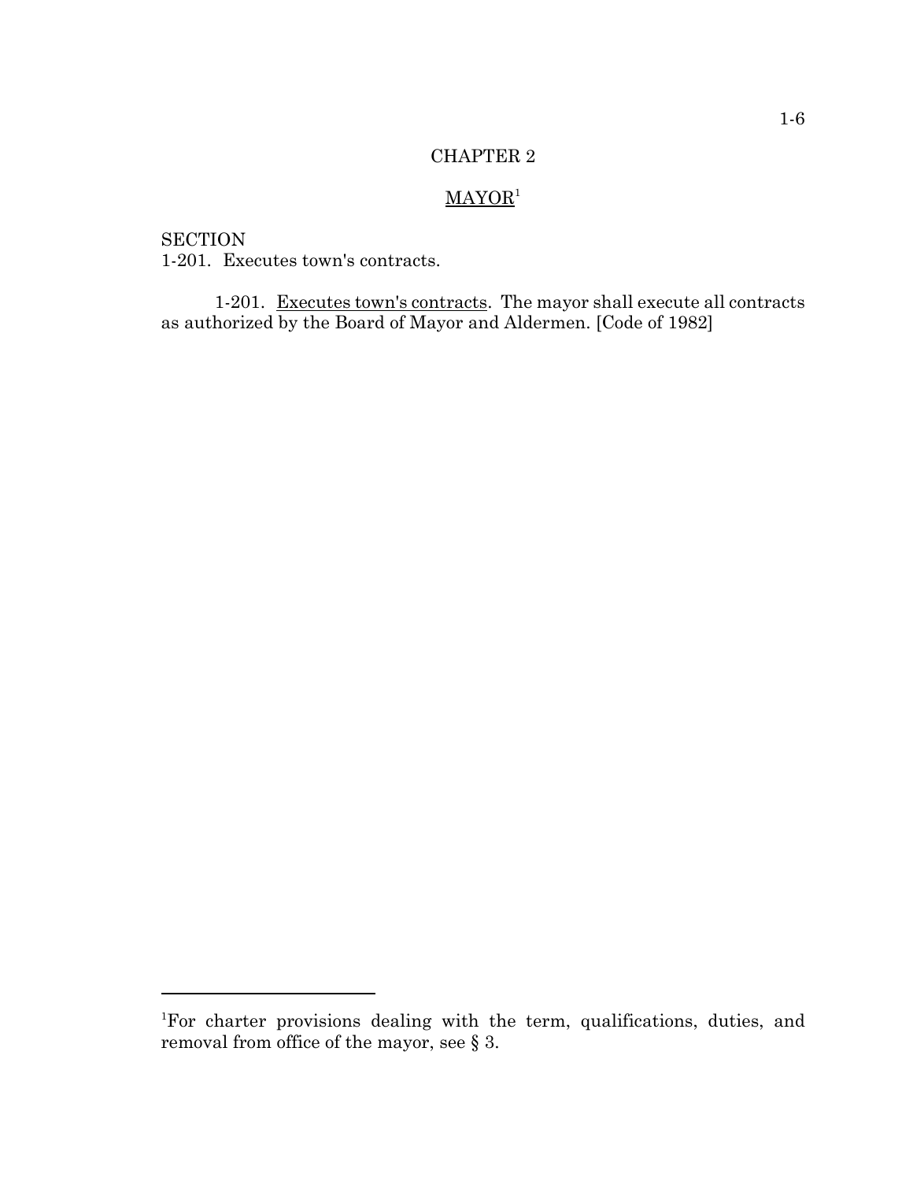# CHAPTER 2

## MAYOR[1]

SECTION
1-201. Executes town's contracts.

1-201. Executes town's contracts. The mayor shall execute all contracts as authorized by the Board of Mayor and Aldermen. [Code of 1982]

[1]For charter provisions dealing with the term, qualifications, duties, and removal from office of the mayor, see § 3.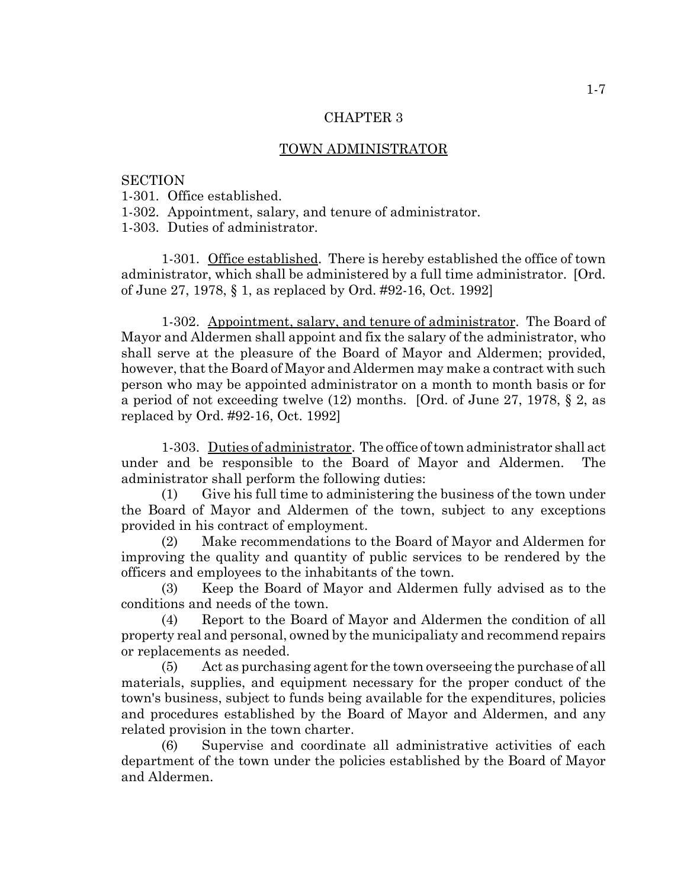# CHAPTER 3

## TOWN ADMINISTRATOR

SECTION
1-301. Office established.
1-302. Appointment, salary, and tenure of administrator.
1-303. Duties of administrator.

1-301. Office established. There is hereby established the office of town administrator, which shall be administered by a full time administrator. [Ord. of June 27, 1978, § 1, as replaced by Ord. #92-16, Oct. 1992]

1-302. Appointment, salary, and tenure of administrator. The Board of Mayor and Aldermen shall appoint and fix the salary of the administrator, who shall serve at the pleasure of the Board of Mayor and Aldermen; provided, however, that the Board of Mayor and Aldermen may make a contract with such person who may be appointed administrator on a month to month basis or for a period of not exceeding twelve (12) months. [Ord. of June 27, 1978, § 2, as replaced by Ord. #92-16, Oct. 1992]

1-303. Duties of administrator. The office of town administrator shall act under and be responsible to the Board of Mayor and Aldermen. The administrator shall perform the following duties:

(1) Give his full time to administering the business of the town under the Board of Mayor and Aldermen of the town, subject to any exceptions provided in his contract of employment.

(2) Make recommendations to the Board of Mayor and Aldermen for improving the quality and quantity of public services to be rendered by the officers and employees to the inhabitants of the town.

(3) Keep the Board of Mayor and Aldermen fully advised as to the conditions and needs of the town.

(4) Report to the Board of Mayor and Aldermen the condition of all property real and personal, owned by the municipaliaty and recommend repairs or replacements as needed.

(5) Act as purchasing agent for the town overseeing the purchase of all materials, supplies, and equipment necessary for the proper conduct of the town's business, subject to funds being available for the expenditures, policies and procedures established by the Board of Mayor and Aldermen, and any related provision in the town charter.

(6) Supervise and coordinate all administrative activities of each department of the town under the policies established by the Board of Mayor and Aldermen.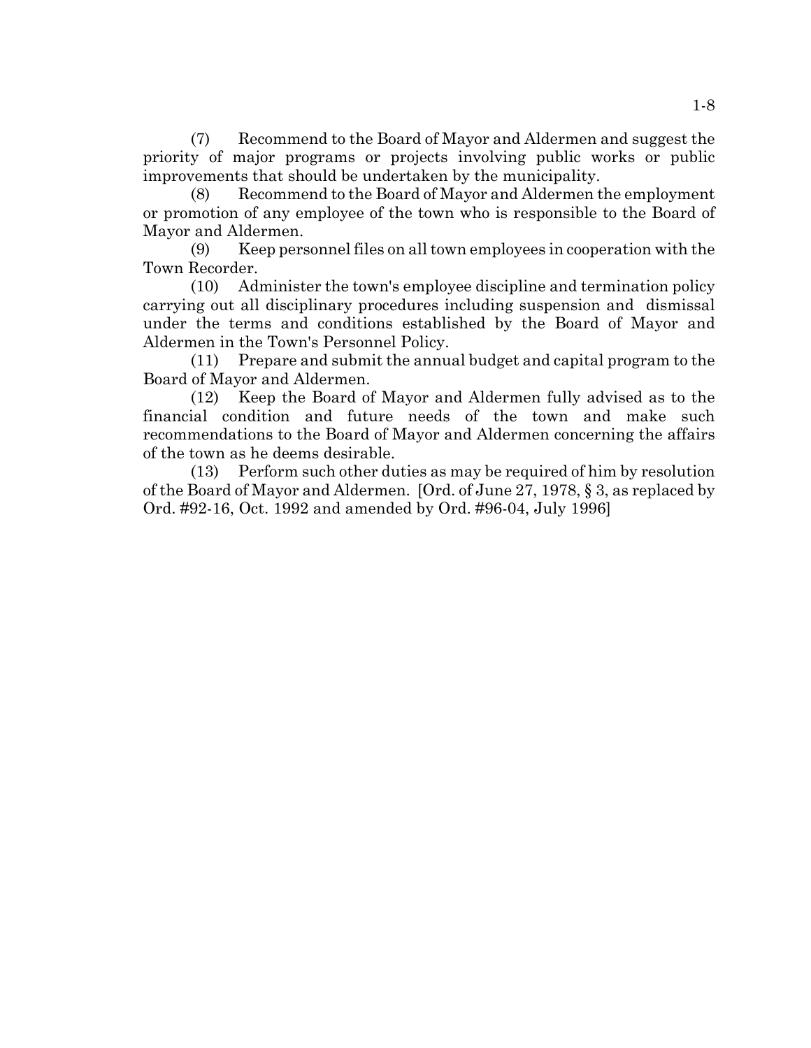(7) Recommend to the Board of Mayor and Aldermen and suggest the priority of major programs or projects involving public works or public improvements that should be undertaken by the municipality.

(8) Recommend to the Board of Mayor and Aldermen the employment or promotion of any employee of the town who is responsible to the Board of Mayor and Aldermen.

(9) Keep personnel files on all town employees in cooperation with the Town Recorder.

(10) Administer the town's employee discipline and termination policy carrying out all disciplinary procedures including suspension and dismissal under the terms and conditions established by the Board of Mayor and Aldermen in the Town's Personnel Policy.

(11) Prepare and submit the annual budget and capital program to the Board of Mayor and Aldermen.

(12) Keep the Board of Mayor and Aldermen fully advised as to the financial condition and future needs of the town and make such recommendations to the Board of Mayor and Aldermen concerning the affairs of the town as he deems desirable.

(13) Perform such other duties as may be required of him by resolution of the Board of Mayor and Aldermen. [Ord. of June 27, 1978, § 3, as replaced by Ord. #92-16, Oct. 1992 and amended by Ord. #96-04, July 1996]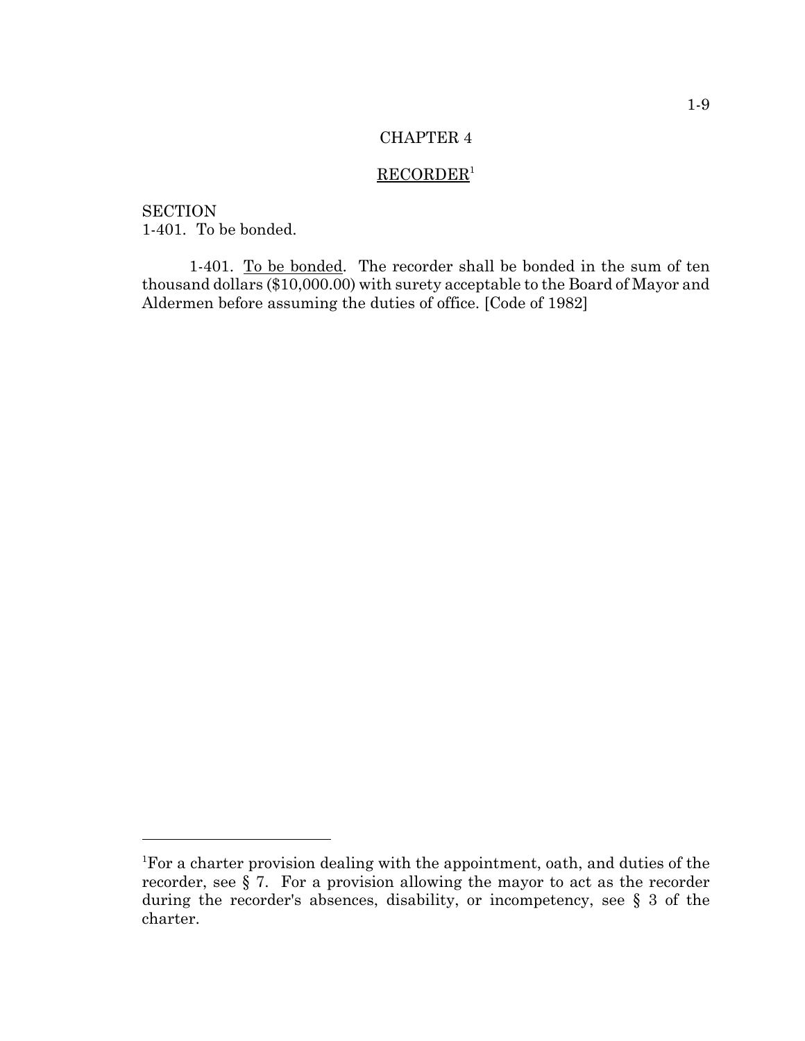# CHAPTER 4

## RECORDER[1]

SECTION
1-401. To be bonded.

1-401. To be bonded. The recorder shall be bonded in the sum of ten thousand dollars ($10,000.00) with surety acceptable to the Board of Mayor and Aldermen before assuming the duties of office. [Code of 1982]

---

[1]For a charter provision dealing with the appointment, oath, and duties of the recorder, see § 7. For a provision allowing the mayor to act as the recorder during the recorder's absences, disability, or incompetency, see § 3 of the charter.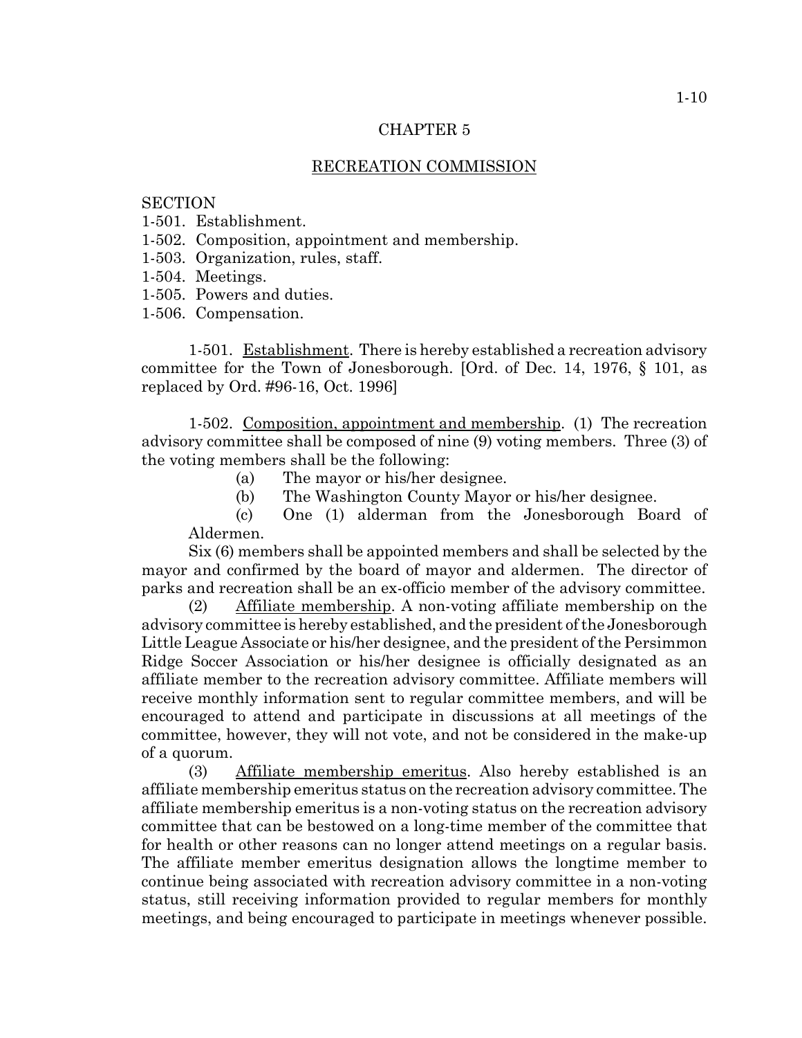# CHAPTER 5

## RECREATION COMMISSION

SECTION
1-501. Establishment.
1-502. Composition, appointment and membership.
1-503. Organization, rules, staff.
1-504. Meetings.
1-505. Powers and duties.
1-506. Compensation.

1-501. Establishment. There is hereby established a recreation advisory committee for the Town of Jonesborough. [Ord. of Dec. 14, 1976, § 101, as replaced by Ord. #96-16, Oct. 1996]

1-502. Composition, appointment and membership. (1) The recreation advisory committee shall be composed of nine (9) voting members. Three (3) of the voting members shall be the following:

(a) The mayor or his/her designee.

(b) The Washington County Mayor or his/her designee.

(c) One (1) alderman from the Jonesborough Board of Aldermen.

Six (6) members shall be appointed members and shall be selected by the mayor and confirmed by the board of mayor and aldermen. The director of parks and recreation shall be an ex-officio member of the advisory committee.

(2) Affiliate membership. A non-voting affiliate membership on the advisory committee is hereby established, and the president of the Jonesborough Little League Associate or his/her designee, and the president of the Persimmon Ridge Soccer Association or his/her designee is officially designated as an affiliate member to the recreation advisory committee. Affiliate members will receive monthly information sent to regular committee members, and will be encouraged to attend and participate in discussions at all meetings of the committee, however, they will not vote, and not be considered in the make-up of a quorum.

(3) Affiliate membership emeritus. Also hereby established is an affiliate membership emeritus status on the recreation advisory committee. The affiliate membership emeritus is a non-voting status on the recreation advisory committee that can be bestowed on a long-time member of the committee that for health or other reasons can no longer attend meetings on a regular basis. The affiliate member emeritus designation allows the longtime member to continue being associated with recreation advisory committee in a non-voting status, still receiving information provided to regular members for monthly meetings, and being encouraged to participate in meetings whenever possible.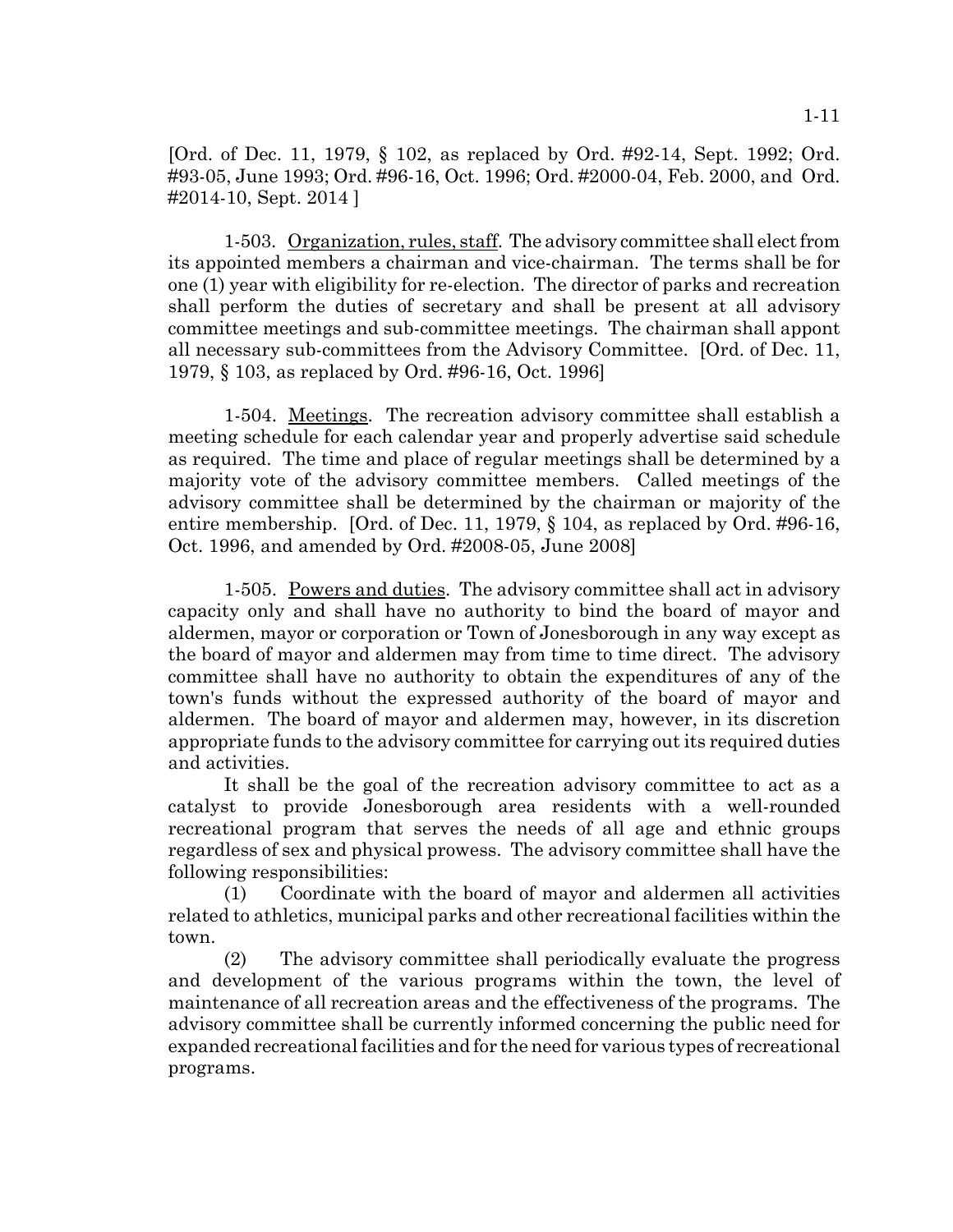[Ord. of Dec. 11, 1979, § 102, as replaced by Ord. #92-14, Sept. 1992; Ord. #93-05, June 1993; Ord. #96-16, Oct. 1996; Ord. #2000-04, Feb. 2000, and Ord. #2014-10, Sept. 2014 ]

1-503. Organization, rules, staff. The advisory committee shall elect from its appointed members a chairman and vice-chairman. The terms shall be for one (1) year with eligibility for re-election. The director of parks and recreation shall perform the duties of secretary and shall be present at all advisory committee meetings and sub-committee meetings. The chairman shall appont all necessary sub-committees from the Advisory Committee. [Ord. of Dec. 11, 1979, § 103, as replaced by Ord. #96-16, Oct. 1996]

1-504. Meetings. The recreation advisory committee shall establish a meeting schedule for each calendar year and properly advertise said schedule as required. The time and place of regular meetings shall be determined by a majority vote of the advisory committee members. Called meetings of the advisory committee shall be determined by the chairman or majority of the entire membership. [Ord. of Dec. 11, 1979, § 104, as replaced by Ord. #96-16, Oct. 1996, and amended by Ord. #2008-05, June 2008]

1-505. Powers and duties. The advisory committee shall act in advisory capacity only and shall have no authority to bind the board of mayor and aldermen, mayor or corporation or Town of Jonesborough in any way except as the board of mayor and aldermen may from time to time direct. The advisory committee shall have no authority to obtain the expenditures of any of the town's funds without the expressed authority of the board of mayor and aldermen. The board of mayor and aldermen may, however, in its discretion appropriate funds to the advisory committee for carrying out its required duties and activities.

It shall be the goal of the recreation advisory committee to act as a catalyst to provide Jonesborough area residents with a well-rounded recreational program that serves the needs of all age and ethnic groups regardless of sex and physical prowess. The advisory committee shall have the following responsibilities:

(1) Coordinate with the board of mayor and aldermen all activities related to athletics, municipal parks and other recreational facilities within the town.

(2) The advisory committee shall periodically evaluate the progress and development of the various programs within the town, the level of maintenance of all recreation areas and the effectiveness of the programs. The advisory committee shall be currently informed concerning the public need for expanded recreational facilities and for the need for various types of recreational programs.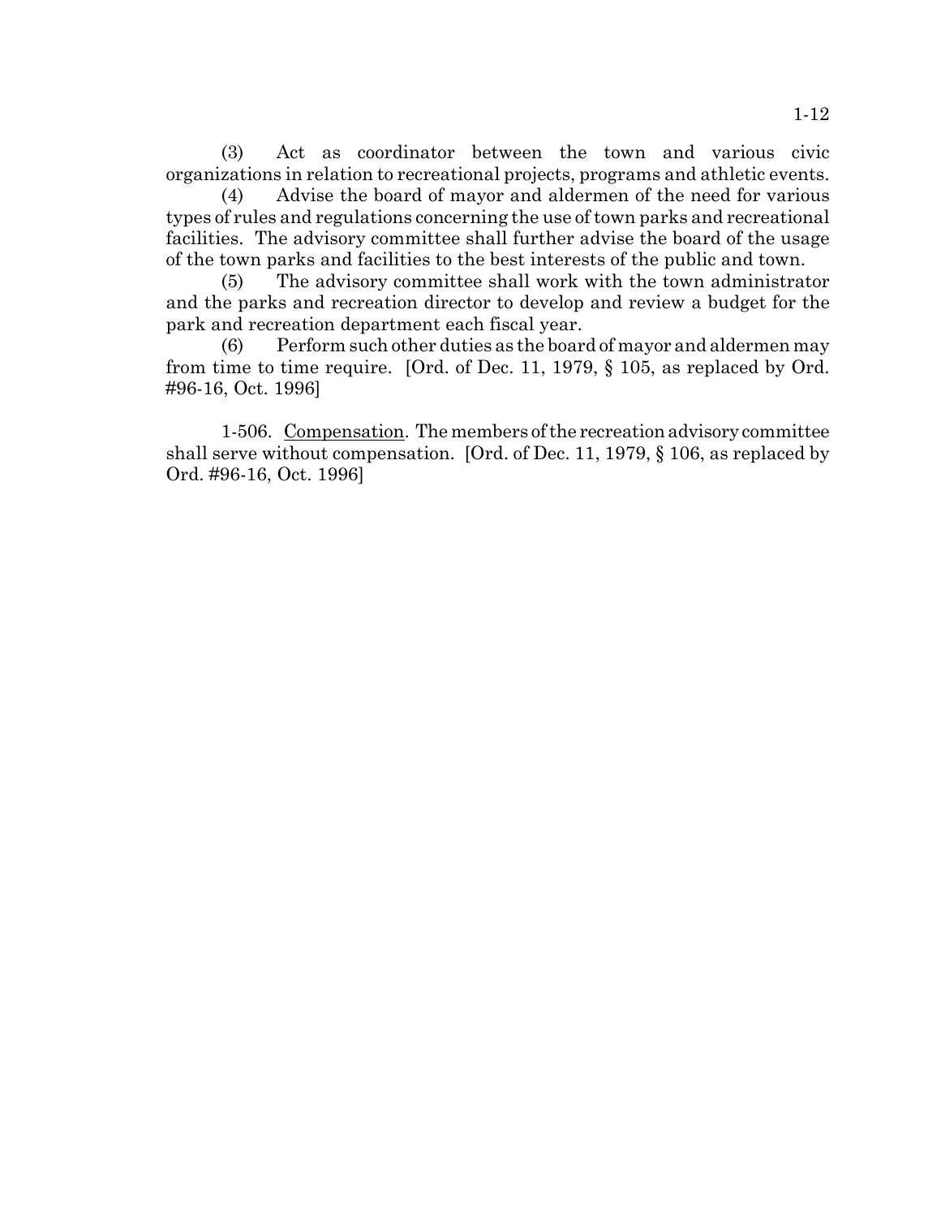(3) Act as coordinator between the town and various civic organizations in relation to recreational projects, programs and athletic events.

(4) Advise the board of mayor and aldermen of the need for various types of rules and regulations concerning the use of town parks and recreational facilities. The advisory committee shall further advise the board of the usage of the town parks and facilities to the best interests of the public and town.

(5) The advisory committee shall work with the town administrator and the parks and recreation director to develop and review a budget for the park and recreation department each fiscal year.

(6) Perform such other duties as the board of mayor and aldermen may from time to time require. [Ord. of Dec. 11, 1979, § 105, as replaced by Ord. #96-16, Oct. 1996]

1-506. Compensation. The members of the recreation advisory committee shall serve without compensation. [Ord. of Dec. 11, 1979, § 106, as replaced by Ord. #96-16, Oct. 1996]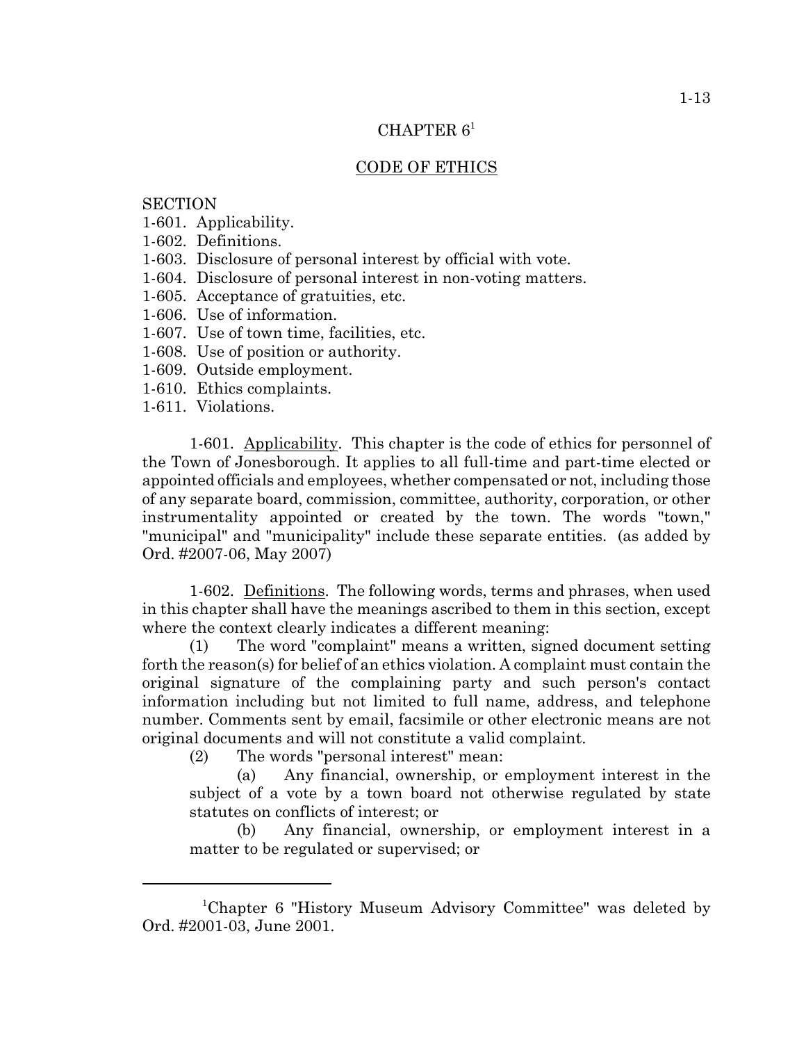# CHAPTER 6[1]

## CODE OF ETHICS

SECTION
1-601. Applicability.
1-602. Definitions.
1-603. Disclosure of personal interest by official with vote.
1-604. Disclosure of personal interest in non-voting matters.
1-605. Acceptance of gratuities, etc.
1-606. Use of information.
1-607. Use of town time, facilities, etc.
1-608. Use of position or authority.
1-609. Outside employment.
1-610. Ethics complaints.
1-611. Violations.

1-601. Applicability. This chapter is the code of ethics for personnel of the Town of Jonesborough. It applies to all full-time and part-time elected or appointed officials and employees, whether compensated or not, including those of any separate board, commission, committee, authority, corporation, or other instrumentality appointed or created by the town. The words "town," "municipal" and "municipality" include these separate entities. (as added by Ord. #2007-06, May 2007)

1-602. Definitions. The following words, terms and phrases, when used in this chapter shall have the meanings ascribed to them in this section, except where the context clearly indicates a different meaning:

(1) The word "complaint" means a written, signed document setting forth the reason(s) for belief of an ethics violation. A complaint must contain the original signature of the complaining party and such person's contact information including but not limited to full name, address, and telephone number. Comments sent by email, facsimile or other electronic means are not original documents and will not constitute a valid complaint.

(2) The words "personal interest" mean:

(a) Any financial, ownership, or employment interest in the subject of a vote by a town board not otherwise regulated by state statutes on conflicts of interest; or

(b) Any financial, ownership, or employment interest in a matter to be regulated or supervised; or

---

[1]Chapter 6 "History Museum Advisory Committee" was deleted by Ord. #2001-03, June 2001.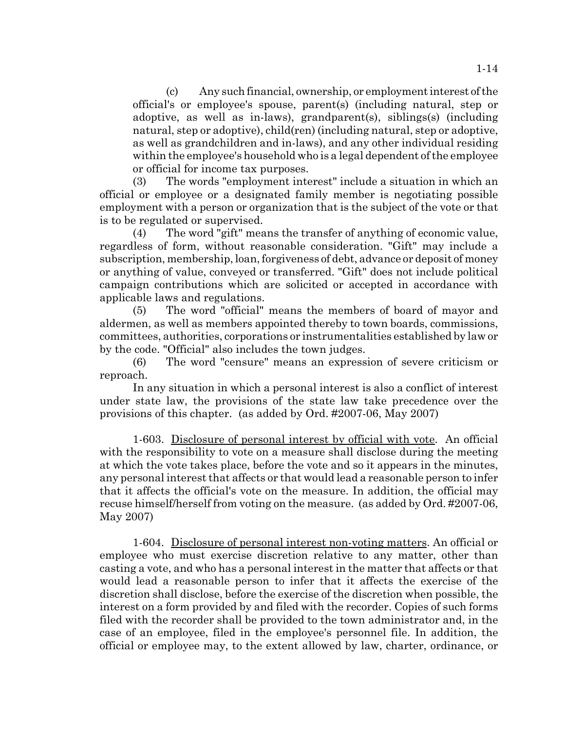(c) Any such financial, ownership, or employment interest of the official's or employee's spouse, parent(s) (including natural, step or adoptive, as well as in-laws), grandparent(s), siblings(s) (including natural, step or adoptive), child(ren) (including natural, step or adoptive, as well as grandchildren and in-laws), and any other individual residing within the employee's household who is a legal dependent of the employee or official for income tax purposes.

(3) The words "employment interest" include a situation in which an official or employee or a designated family member is negotiating possible employment with a person or organization that is the subject of the vote or that is to be regulated or supervised.

(4) The word "gift" means the transfer of anything of economic value, regardless of form, without reasonable consideration. "Gift" may include a subscription, membership, loan, forgiveness of debt, advance or deposit of money or anything of value, conveyed or transferred. "Gift" does not include political campaign contributions which are solicited or accepted in accordance with applicable laws and regulations.

(5) The word "official" means the members of board of mayor and aldermen, as well as members appointed thereby to town boards, commissions, committees, authorities, corporations or instrumentalities established by law or by the code. "Official" also includes the town judges.

(6) The word "censure" means an expression of severe criticism or reproach.

In any situation in which a personal interest is also a conflict of interest under state law, the provisions of the state law take precedence over the provisions of this chapter. (as added by Ord. #2007-06, May 2007)

1-603. Disclosure of personal interest by official with vote. An official with the responsibility to vote on a measure shall disclose during the meeting at which the vote takes place, before the vote and so it appears in the minutes, any personal interest that affects or that would lead a reasonable person to infer that it affects the official's vote on the measure. In addition, the official may recuse himself/herself from voting on the measure. (as added by Ord. #2007-06, May 2007)

1-604. Disclosure of personal interest non-voting matters. An official or employee who must exercise discretion relative to any matter, other than casting a vote, and who has a personal interest in the matter that affects or that would lead a reasonable person to infer that it affects the exercise of the discretion shall disclose, before the exercise of the discretion when possible, the interest on a form provided by and filed with the recorder. Copies of such forms filed with the recorder shall be provided to the town administrator and, in the case of an employee, filed in the employee's personnel file. In addition, the official or employee may, to the extent allowed by law, charter, ordinance, or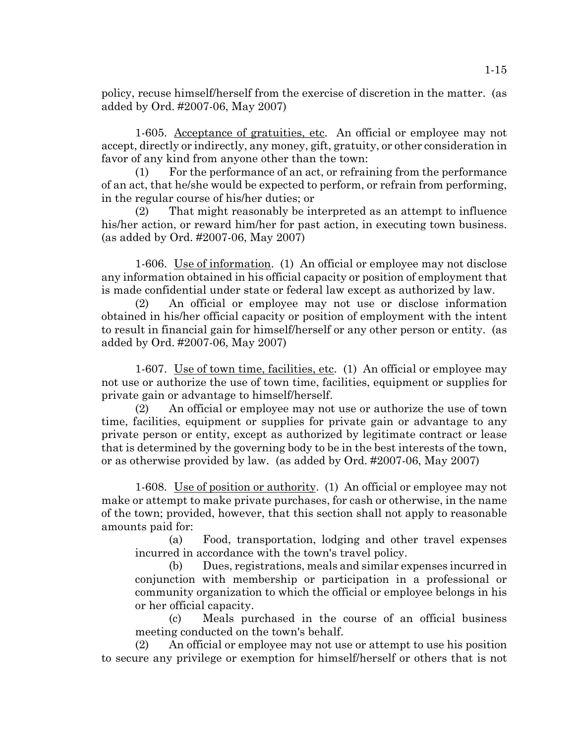policy, recuse himself/herself from the exercise of discretion in the matter. (as added by Ord. #2007-06, May 2007)

1-605. Acceptance of gratuities, etc. An official or employee may not accept, directly or indirectly, any money, gift, gratuity, or other consideration in favor of any kind from anyone other than the town:

(1) For the performance of an act, or refraining from the performance of an act, that he/she would be expected to perform, or refrain from performing, in the regular course of his/her duties; or

(2) That might reasonably be interpreted as an attempt to influence his/her action, or reward him/her for past action, in executing town business. (as added by Ord. #2007-06, May 2007)

1-606. Use of information. (1) An official or employee may not disclose any information obtained in his official capacity or position of employment that is made confidential under state or federal law except as authorized by law.

(2) An official or employee may not use or disclose information obtained in his/her official capacity or position of employment with the intent to result in financial gain for himself/herself or any other person or entity. (as added by Ord. #2007-06, May 2007)

1-607. Use of town time, facilities, etc. (1) An official or employee may not use or authorize the use of town time, facilities, equipment or supplies for private gain or advantage to himself/herself.

(2) An official or employee may not use or authorize the use of town time, facilities, equipment or supplies for private gain or advantage to any private person or entity, except as authorized by legitimate contract or lease that is determined by the governing body to be in the best interests of the town, or as otherwise provided by law. (as added by Ord. #2007-06, May 2007)

1-608. Use of position or authority. (1) An official or employee may not make or attempt to make private purchases, for cash or otherwise, in the name of the town; provided, however, that this section shall not apply to reasonable amounts paid for:

(a) Food, transportation, lodging and other travel expenses incurred in accordance with the town's travel policy.

(b) Dues, registrations, meals and similar expenses incurred in conjunction with membership or participation in a professional or community organization to which the official or employee belongs in his or her official capacity.

(c) Meals purchased in the course of an official business meeting conducted on the town's behalf.

(2) An official or employee may not use or attempt to use his position to secure any privilege or exemption for himself/herself or others that is not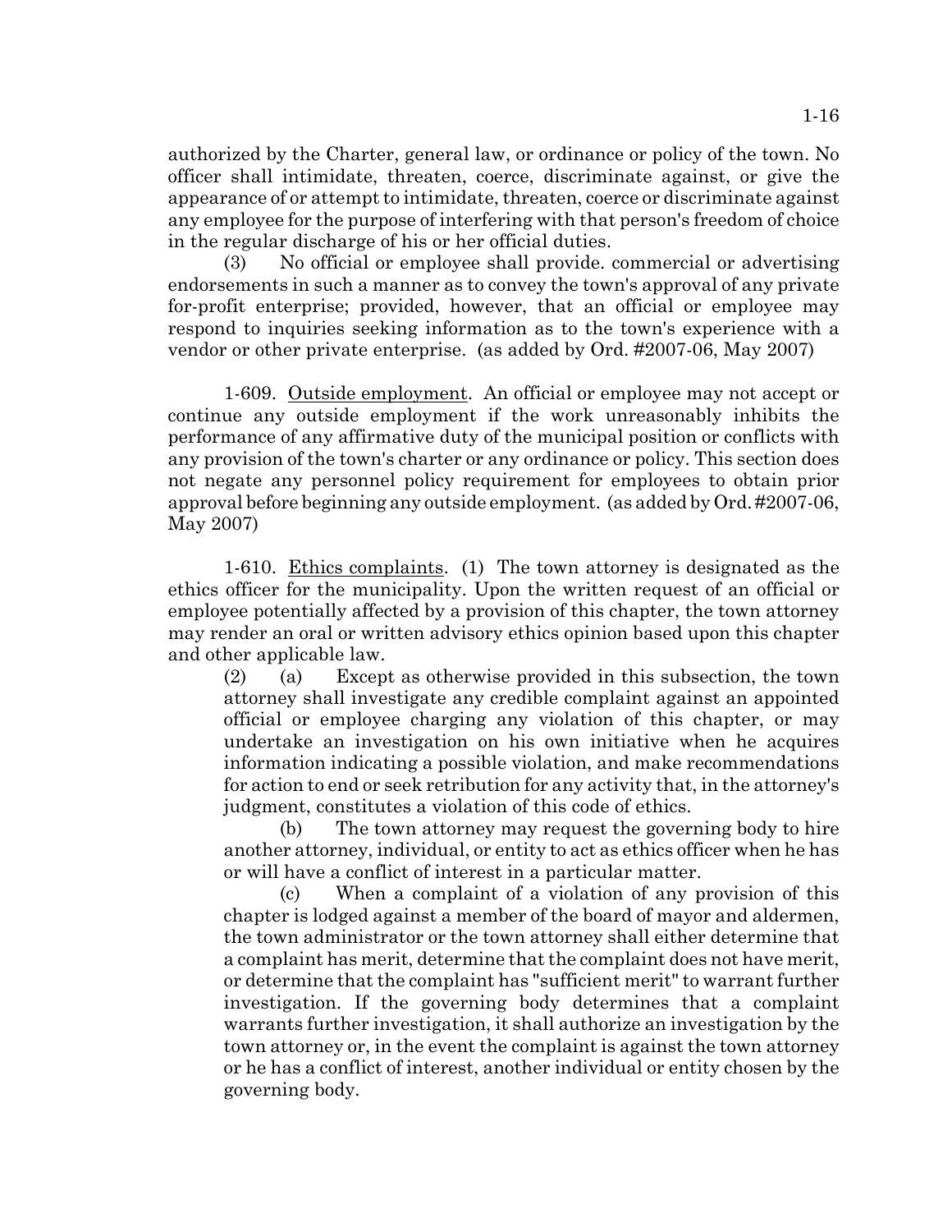authorized by the Charter, general law, or ordinance or policy of the town. No officer shall intimidate, threaten, coerce, discriminate against, or give the appearance of or attempt to intimidate, threaten, coerce or discriminate against any employee for the purpose of interfering with that person's freedom of choice in the regular discharge of his or her official duties.

(3) No official or employee shall provide. commercial or advertising endorsements in such a manner as to convey the town's approval of any private for-profit enterprise; provided, however, that an official or employee may respond to inquiries seeking information as to the town's experience with a vendor or other private enterprise. (as added by Ord. #2007-06, May 2007)

1-609. Outside employment. An official or employee may not accept or continue any outside employment if the work unreasonably inhibits the performance of any affirmative duty of the municipal position or conflicts with any provision of the town's charter or any ordinance or policy. This section does not negate any personnel policy requirement for employees to obtain prior approval before beginning any outside employment. (as added by Ord. #2007-06, May 2007)

1-610. Ethics complaints. (1) The town attorney is designated as the ethics officer for the municipality. Upon the written request of an official or employee potentially affected by a provision of this chapter, the town attorney may render an oral or written advisory ethics opinion based upon this chapter and other applicable law.

(2) (a) Except as otherwise provided in this subsection, the town attorney shall investigate any credible complaint against an appointed official or employee charging any violation of this chapter, or may undertake an investigation on his own initiative when he acquires information indicating a possible violation, and make recommendations for action to end or seek retribution for any activity that, in the attorney's judgment, constitutes a violation of this code of ethics.

(b) The town attorney may request the governing body to hire another attorney, individual, or entity to act as ethics officer when he has or will have a conflict of interest in a particular matter.

(c) When a complaint of a violation of any provision of this chapter is lodged against a member of the board of mayor and aldermen, the town administrator or the town attorney shall either determine that a complaint has merit, determine that the complaint does not have merit, or determine that the complaint has "sufficient merit" to warrant further investigation. If the governing body determines that a complaint warrants further investigation, it shall authorize an investigation by the town attorney or, in the event the complaint is against the town attorney or he has a conflict of interest, another individual or entity chosen by the governing body.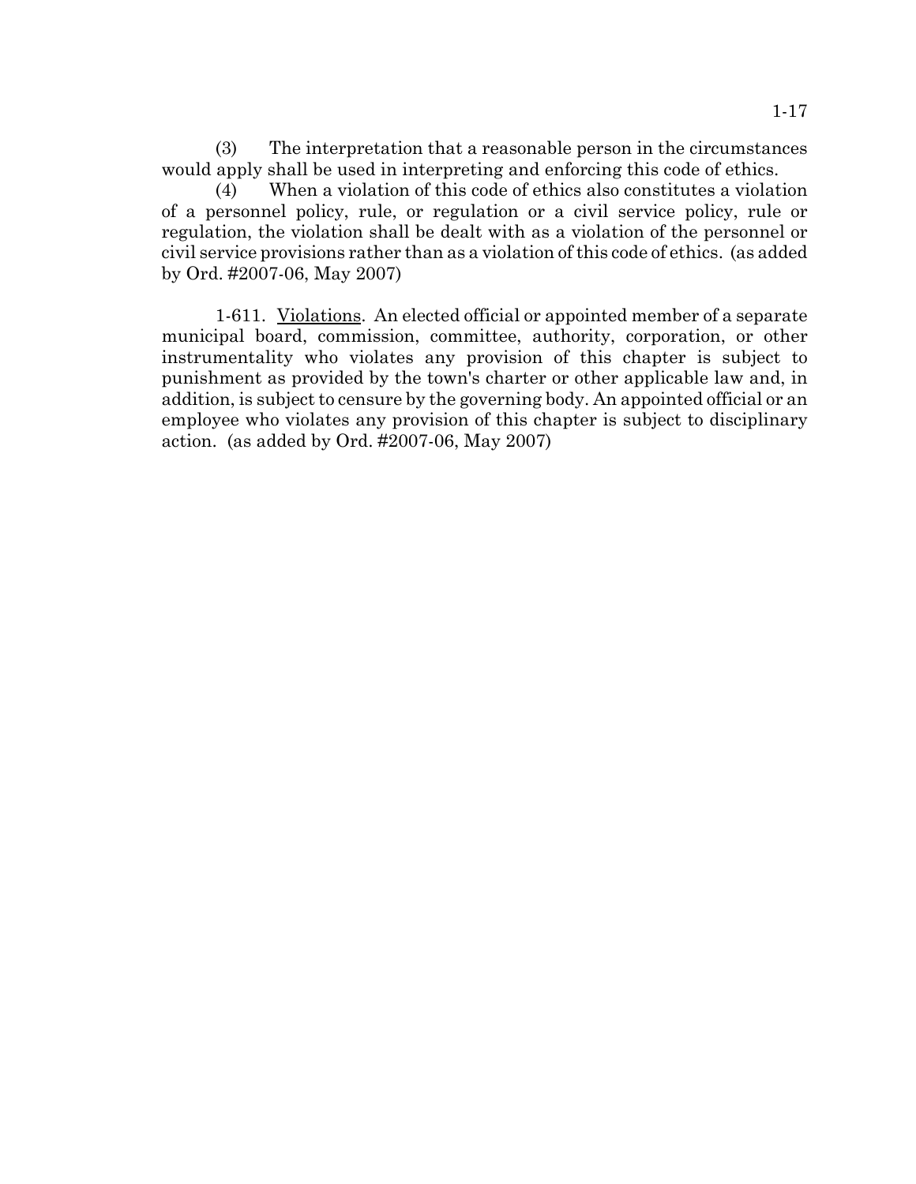(3) The interpretation that a reasonable person in the circumstances would apply shall be used in interpreting and enforcing this code of ethics.

(4) When a violation of this code of ethics also constitutes a violation of a personnel policy, rule, or regulation or a civil service policy, rule or regulation, the violation shall be dealt with as a violation of the personnel or civil service provisions rather than as a violation of this code of ethics. (as added by Ord. #2007-06, May 2007)

1-611. Violations. An elected official or appointed member of a separate municipal board, commission, committee, authority, corporation, or other instrumentality who violates any provision of this chapter is subject to punishment as provided by the town's charter or other applicable law and, in addition, is subject to censure by the governing body. An appointed official or an employee who violates any provision of this chapter is subject to disciplinary action. (as added by Ord. #2007-06, May 2007)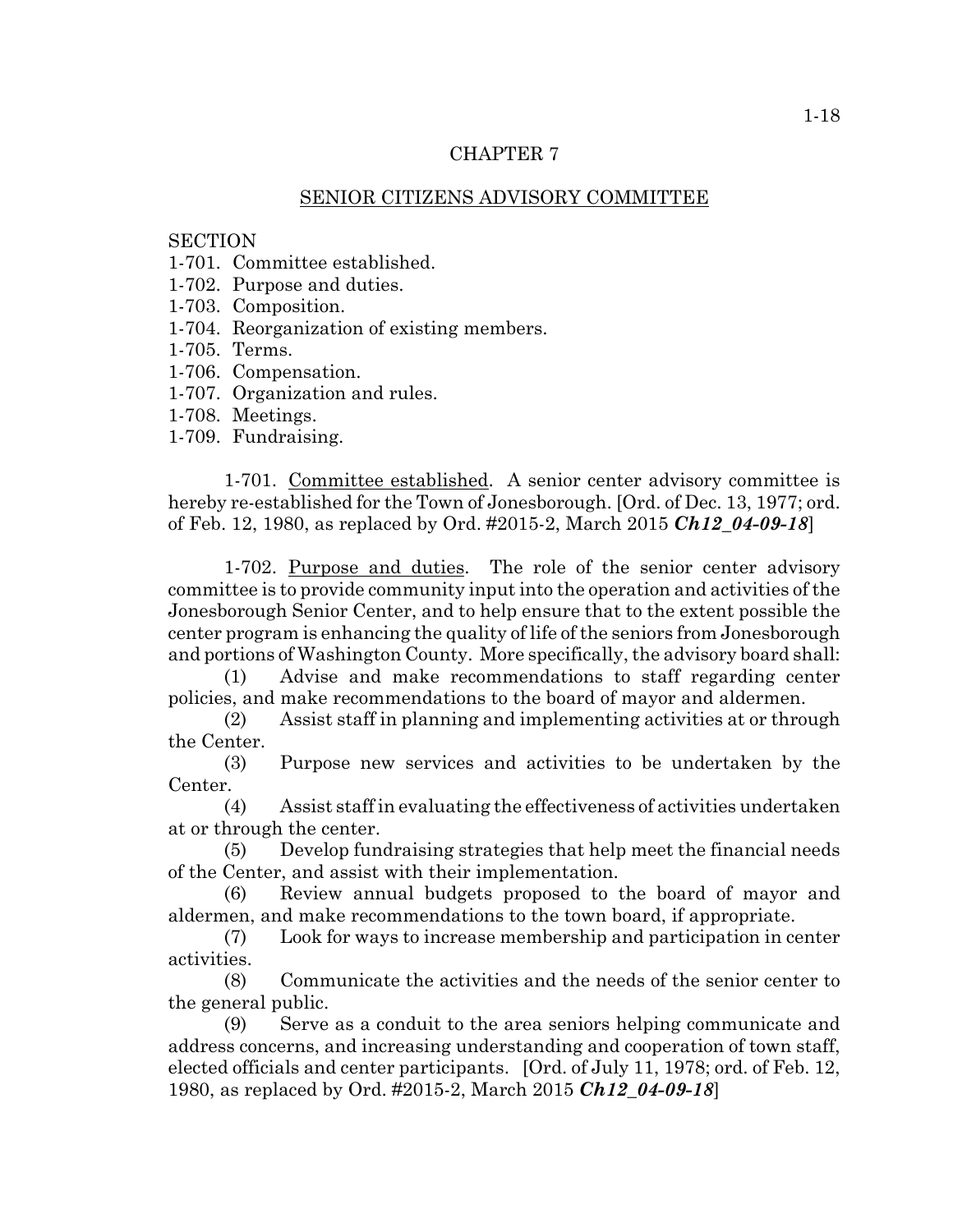# CHAPTER 7

## SENIOR CITIZENS ADVISORY COMMITTEE

SECTION
1-701. Committee established.
1-702. Purpose and duties.
1-703. Composition.
1-704. Reorganization of existing members.
1-705. Terms.
1-706. Compensation.
1-707. Organization and rules.
1-708. Meetings.
1-709. Fundraising.

1-701. Committee established. A senior center advisory committee is hereby re-established for the Town of Jonesborough. [Ord. of Dec. 13, 1977; ord. of Feb. 12, 1980, as replaced by Ord. #2015-2, March 2015 ***Ch12_04-09-18***]

1-702. Purpose and duties. The role of the senior center advisory committee is to provide community input into the operation and activities of the Jonesborough Senior Center, and to help ensure that to the extent possible the center program is enhancing the quality of life of the seniors from Jonesborough and portions of Washington County. More specifically, the advisory board shall:

(1) Advise and make recommendations to staff regarding center policies, and make recommendations to the board of mayor and aldermen.

(2) Assist staff in planning and implementing activities at or through the Center.

(3) Purpose new services and activities to be undertaken by the Center.

(4) Assist staff in evaluating the effectiveness of activities undertaken at or through the center.

(5) Develop fundraising strategies that help meet the financial needs of the Center, and assist with their implementation.

(6) Review annual budgets proposed to the board of mayor and aldermen, and make recommendations to the town board, if appropriate.

(7) Look for ways to increase membership and participation in center activities.

(8) Communicate the activities and the needs of the senior center to the general public.

(9) Serve as a conduit to the area seniors helping communicate and address concerns, and increasing understanding and cooperation of town staff, elected officials and center participants. [Ord. of July 11, 1978; ord. of Feb. 12, 1980, as replaced by Ord. #2015-2, March 2015 ***Ch12_04-09-18***]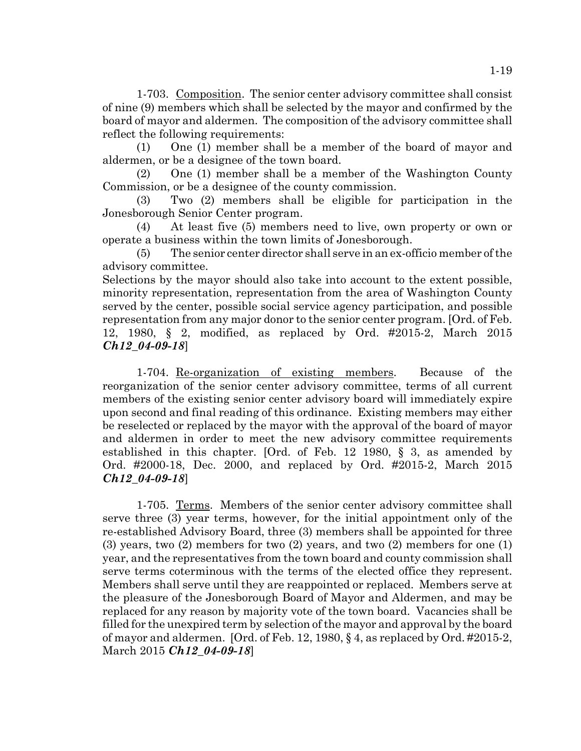1-703. Composition. The senior center advisory committee shall consist of nine (9) members which shall be selected by the mayor and confirmed by the board of mayor and aldermen. The composition of the advisory committee shall reflect the following requirements:

(1) One (1) member shall be a member of the board of mayor and aldermen, or be a designee of the town board.

(2) One (1) member shall be a member of the Washington County Commission, or be a designee of the county commission.

(3) Two (2) members shall be eligible for participation in the Jonesborough Senior Center program.

(4) At least five (5) members need to live, own property or own or operate a business within the town limits of Jonesborough.

(5) The senior center director shall serve in an ex-officio member of the advisory committee.

Selections by the mayor should also take into account to the extent possible, minority representation, representation from the area of Washington County served by the center, possible social service agency participation, and possible representation from any major donor to the senior center program. [Ord. of Feb. 12, 1980, § 2, modified, as replaced by Ord. #2015-2, March 2015 ***Ch12_04-09-18***]

1-704. Re-organization of existing members. Because of the reorganization of the senior center advisory committee, terms of all current members of the existing senior center advisory board will immediately expire upon second and final reading of this ordinance. Existing members may either be reselected or replaced by the mayor with the approval of the board of mayor and aldermen in order to meet the new advisory committee requirements established in this chapter. [Ord. of Feb. 12 1980, § 3, as amended by Ord. #2000-18, Dec. 2000, and replaced by Ord. #2015-2, March 2015 ***Ch12_04-09-18***]

1-705. Terms. Members of the senior center advisory committee shall serve three (3) year terms, however, for the initial appointment only of the re-established Advisory Board, three (3) members shall be appointed for three (3) years, two (2) members for two (2) years, and two (2) members for one (1) year, and the representatives from the town board and county commission shall serve terms coterminous with the terms of the elected office they represent. Members shall serve until they are reappointed or replaced. Members serve at the pleasure of the Jonesborough Board of Mayor and Aldermen, and may be replaced for any reason by majority vote of the town board. Vacancies shall be filled for the unexpired term by selection of the mayor and approval by the board of mayor and aldermen. [Ord. of Feb. 12, 1980, § 4, as replaced by Ord. #2015-2, March 2015 ***Ch12_04-09-18***]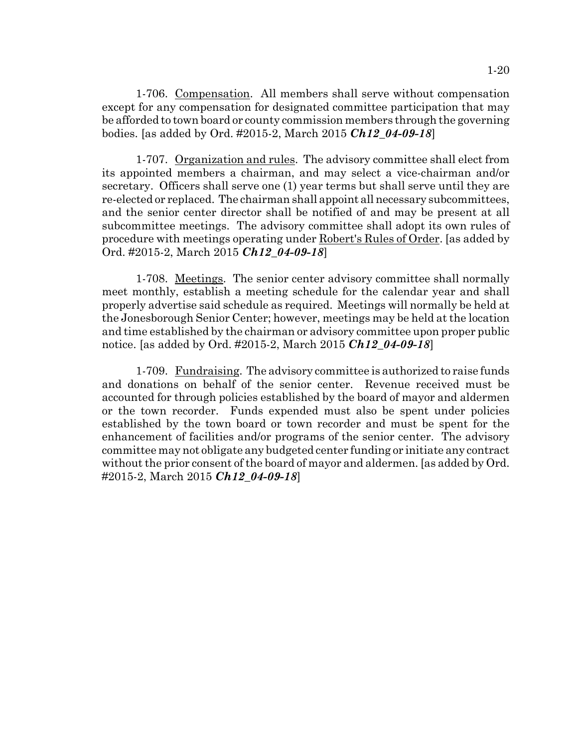1-706. Compensation. All members shall serve without compensation except for any compensation for designated committee participation that may be afforded to town board or county commission members through the governing bodies. [as added by Ord. #2015-2, March 2015 ***Ch12_04-09-18***]

1-707. Organization and rules. The advisory committee shall elect from its appointed members a chairman, and may select a vice-chairman and/or secretary. Officers shall serve one (1) year terms but shall serve until they are re-elected or replaced. The chairman shall appoint all necessary subcommittees, and the senior center director shall be notified of and may be present at all subcommittee meetings. The advisory committee shall adopt its own rules of procedure with meetings operating under Robert's Rules of Order. [as added by Ord. #2015-2, March 2015 ***Ch12_04-09-18***]

1-708. Meetings. The senior center advisory committee shall normally meet monthly, establish a meeting schedule for the calendar year and shall properly advertise said schedule as required. Meetings will normally be held at the Jonesborough Senior Center; however, meetings may be held at the location and time established by the chairman or advisory committee upon proper public notice. [as added by Ord. #2015-2, March 2015 ***Ch12_04-09-18***]

1-709. Fundraising. The advisory committee is authorized to raise funds and donations on behalf of the senior center. Revenue received must be accounted for through policies established by the board of mayor and aldermen or the town recorder. Funds expended must also be spent under policies established by the town board or town recorder and must be spent for the enhancement of facilities and/or programs of the senior center. The advisory committee may not obligate any budgeted center funding or initiate any contract without the prior consent of the board of mayor and aldermen. [as added by Ord. #2015-2, March 2015 ***Ch12_04-09-18***]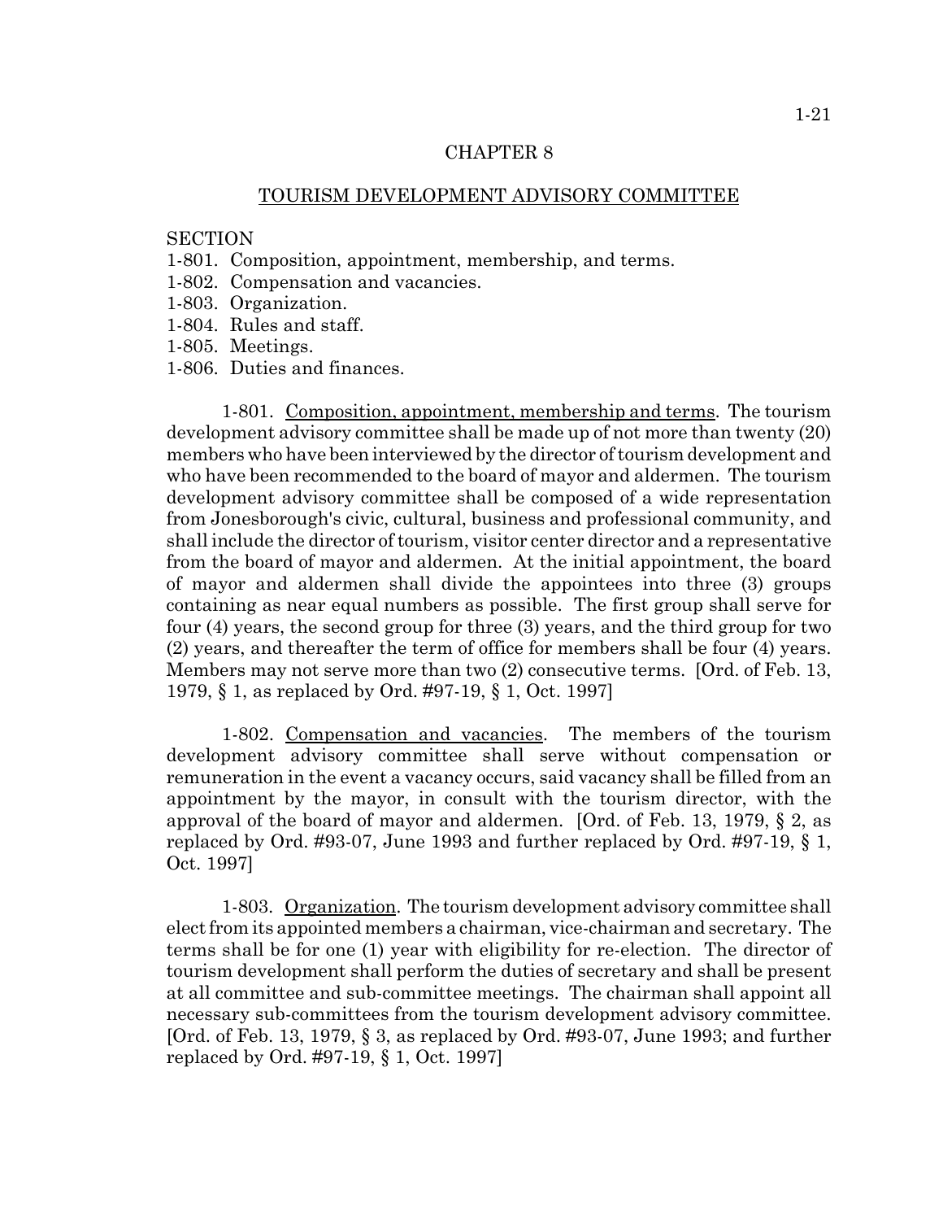# CHAPTER 8

## TOURISM DEVELOPMENT ADVISORY COMMITTEE

SECTION

1-801. Composition, appointment, membership, and terms.
1-802. Compensation and vacancies.
1-803. Organization.
1-804. Rules and staff.
1-805. Meetings.
1-806. Duties and finances.

1-801. Composition, appointment, membership and terms. The tourism development advisory committee shall be made up of not more than twenty (20) members who have been interviewed by the director of tourism development and who have been recommended to the board of mayor and aldermen. The tourism development advisory committee shall be composed of a wide representation from Jonesborough's civic, cultural, business and professional community, and shall include the director of tourism, visitor center director and a representative from the board of mayor and aldermen. At the initial appointment, the board of mayor and aldermen shall divide the appointees into three (3) groups containing as near equal numbers as possible. The first group shall serve for four (4) years, the second group for three (3) years, and the third group for two (2) years, and thereafter the term of office for members shall be four (4) years. Members may not serve more than two (2) consecutive terms. [Ord. of Feb. 13, 1979, § 1, as replaced by Ord. #97-19, § 1, Oct. 1997]

1-802. Compensation and vacancies. The members of the tourism development advisory committee shall serve without compensation or remuneration in the event a vacancy occurs, said vacancy shall be filled from an appointment by the mayor, in consult with the tourism director, with the approval of the board of mayor and aldermen. [Ord. of Feb. 13, 1979, § 2, as replaced by Ord. #93-07, June 1993 and further replaced by Ord. #97-19, § 1, Oct. 1997]

1-803. Organization. The tourism development advisory committee shall elect from its appointed members a chairman, vice-chairman and secretary. The terms shall be for one (1) year with eligibility for re-election. The director of tourism development shall perform the duties of secretary and shall be present at all committee and sub-committee meetings. The chairman shall appoint all necessary sub-committees from the tourism development advisory committee. [Ord. of Feb. 13, 1979, § 3, as replaced by Ord. #93-07, June 1993; and further replaced by Ord. #97-19, § 1, Oct. 1997]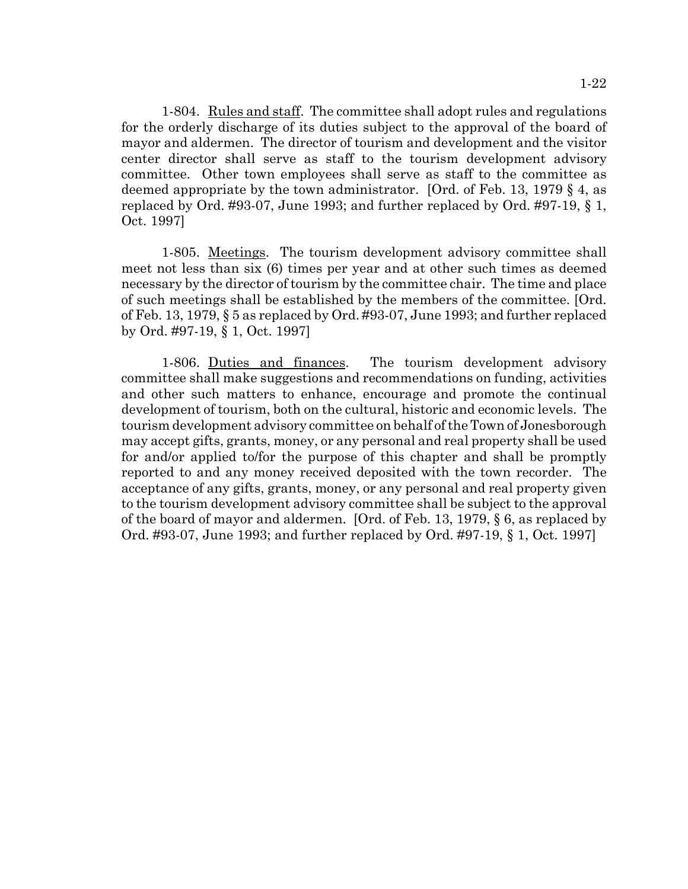1-804. Rules and staff. The committee shall adopt rules and regulations for the orderly discharge of its duties subject to the approval of the board of mayor and aldermen. The director of tourism and development and the visitor center director shall serve as staff to the tourism development advisory committee. Other town employees shall serve as staff to the committee as deemed appropriate by the town administrator. [Ord. of Feb. 13, 1979 § 4, as replaced by Ord. #93-07, June 1993; and further replaced by Ord. #97-19, § 1, Oct. 1997]

1-805. Meetings. The tourism development advisory committee shall meet not less than six (6) times per year and at other such times as deemed necessary by the director of tourism by the committee chair. The time and place of such meetings shall be established by the members of the committee. [Ord. of Feb. 13, 1979, § 5 as replaced by Ord. #93-07, June 1993; and further replaced by Ord. #97-19, § 1, Oct. 1997]

1-806. Duties and finances. The tourism development advisory committee shall make suggestions and recommendations on funding, activities and other such matters to enhance, encourage and promote the continual development of tourism, both on the cultural, historic and economic levels. The tourism development advisory committee on behalf of the Town of Jonesborough may accept gifts, grants, money, or any personal and real property shall be used for and/or applied to/for the purpose of this chapter and shall be promptly reported to and any money received deposited with the town recorder. The acceptance of any gifts, grants, money, or any personal and real property given to the tourism development advisory committee shall be subject to the approval of the board of mayor and aldermen. [Ord. of Feb. 13, 1979, § 6, as replaced by Ord. #93-07, June 1993; and further replaced by Ord. #97-19, § 1, Oct. 1997]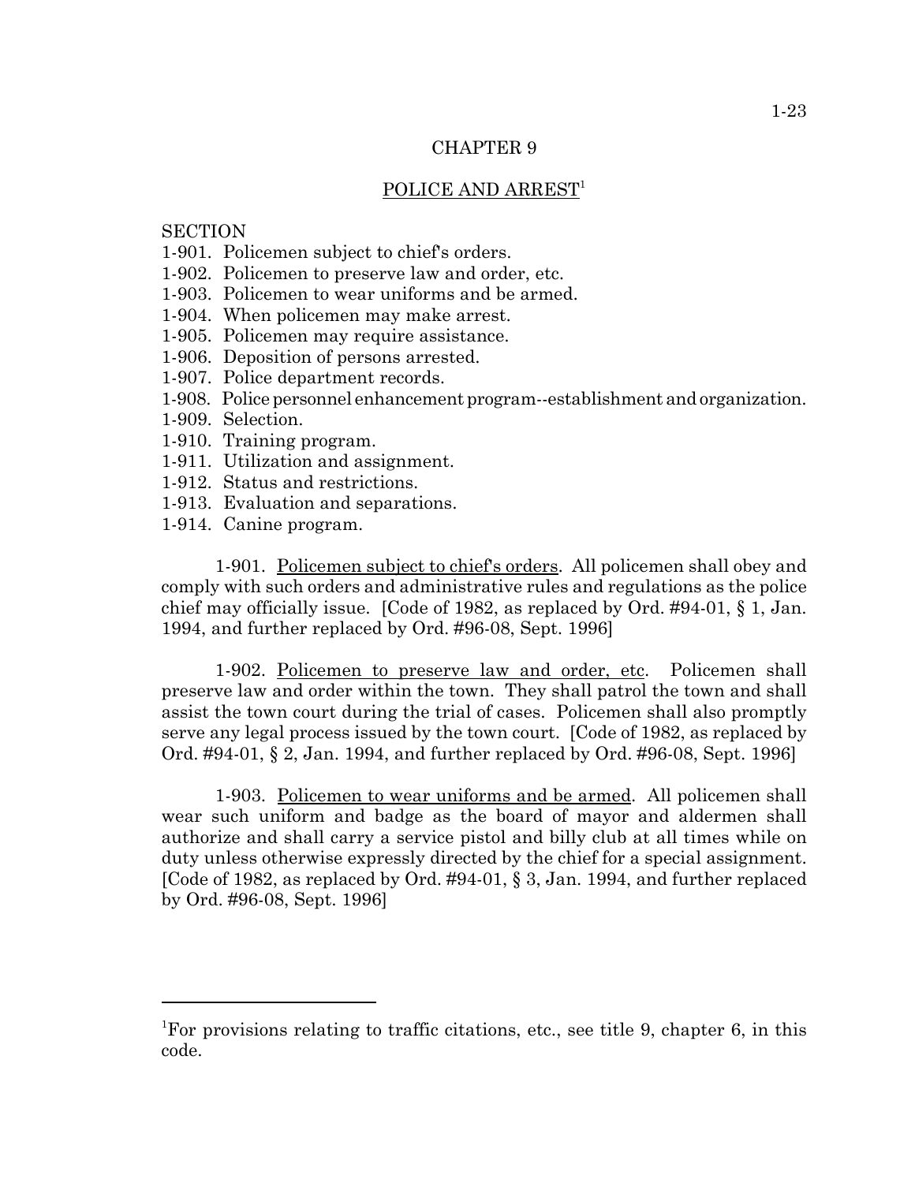# CHAPTER 9

## POLICE AND ARREST[1]

SECTION

1-901. Policemen subject to chief's orders.
1-902. Policemen to preserve law and order, etc.
1-903. Policemen to wear uniforms and be armed.
1-904. When policemen may make arrest.
1-905. Policemen may require assistance.
1-906. Deposition of persons arrested.
1-907. Police department records.
1-908. Police personnel enhancement program--establishment and organization.
1-909. Selection.
1-910. Training program.
1-911. Utilization and assignment.
1-912. Status and restrictions.
1-913. Evaluation and separations.
1-914. Canine program.

**1-901. Policemen subject to chief's orders.** All policemen shall obey and comply with such orders and administrative rules and regulations as the police chief may officially issue. [Code of 1982, as replaced by Ord. #94-01, § 1, Jan. 1994, and further replaced by Ord. #96-08, Sept. 1996]

**1-902. Policemen to preserve law and order, etc.** Policemen shall preserve law and order within the town. They shall patrol the town and shall assist the town court during the trial of cases. Policemen shall also promptly serve any legal process issued by the town court. [Code of 1982, as replaced by Ord. #94-01, § 2, Jan. 1994, and further replaced by Ord. #96-08, Sept. 1996]

**1-903. Policemen to wear uniforms and be armed.** All policemen shall wear such uniform and badge as the board of mayor and aldermen shall authorize and shall carry a service pistol and billy club at all times while on duty unless otherwise expressly directed by the chief for a special assignment. [Code of 1982, as replaced by Ord. #94-01, § 3, Jan. 1994, and further replaced by Ord. #96-08, Sept. 1996]

---

[1]For provisions relating to traffic citations, etc., see title 9, chapter 6, in this code.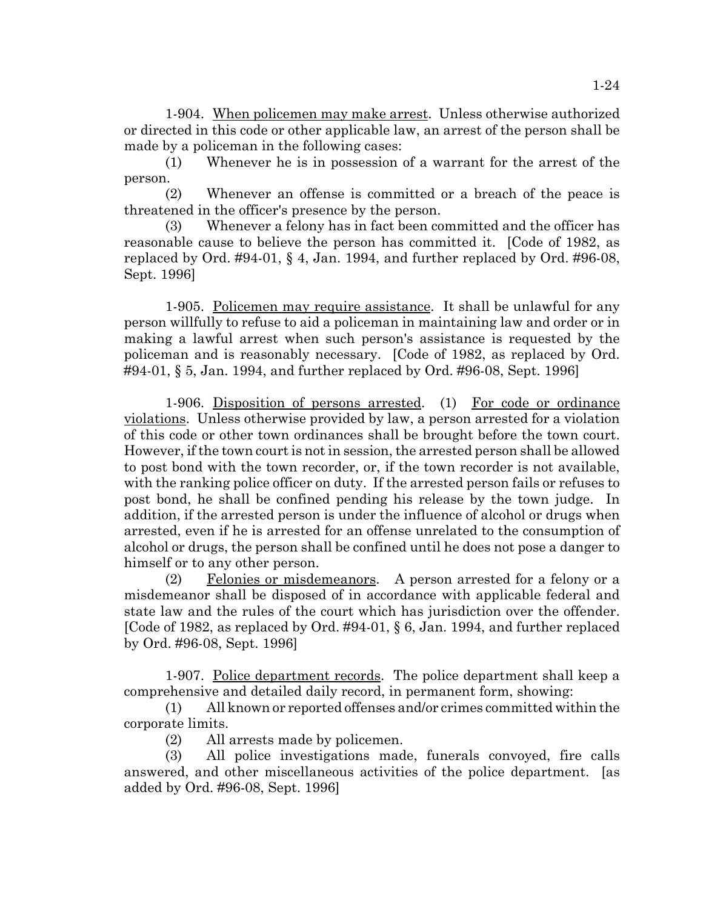1-904. <u>When policemen may make arrest</u>. Unless otherwise authorized or directed in this code or other applicable law, an arrest of the person shall be made by a policeman in the following cases:

(1) Whenever he is in possession of a warrant for the arrest of the person.

(2) Whenever an offense is committed or a breach of the peace is threatened in the officer's presence by the person.

(3) Whenever a felony has in fact been committed and the officer has reasonable cause to believe the person has committed it. [Code of 1982, as replaced by Ord. #94-01, § 4, Jan. 1994, and further replaced by Ord. #96-08, Sept. 1996]

1-905. <u>Policemen may require assistance</u>. It shall be unlawful for any person willfully to refuse to aid a policeman in maintaining law and order or in making a lawful arrest when such person's assistance is requested by the policeman and is reasonably necessary. [Code of 1982, as replaced by Ord. #94-01, § 5, Jan. 1994, and further replaced by Ord. #96-08, Sept. 1996]

1-906. <u>Disposition of persons arrested</u>. (1) <u>For code or ordinance violations</u>. Unless otherwise provided by law, a person arrested for a violation of this code or other town ordinances shall be brought before the town court. However, if the town court is not in session, the arrested person shall be allowed to post bond with the town recorder, or, if the town recorder is not available, with the ranking police officer on duty. If the arrested person fails or refuses to post bond, he shall be confined pending his release by the town judge. In addition, if the arrested person is under the influence of alcohol or drugs when arrested, even if he is arrested for an offense unrelated to the consumption of alcohol or drugs, the person shall be confined until he does not pose a danger to himself or to any other person.

(2) <u>Felonies or misdemeanors</u>. A person arrested for a felony or a misdemeanor shall be disposed of in accordance with applicable federal and state law and the rules of the court which has jurisdiction over the offender. [Code of 1982, as replaced by Ord. #94-01, § 6, Jan. 1994, and further replaced by Ord. #96-08, Sept. 1996]

1-907. <u>Police department records</u>. The police department shall keep a comprehensive and detailed daily record, in permanent form, showing:

(1) All known or reported offenses and/or crimes committed within the corporate limits.

(2) All arrests made by policemen.

(3) All police investigations made, funerals convoyed, fire calls answered, and other miscellaneous activities of the police department. [as added by Ord. #96-08, Sept. 1996]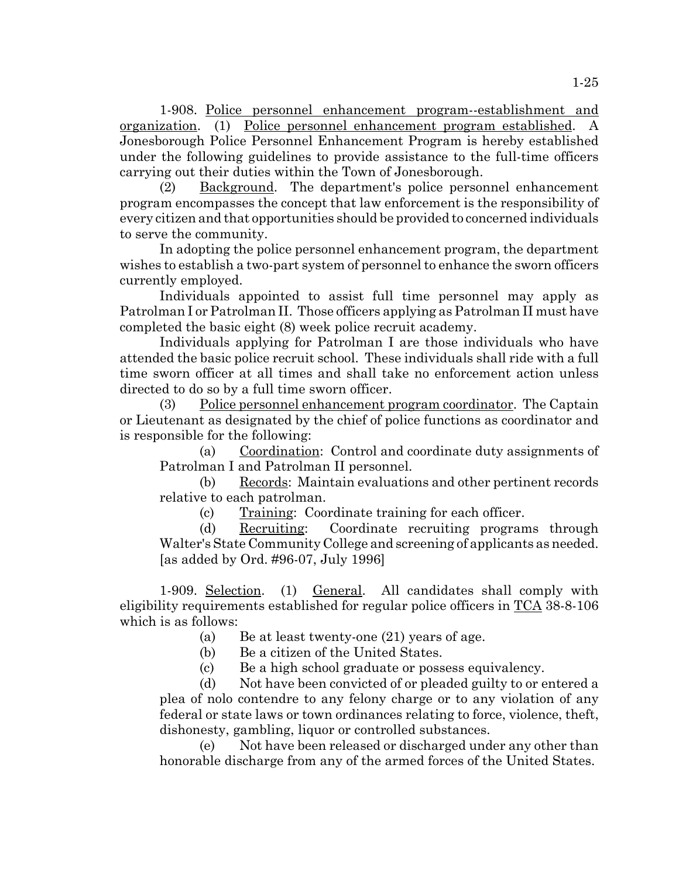1-908. <u>Police personnel enhancement program--establishment and organization</u>. (1) <u>Police personnel enhancement program established</u>. A Jonesborough Police Personnel Enhancement Program is hereby established under the following guidelines to provide assistance to the full-time officers carrying out their duties within the Town of Jonesborough.

(2) <u>Background</u>. The department's police personnel enhancement program encompasses the concept that law enforcement is the responsibility of every citizen and that opportunities should be provided to concerned individuals to serve the community.

In adopting the police personnel enhancement program, the department wishes to establish a two-part system of personnel to enhance the sworn officers currently employed.

Individuals appointed to assist full time personnel may apply as Patrolman I or Patrolman II. Those officers applying as Patrolman II must have completed the basic eight (8) week police recruit academy.

Individuals applying for Patrolman I are those individuals who have attended the basic police recruit school. These individuals shall ride with a full time sworn officer at all times and shall take no enforcement action unless directed to do so by a full time sworn officer.

(3) <u>Police personnel enhancement program coordinator</u>. The Captain or Lieutenant as designated by the chief of police functions as coordinator and is responsible for the following:

(a) <u>Coordination</u>: Control and coordinate duty assignments of Patrolman I and Patrolman II personnel.

(b) <u>Records</u>: Maintain evaluations and other pertinent records relative to each patrolman.

(c) <u>Training</u>: Coordinate training for each officer.

(d) <u>Recruiting</u>: Coordinate recruiting programs through Walter's State Community College and screening of applicants as needed. [as added by Ord. #96-07, July 1996]

1-909. <u>Selection</u>. (1) <u>General</u>. All candidates shall comply with eligibility requirements established for regular police officers in <u>TCA</u> 38-8-106 which is as follows:

(a) Be at least twenty-one (21) years of age.

(b) Be a citizen of the United States.

(c) Be a high school graduate or possess equivalency.

(d) Not have been convicted of or pleaded guilty to or entered a plea of nolo contendre to any felony charge or to any violation of any federal or state laws or town ordinances relating to force, violence, theft, dishonesty, gambling, liquor or controlled substances.

(e) Not have been released or discharged under any other than honorable discharge from any of the armed forces of the United States.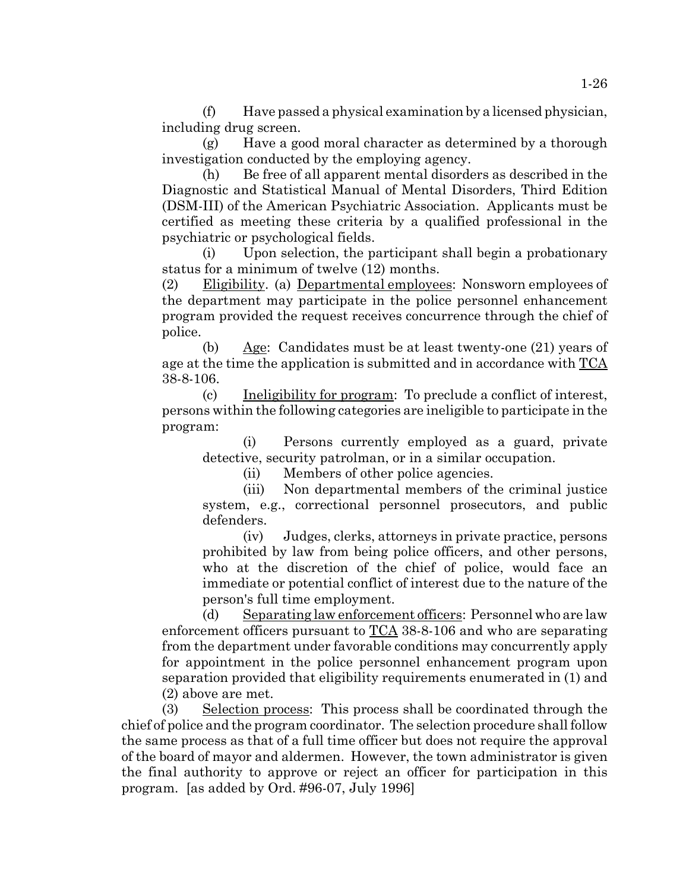(f) Have passed a physical examination by a licensed physician, including drug screen.

(g) Have a good moral character as determined by a thorough investigation conducted by the employing agency.

(h) Be free of all apparent mental disorders as described in the Diagnostic and Statistical Manual of Mental Disorders, Third Edition (DSM-III) of the American Psychiatric Association. Applicants must be certified as meeting these criteria by a qualified professional in the psychiatric or psychological fields.

(i) Upon selection, the participant shall begin a probationary status for a minimum of twelve (12) months.

(2) Eligibility. (a) Departmental employees: Nonsworn employees of the department may participate in the police personnel enhancement program provided the request receives concurrence through the chief of police.

(b) Age: Candidates must be at least twenty-one (21) years of age at the time the application is submitted and in accordance with TCA 38-8-106.

(c) Ineligibility for program: To preclude a conflict of interest, persons within the following categories are ineligible to participate in the program:

(i) Persons currently employed as a guard, private detective, security patrolman, or in a similar occupation.

(ii) Members of other police agencies.

(iii) Non departmental members of the criminal justice system, e.g., correctional personnel prosecutors, and public defenders.

(iv) Judges, clerks, attorneys in private practice, persons prohibited by law from being police officers, and other persons, who at the discretion of the chief of police, would face an immediate or potential conflict of interest due to the nature of the person's full time employment.

(d) Separating law enforcement officers: Personnel who are law enforcement officers pursuant to TCA 38-8-106 and who are separating from the department under favorable conditions may concurrently apply for appointment in the police personnel enhancement program upon separation provided that eligibility requirements enumerated in (1) and (2) above are met.

(3) Selection process: This process shall be coordinated through the chief of police and the program coordinator. The selection procedure shall follow the same process as that of a full time officer but does not require the approval of the board of mayor and aldermen. However, the town administrator is given the final authority to approve or reject an officer for participation in this program. [as added by Ord. #96-07, July 1996]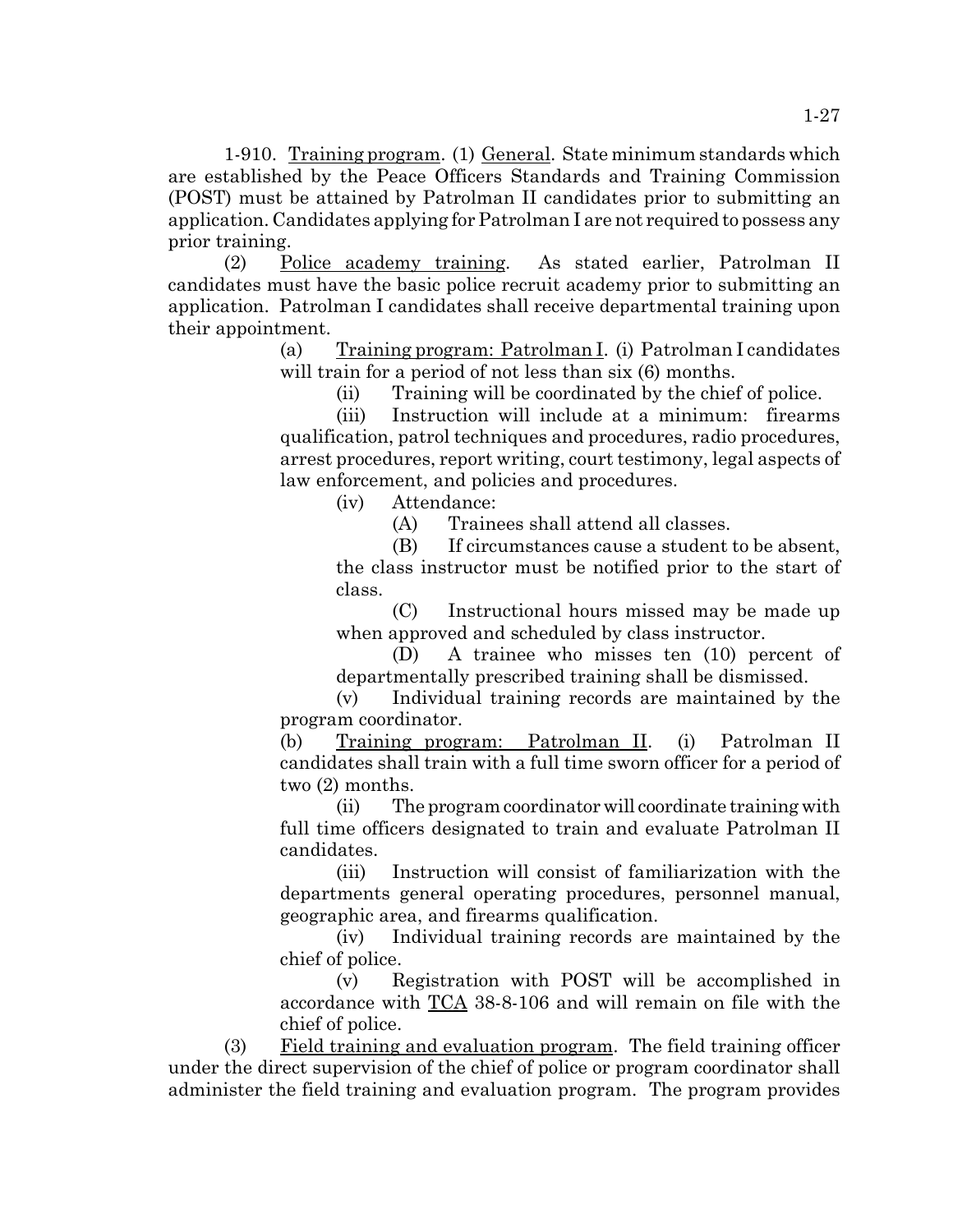1-910. Training program. (1) General. State minimum standards which are established by the Peace Officers Standards and Training Commission (POST) must be attained by Patrolman II candidates prior to submitting an application. Candidates applying for Patrolman I are not required to possess any prior training.

(2) Police academy training. As stated earlier, Patrolman II candidates must have the basic police recruit academy prior to submitting an application. Patrolman I candidates shall receive departmental training upon their appointment.

(a) Training program: Patrolman I. (i) Patrolman I candidates will train for a period of not less than six (6) months.

(ii) Training will be coordinated by the chief of police.

(iii) Instruction will include at a minimum: firearms qualification, patrol techniques and procedures, radio procedures, arrest procedures, report writing, court testimony, legal aspects of law enforcement, and policies and procedures.

(iv) Attendance:

(A) Trainees shall attend all classes.

(B) If circumstances cause a student to be absent, the class instructor must be notified prior to the start of class.

(C) Instructional hours missed may be made up when approved and scheduled by class instructor.

(D) A trainee who misses ten (10) percent of departmentally prescribed training shall be dismissed.

(v) Individual training records are maintained by the program coordinator.

(b) Training program: Patrolman II. (i) Patrolman II candidates shall train with a full time sworn officer for a period of two (2) months.

(ii) The program coordinator will coordinate training with full time officers designated to train and evaluate Patrolman II candidates.

(iii) Instruction will consist of familiarization with the departments general operating procedures, personnel manual, geographic area, and firearms qualification.

(iv) Individual training records are maintained by the chief of police.

(v) Registration with POST will be accomplished in accordance with TCA 38-8-106 and will remain on file with the chief of police.

(3) Field training and evaluation program. The field training officer under the direct supervision of the chief of police or program coordinator shall administer the field training and evaluation program. The program provides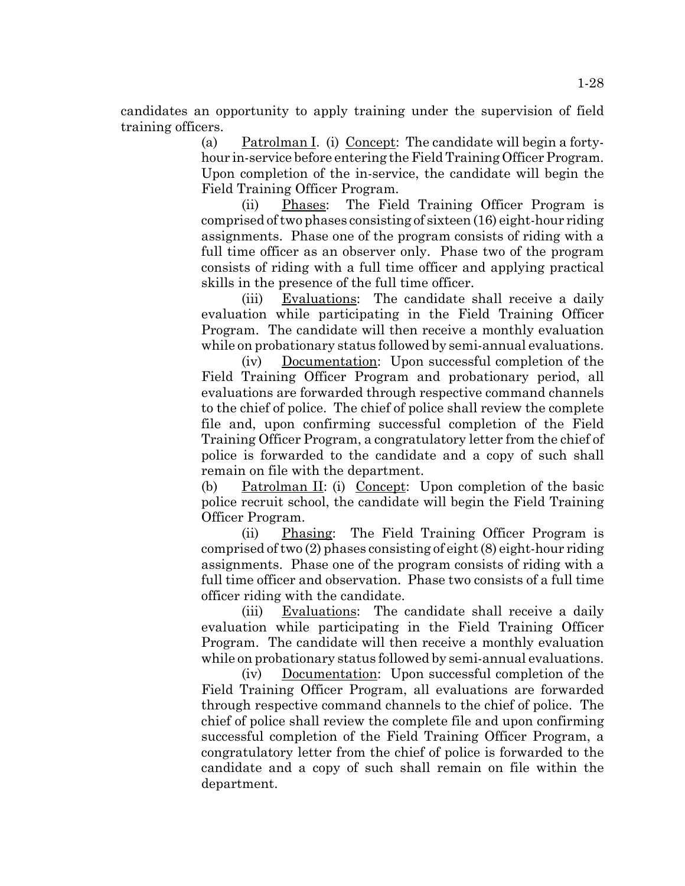candidates an opportunity to apply training under the supervision of field training officers.

(a) Patrolman I. (i) Concept: The candidate will begin a forty-hour in-service before entering the Field Training Officer Program. Upon completion of the in-service, the candidate will begin the Field Training Officer Program.

(ii) Phases: The Field Training Officer Program is comprised of two phases consisting of sixteen (16) eight-hour riding assignments. Phase one of the program consists of riding with a full time officer as an observer only. Phase two of the program consists of riding with a full time officer and applying practical skills in the presence of the full time officer.

(iii) Evaluations: The candidate shall receive a daily evaluation while participating in the Field Training Officer Program. The candidate will then receive a monthly evaluation while on probationary status followed by semi-annual evaluations.

(iv) Documentation: Upon successful completion of the Field Training Officer Program and probationary period, all evaluations are forwarded through respective command channels to the chief of police. The chief of police shall review the complete file and, upon confirming successful completion of the Field Training Officer Program, a congratulatory letter from the chief of police is forwarded to the candidate and a copy of such shall remain on file with the department.

(b) Patrolman II: (i) Concept: Upon completion of the basic police recruit school, the candidate will begin the Field Training Officer Program.

(ii) Phasing: The Field Training Officer Program is comprised of two (2) phases consisting of eight (8) eight-hour riding assignments. Phase one of the program consists of riding with a full time officer and observation. Phase two consists of a full time officer riding with the candidate.

(iii) Evaluations: The candidate shall receive a daily evaluation while participating in the Field Training Officer Program. The candidate will then receive a monthly evaluation while on probationary status followed by semi-annual evaluations.

(iv) Documentation: Upon successful completion of the Field Training Officer Program, all evaluations are forwarded through respective command channels to the chief of police. The chief of police shall review the complete file and upon confirming successful completion of the Field Training Officer Program, a congratulatory letter from the chief of police is forwarded to the candidate and a copy of such shall remain on file within the department.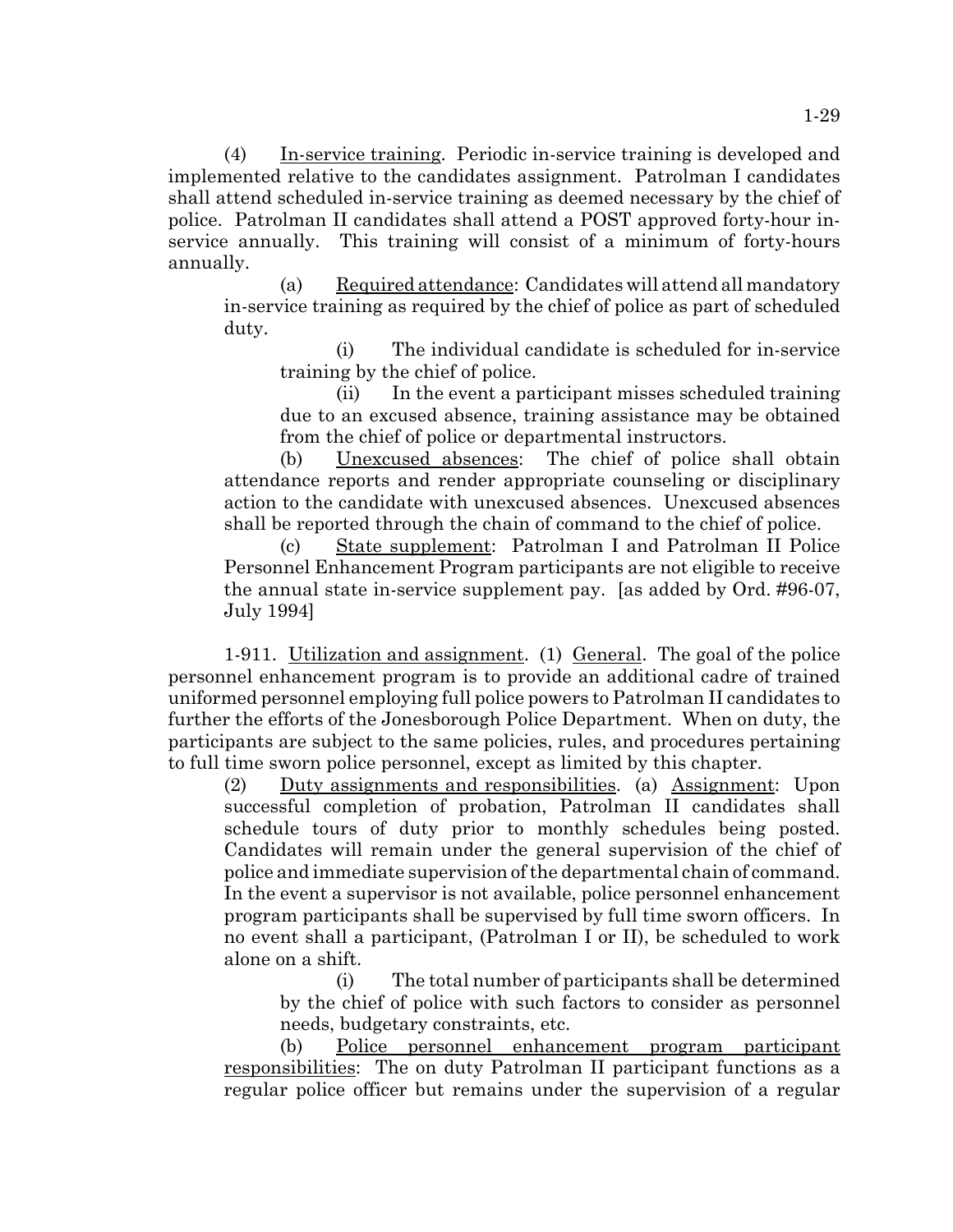(4) <u>In-service training</u>. Periodic in-service training is developed and implemented relative to the candidates assignment. Patrolman I candidates shall attend scheduled in-service training as deemed necessary by the chief of police. Patrolman II candidates shall attend a POST approved forty-hour in-service annually. This training will consist of a minimum of forty-hours annually.

(a) <u>Required attendance</u>: Candidates will attend all mandatory in-service training as required by the chief of police as part of scheduled duty.

(i) The individual candidate is scheduled for in-service training by the chief of police.

(ii) In the event a participant misses scheduled training due to an excused absence, training assistance may be obtained from the chief of police or departmental instructors.

(b) <u>Unexcused absences</u>: The chief of police shall obtain attendance reports and render appropriate counseling or disciplinary action to the candidate with unexcused absences. Unexcused absences shall be reported through the chain of command to the chief of police.

(c) <u>State supplement</u>: Patrolman I and Patrolman II Police Personnel Enhancement Program participants are not eligible to receive the annual state in-service supplement pay. [as added by Ord. #96-07, July 1994]

1-911. <u>Utilization and assignment</u>. (1) <u>General</u>. The goal of the police personnel enhancement program is to provide an additional cadre of trained uniformed personnel employing full police powers to Patrolman II candidates to further the efforts of the Jonesborough Police Department. When on duty, the participants are subject to the same policies, rules, and procedures pertaining to full time sworn police personnel, except as limited by this chapter.

(2) <u>Duty assignments and responsibilities</u>. (a) <u>Assignment</u>: Upon successful completion of probation, Patrolman II candidates shall schedule tours of duty prior to monthly schedules being posted. Candidates will remain under the general supervision of the chief of police and immediate supervision of the departmental chain of command. In the event a supervisor is not available, police personnel enhancement program participants shall be supervised by full time sworn officers. In no event shall a participant, (Patrolman I or II), be scheduled to work alone on a shift.

(i) The total number of participants shall be determined by the chief of police with such factors to consider as personnel needs, budgetary constraints, etc.

(b) <u>Police personnel enhancement program participant responsibilities</u>: The on duty Patrolman II participant functions as a regular police officer but remains under the supervision of a regular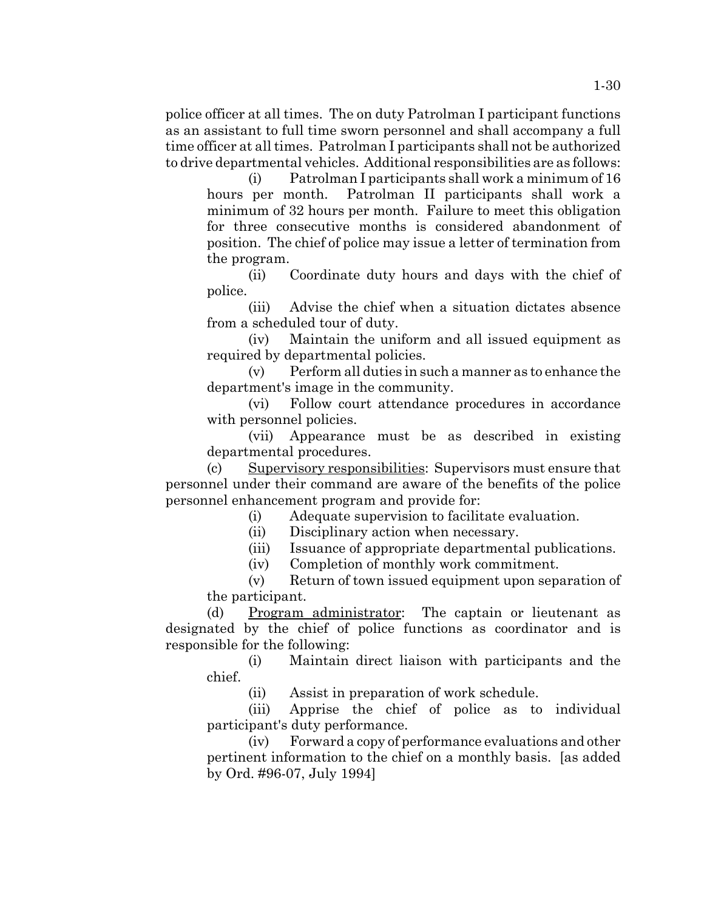police officer at all times. The on duty Patrolman I participant functions as an assistant to full time sworn personnel and shall accompany a full time officer at all times. Patrolman I participants shall not be authorized to drive departmental vehicles. Additional responsibilities are as follows:

(i) Patrolman I participants shall work a minimum of 16 hours per month. Patrolman II participants shall work a minimum of 32 hours per month. Failure to meet this obligation for three consecutive months is considered abandonment of position. The chief of police may issue a letter of termination from the program.

(ii) Coordinate duty hours and days with the chief of police.

(iii) Advise the chief when a situation dictates absence from a scheduled tour of duty.

(iv) Maintain the uniform and all issued equipment as required by departmental policies.

(v) Perform all duties in such a manner as to enhance the department's image in the community.

(vi) Follow court attendance procedures in accordance with personnel policies.

(vii) Appearance must be as described in existing departmental procedures.

(c) Supervisory responsibilities: Supervisors must ensure that personnel under their command are aware of the benefits of the police personnel enhancement program and provide for:

(i) Adequate supervision to facilitate evaluation.

(ii) Disciplinary action when necessary.

(iii) Issuance of appropriate departmental publications.

(iv) Completion of monthly work commitment.

(v) Return of town issued equipment upon separation of the participant.

(d) Program administrator: The captain or lieutenant as designated by the chief of police functions as coordinator and is responsible for the following:

(i) Maintain direct liaison with participants and the chief.

(ii) Assist in preparation of work schedule.

(iii) Apprise the chief of police as to individual participant's duty performance.

(iv) Forward a copy of performance evaluations and other pertinent information to the chief on a monthly basis. [as added by Ord. #96-07, July 1994]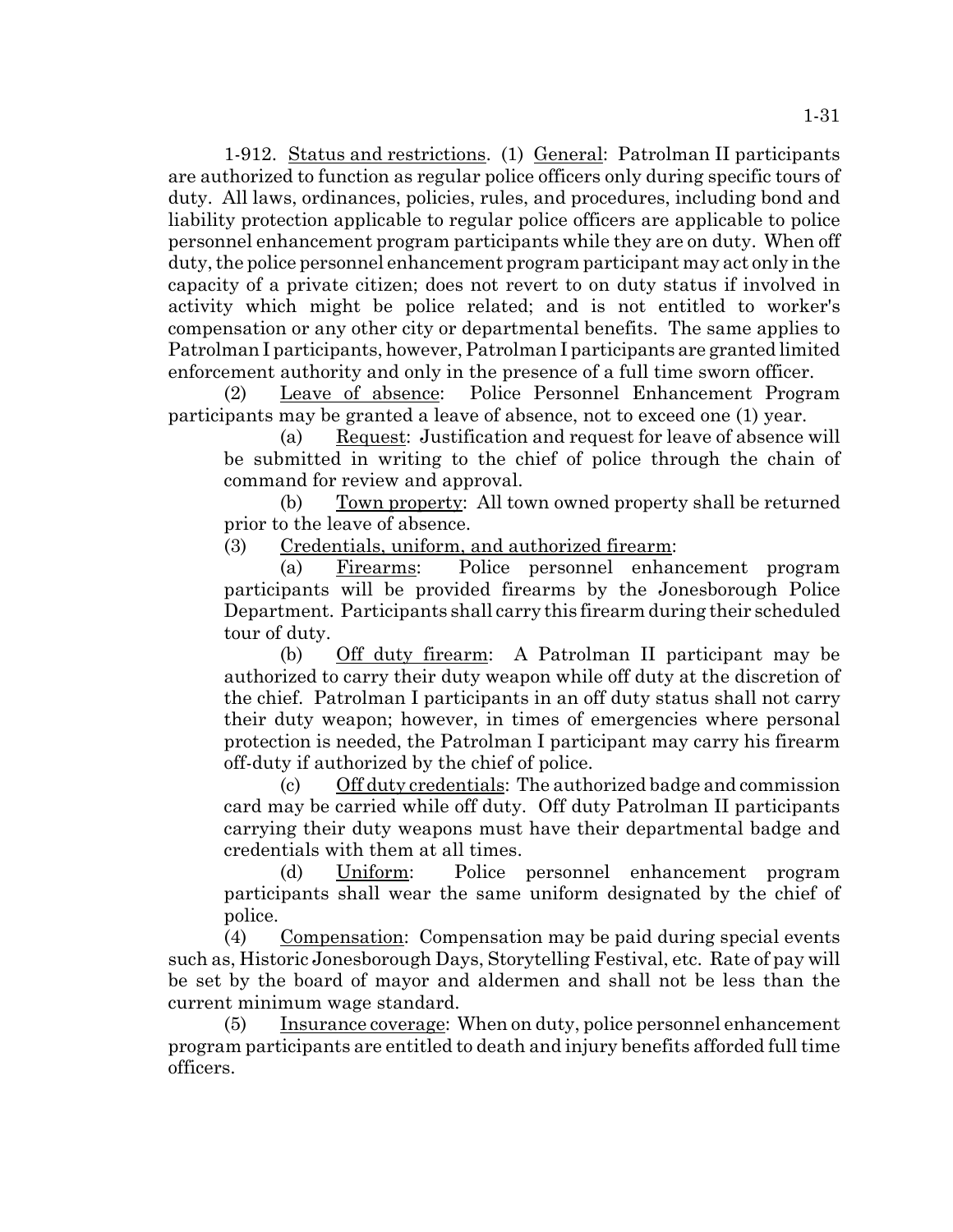1-912. Status and restrictions. (1) General: Patrolman II participants are authorized to function as regular police officers only during specific tours of duty. All laws, ordinances, policies, rules, and procedures, including bond and liability protection applicable to regular police officers are applicable to police personnel enhancement program participants while they are on duty. When off duty, the police personnel enhancement program participant may act only in the capacity of a private citizen; does not revert to on duty status if involved in activity which might be police related; and is not entitled to worker's compensation or any other city or departmental benefits. The same applies to Patrolman I participants, however, Patrolman I participants are granted limited enforcement authority and only in the presence of a full time sworn officer.

(2) Leave of absence: Police Personnel Enhancement Program participants may be granted a leave of absence, not to exceed one (1) year.

(a) Request: Justification and request for leave of absence will be submitted in writing to the chief of police through the chain of command for review and approval.

(b) Town property: All town owned property shall be returned prior to the leave of absence.

(3) Credentials, uniform, and authorized firearm:

(a) Firearms: Police personnel enhancement program participants will be provided firearms by the Jonesborough Police Department. Participants shall carry this firearm during their scheduled tour of duty.

(b) Off duty firearm: A Patrolman II participant may be authorized to carry their duty weapon while off duty at the discretion of the chief. Patrolman I participants in an off duty status shall not carry their duty weapon; however, in times of emergencies where personal protection is needed, the Patrolman I participant may carry his firearm off-duty if authorized by the chief of police.

(c) Off duty credentials: The authorized badge and commission card may be carried while off duty. Off duty Patrolman II participants carrying their duty weapons must have their departmental badge and credentials with them at all times.

(d) Uniform: Police personnel enhancement program participants shall wear the same uniform designated by the chief of police.

(4) Compensation: Compensation may be paid during special events such as, Historic Jonesborough Days, Storytelling Festival, etc. Rate of pay will be set by the board of mayor and aldermen and shall not be less than the current minimum wage standard.

(5) Insurance coverage: When on duty, police personnel enhancement program participants are entitled to death and injury benefits afforded full time officers.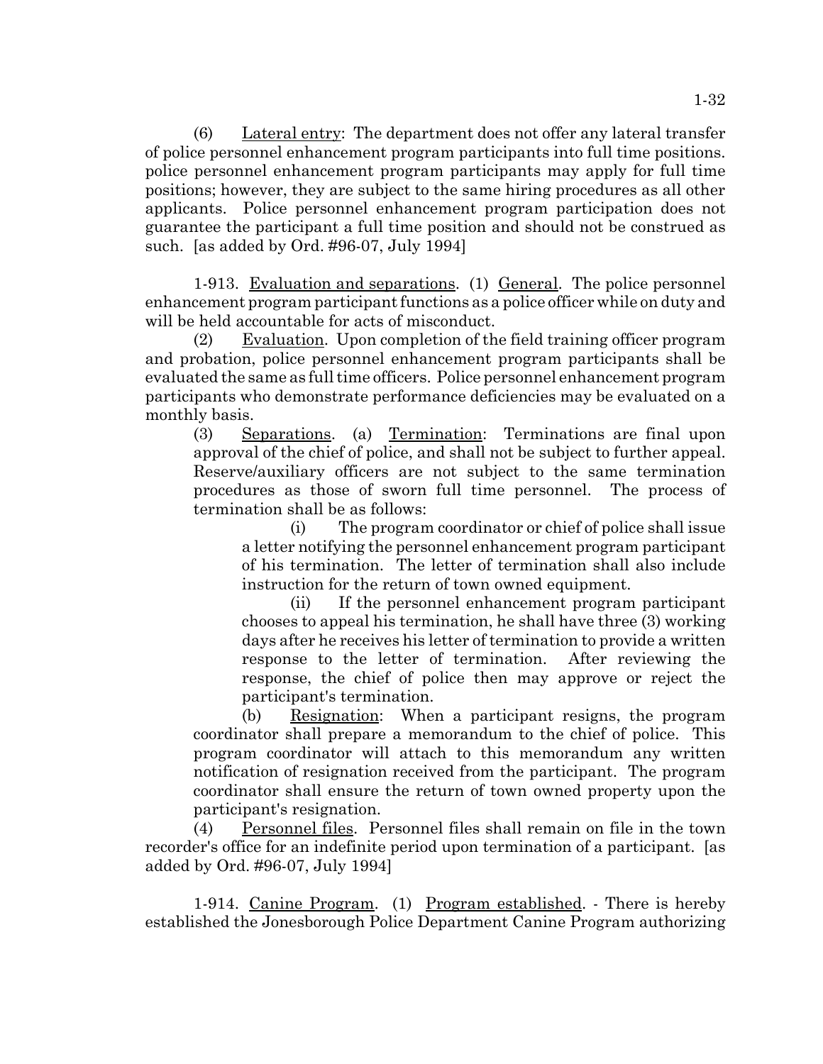(6) Lateral entry: The department does not offer any lateral transfer of police personnel enhancement program participants into full time positions. police personnel enhancement program participants may apply for full time positions; however, they are subject to the same hiring procedures as all other applicants. Police personnel enhancement program participation does not guarantee the participant a full time position and should not be construed as such. [as added by Ord. #96-07, July 1994]

1-913. Evaluation and separations. (1) General. The police personnel enhancement program participant functions as a police officer while on duty and will be held accountable for acts of misconduct.

(2) Evaluation. Upon completion of the field training officer program and probation, police personnel enhancement program participants shall be evaluated the same as full time officers. Police personnel enhancement program participants who demonstrate performance deficiencies may be evaluated on a monthly basis.

(3) Separations. (a) Termination: Terminations are final upon approval of the chief of police, and shall not be subject to further appeal. Reserve/auxiliary officers are not subject to the same termination procedures as those of sworn full time personnel. The process of termination shall be as follows:

(i) The program coordinator or chief of police shall issue a letter notifying the personnel enhancement program participant of his termination. The letter of termination shall also include instruction for the return of town owned equipment.

(ii) If the personnel enhancement program participant chooses to appeal his termination, he shall have three (3) working days after he receives his letter of termination to provide a written response to the letter of termination. After reviewing the response, the chief of police then may approve or reject the participant's termination.

(b) Resignation: When a participant resigns, the program coordinator shall prepare a memorandum to the chief of police. This program coordinator will attach to this memorandum any written notification of resignation received from the participant. The program coordinator shall ensure the return of town owned property upon the participant's resignation.

(4) Personnel files. Personnel files shall remain on file in the town recorder's office for an indefinite period upon termination of a participant. [as added by Ord. #96-07, July 1994]

1-914. Canine Program. (1) Program established. - There is hereby established the Jonesborough Police Department Canine Program authorizing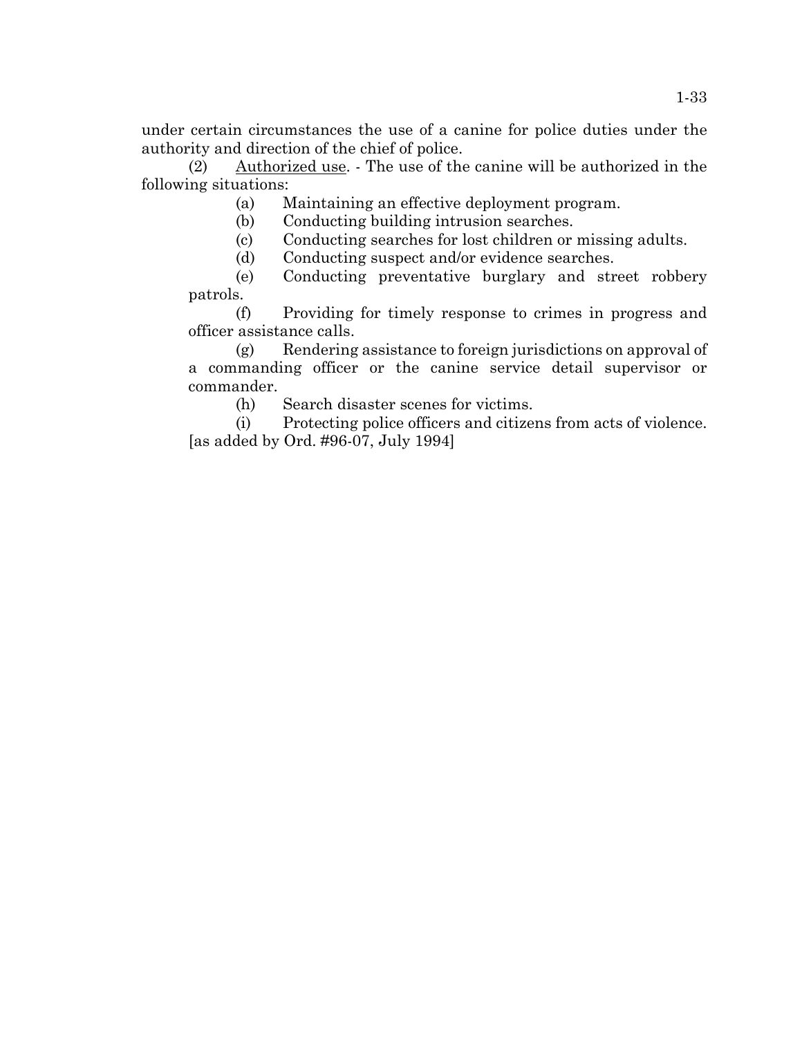under certain circumstances the use of a canine for police duties under the authority and direction of the chief of police.

(2) Authorized use. - The use of the canine will be authorized in the following situations:

(a) Maintaining an effective deployment program.

(b) Conducting building intrusion searches.

(c) Conducting searches for lost children or missing adults.

(d) Conducting suspect and/or evidence searches.

(e) Conducting preventative burglary and street robbery patrols.

(f) Providing for timely response to crimes in progress and officer assistance calls.

(g) Rendering assistance to foreign jurisdictions on approval of a commanding officer or the canine service detail supervisor or commander.

(h) Search disaster scenes for victims.

(i) Protecting police officers and citizens from acts of violence.

[as added by Ord. #96-07, July 1994]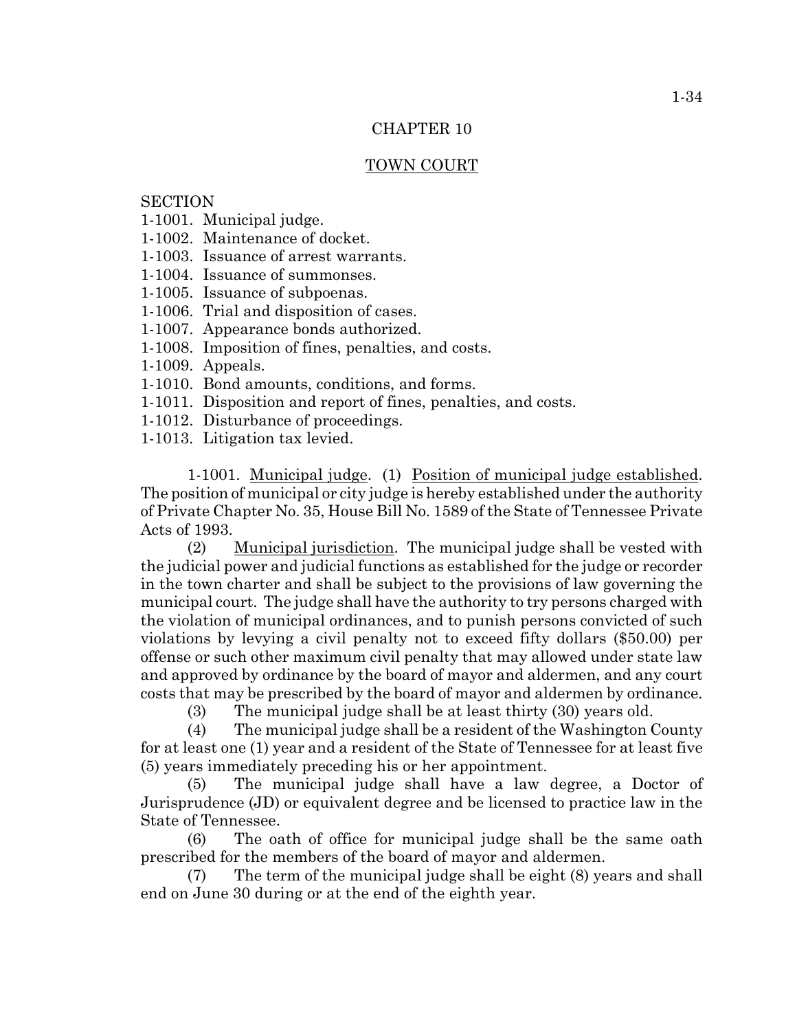# CHAPTER 10

## TOWN COURT

SECTION
1-1001. Municipal judge.
1-1002. Maintenance of docket.
1-1003. Issuance of arrest warrants.
1-1004. Issuance of summonses.
1-1005. Issuance of subpoenas.
1-1006. Trial and disposition of cases.
1-1007. Appearance bonds authorized.
1-1008. Imposition of fines, penalties, and costs.
1-1009. Appeals.
1-1010. Bond amounts, conditions, and forms.
1-1011. Disposition and report of fines, penalties, and costs.
1-1012. Disturbance of proceedings.
1-1013. Litigation tax levied.

1-1001. Municipal judge. (1) Position of municipal judge established. The position of municipal or city judge is hereby established under the authority of Private Chapter No. 35, House Bill No. 1589 of the State of Tennessee Private Acts of 1993.

(2) Municipal jurisdiction. The municipal judge shall be vested with the judicial power and judicial functions as established for the judge or recorder in the town charter and shall be subject to the provisions of law governing the municipal court. The judge shall have the authority to try persons charged with the violation of municipal ordinances, and to punish persons convicted of such violations by levying a civil penalty not to exceed fifty dollars ($50.00) per offense or such other maximum civil penalty that may allowed under state law and approved by ordinance by the board of mayor and aldermen, and any court costs that may be prescribed by the board of mayor and aldermen by ordinance.

(3) The municipal judge shall be at least thirty (30) years old.

(4) The municipal judge shall be a resident of the Washington County for at least one (1) year and a resident of the State of Tennessee for at least five (5) years immediately preceding his or her appointment.

(5) The municipal judge shall have a law degree, a Doctor of Jurisprudence (JD) or equivalent degree and be licensed to practice law in the State of Tennessee.

(6) The oath of office for municipal judge shall be the same oath prescribed for the members of the board of mayor and aldermen.

(7) The term of the municipal judge shall be eight (8) years and shall end on June 30 during or at the end of the eighth year.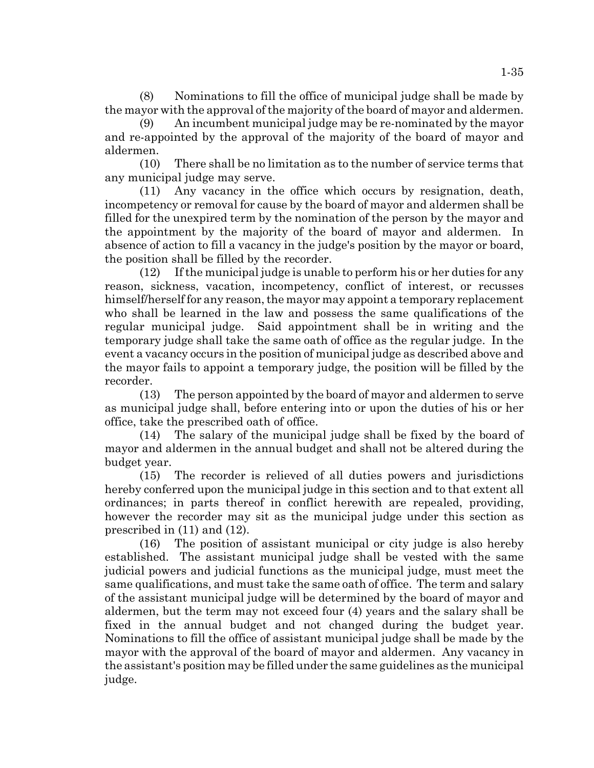(8) Nominations to fill the office of municipal judge shall be made by the mayor with the approval of the majority of the board of mayor and aldermen.

(9) An incumbent municipal judge may be re-nominated by the mayor and re-appointed by the approval of the majority of the board of mayor and aldermen.

(10) There shall be no limitation as to the number of service terms that any municipal judge may serve.

(11) Any vacancy in the office which occurs by resignation, death, incompetency or removal for cause by the board of mayor and aldermen shall be filled for the unexpired term by the nomination of the person by the mayor and the appointment by the majority of the board of mayor and aldermen. In absence of action to fill a vacancy in the judge's position by the mayor or board, the position shall be filled by the recorder.

(12) If the municipal judge is unable to perform his or her duties for any reason, sickness, vacation, incompetency, conflict of interest, or recusses himself/herself for any reason, the mayor may appoint a temporary replacement who shall be learned in the law and possess the same qualifications of the regular municipal judge. Said appointment shall be in writing and the temporary judge shall take the same oath of office as the regular judge. In the event a vacancy occurs in the position of municipal judge as described above and the mayor fails to appoint a temporary judge, the position will be filled by the recorder.

(13) The person appointed by the board of mayor and aldermen to serve as municipal judge shall, before entering into or upon the duties of his or her office, take the prescribed oath of office.

(14) The salary of the municipal judge shall be fixed by the board of mayor and aldermen in the annual budget and shall not be altered during the budget year.

(15) The recorder is relieved of all duties powers and jurisdictions hereby conferred upon the municipal judge in this section and to that extent all ordinances; in parts thereof in conflict herewith are repealed, providing, however the recorder may sit as the municipal judge under this section as prescribed in (11) and (12).

(16) The position of assistant municipal or city judge is also hereby established. The assistant municipal judge shall be vested with the same judicial powers and judicial functions as the municipal judge, must meet the same qualifications, and must take the same oath of office. The term and salary of the assistant municipal judge will be determined by the board of mayor and aldermen, but the term may not exceed four (4) years and the salary shall be fixed in the annual budget and not changed during the budget year. Nominations to fill the office of assistant municipal judge shall be made by the mayor with the approval of the board of mayor and aldermen. Any vacancy in the assistant's position may be filled under the same guidelines as the municipal judge.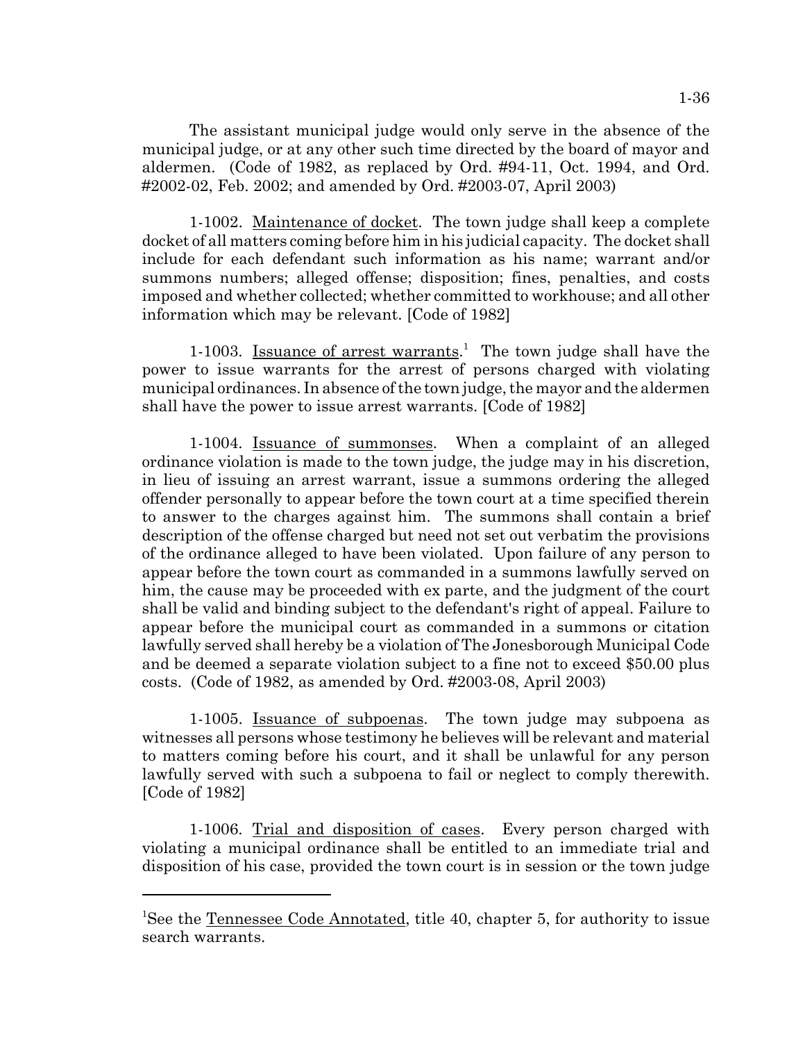The assistant municipal judge would only serve in the absence of the municipal judge, or at any other such time directed by the board of mayor and aldermen. (Code of 1982, as replaced by Ord. #94-11, Oct. 1994, and Ord. #2002-02, Feb. 2002; and amended by Ord. #2003-07, April 2003)

1-1002. Maintenance of docket. The town judge shall keep a complete docket of all matters coming before him in his judicial capacity. The docket shall include for each defendant such information as his name; warrant and/or summons numbers; alleged offense; disposition; fines, penalties, and costs imposed and whether collected; whether committed to workhouse; and all other information which may be relevant. [Code of 1982]

1-1003. Issuance of arrest warrants.[1] The town judge shall have the power to issue warrants for the arrest of persons charged with violating municipal ordinances. In absence of the town judge, the mayor and the aldermen shall have the power to issue arrest warrants. [Code of 1982]

1-1004. Issuance of summonses. When a complaint of an alleged ordinance violation is made to the town judge, the judge may in his discretion, in lieu of issuing an arrest warrant, issue a summons ordering the alleged offender personally to appear before the town court at a time specified therein to answer to the charges against him. The summons shall contain a brief description of the offense charged but need not set out verbatim the provisions of the ordinance alleged to have been violated. Upon failure of any person to appear before the town court as commanded in a summons lawfully served on him, the cause may be proceeded with ex parte, and the judgment of the court shall be valid and binding subject to the defendant's right of appeal. Failure to appear before the municipal court as commanded in a summons or citation lawfully served shall hereby be a violation of The Jonesborough Municipal Code and be deemed a separate violation subject to a fine not to exceed $50.00 plus costs. (Code of 1982, as amended by Ord. #2003-08, April 2003)

1-1005. Issuance of subpoenas. The town judge may subpoena as witnesses all persons whose testimony he believes will be relevant and material to matters coming before his court, and it shall be unlawful for any person lawfully served with such a subpoena to fail or neglect to comply therewith. [Code of 1982]

1-1006. Trial and disposition of cases. Every person charged with violating a municipal ordinance shall be entitled to an immediate trial and disposition of his case, provided the town court is in session or the town judge

---

[1]See the Tennessee Code Annotated, title 40, chapter 5, for authority to issue search warrants.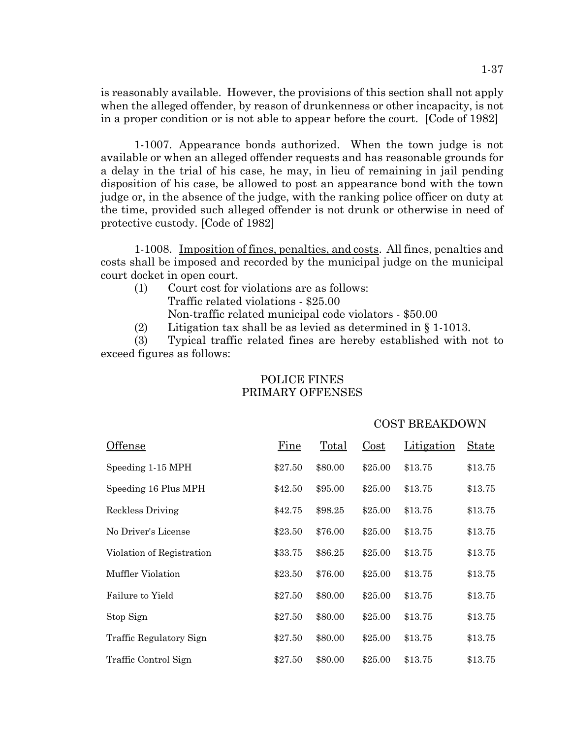is reasonably available. However, the provisions of this section shall not apply when the alleged offender, by reason of drunkenness or other incapacity, is not in a proper condition or is not able to appear before the court. [Code of 1982]

1-1007. Appearance bonds authorized. When the town judge is not available or when an alleged offender requests and has reasonable grounds for a delay in the trial of his case, he may, in lieu of remaining in jail pending disposition of his case, be allowed to post an appearance bond with the town judge or, in the absence of the judge, with the ranking police officer on duty at the time, provided such alleged offender is not drunk or otherwise in need of protective custody. [Code of 1982]

1-1008. Imposition of fines, penalties, and costs. All fines, penalties and costs shall be imposed and recorded by the municipal judge on the municipal court docket in open court.

(1) Court cost for violations are as follows:
Traffic related violations - $25.00
Non-traffic related municipal code violators - $50.00

(2) Litigation tax shall be as levied as determined in § 1-1013.

(3) Typical traffic related fines are hereby established with not to exceed figures as follows:

POLICE FINES
PRIMARY OFFENSES

| | | | COST BREAKDOWN | | |
|---|---|---|---|---|---|
| Offense | Fine | Total | Cost | Litigation | State |
| Speeding 1-15 MPH | $27.50 | $80.00 | $25.00 | $13.75 | $13.75 |
| Speeding 16 Plus MPH | $42.50 | $95.00 | $25.00 | $13.75 | $13.75 |
| Reckless Driving | $42.75 | $98.25 | $25.00 | $13.75 | $13.75 |
| No Driver's License | $23.50 | $76.00 | $25.00 | $13.75 | $13.75 |
| Violation of Registration | $33.75 | $86.25 | $25.00 | $13.75 | $13.75 |
| Muffler Violation | $23.50 | $76.00 | $25.00 | $13.75 | $13.75 |
| Failure to Yield | $27.50 | $80.00 | $25.00 | $13.75 | $13.75 |
| Stop Sign | $27.50 | $80.00 | $25.00 | $13.75 | $13.75 |
| Traffic Regulatory Sign | $27.50 | $80.00 | $25.00 | $13.75 | $13.75 |
| Traffic Control Sign | $27.50 | $80.00 | $25.00 | $13.75 | $13.75 |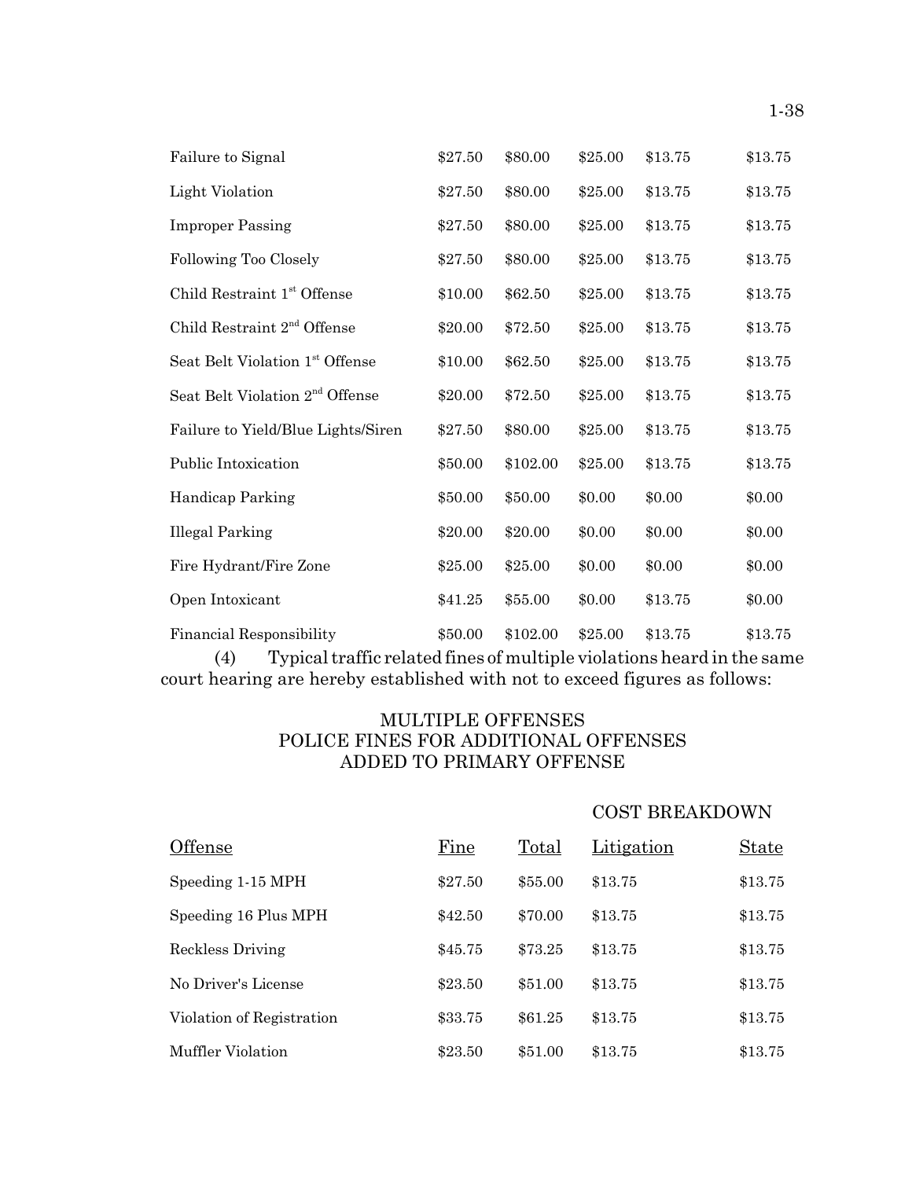| | | | | | |
|---|---|---|---|---|---|
| Failure to Signal | \$27.50 | \$80.00 | \$25.00 | \$13.75 | \$13.75 |
| Light Violation | \$27.50 | \$80.00 | \$25.00 | \$13.75 | \$13.75 |
| Improper Passing | \$27.50 | \$80.00 | \$25.00 | \$13.75 | \$13.75 |
| Following Too Closely | \$27.50 | \$80.00 | \$25.00 | \$13.75 | \$13.75 |
| Child Restraint 1st Offense | \$10.00 | \$62.50 | \$25.00 | \$13.75 | \$13.75 |
| Child Restraint 2nd Offense | \$20.00 | \$72.50 | \$25.00 | \$13.75 | \$13.75 |
| Seat Belt Violation 1st Offense | \$10.00 | \$62.50 | \$25.00 | \$13.75 | \$13.75 |
| Seat Belt Violation 2nd Offense | \$20.00 | \$72.50 | \$25.00 | \$13.75 | \$13.75 |
| Failure to Yield/Blue Lights/Siren | \$27.50 | \$80.00 | \$25.00 | \$13.75 | \$13.75 |
| Public Intoxication | \$50.00 | \$102.00 | \$25.00 | \$13.75 | \$13.75 |
| Handicap Parking | \$50.00 | \$50.00 | \$0.00 | \$0.00 | \$0.00 |
| Illegal Parking | \$20.00 | \$20.00 | \$0.00 | \$0.00 | \$0.00 |
| Fire Hydrant/Fire Zone | \$25.00 | \$25.00 | \$0.00 | \$0.00 | \$0.00 |
| Open Intoxicant | \$41.25 | \$55.00 | \$0.00 | \$13.75 | \$0.00 |
| Financial Responsibility | \$50.00 | \$102.00 | \$25.00 | \$13.75 | \$13.75 |

(4) Typical traffic related fines of multiple violations heard in the same court hearing are hereby established with not to exceed figures as follows:

MULTIPLE OFFENSES
POLICE FINES FOR ADDITIONAL OFFENSES
ADDED TO PRIMARY OFFENSE

| | | | COST BREAKDOWN | |
|---|---|---|---|---|
| Offense | Fine | Total | Litigation | State |
| Speeding 1-15 MPH | \$27.50 | \$55.00 | \$13.75 | \$13.75 |
| Speeding 16 Plus MPH | \$42.50 | \$70.00 | \$13.75 | \$13.75 |
| Reckless Driving | \$45.75 | \$73.25 | \$13.75 | \$13.75 |
| No Driver's License | \$23.50 | \$51.00 | \$13.75 | \$13.75 |
| Violation of Registration | \$33.75 | \$61.25 | \$13.75 | \$13.75 |
| Muffler Violation | \$23.50 | \$51.00 | \$13.75 | \$13.75 |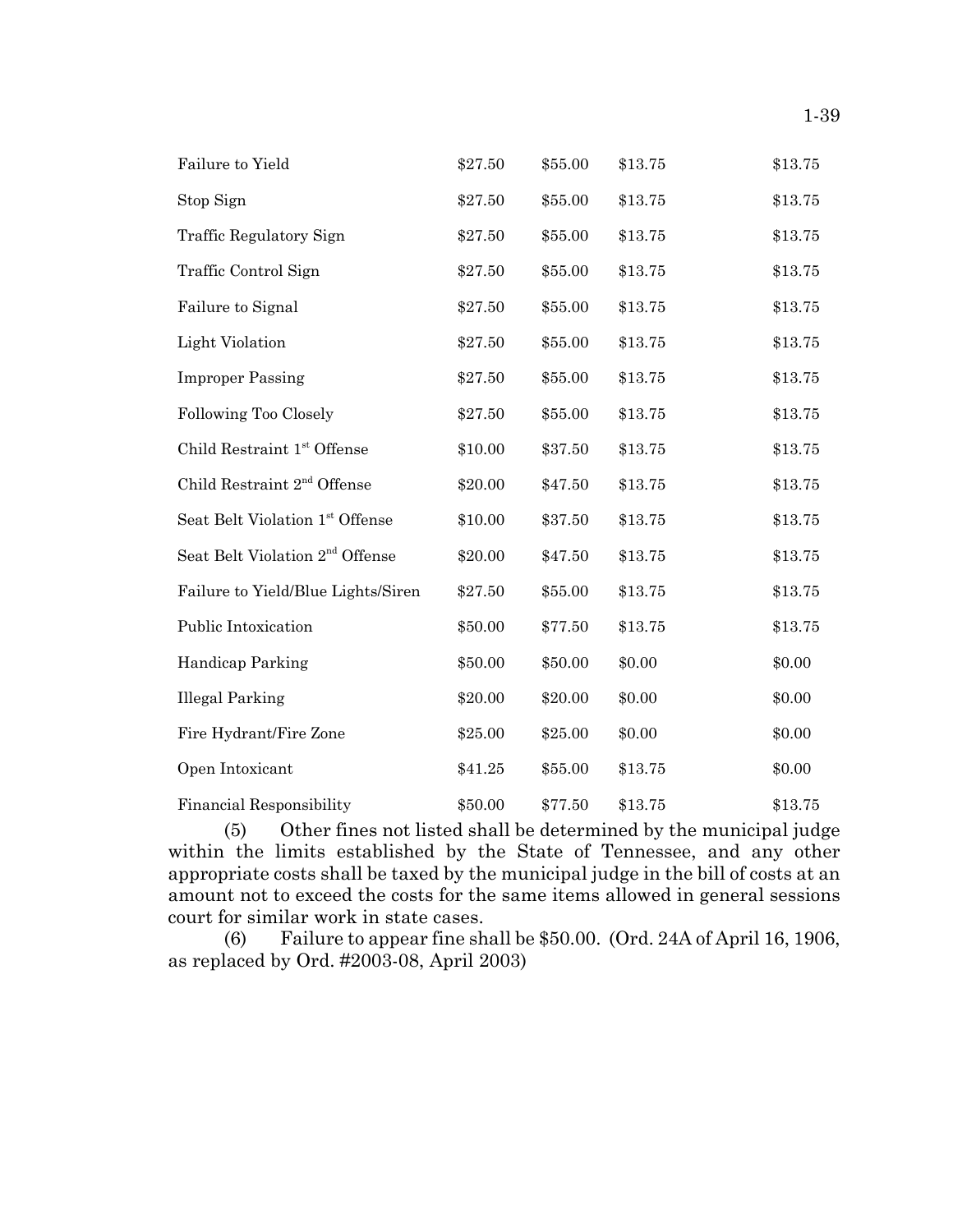| | | | | |
|---|---|---|---|---|
| Failure to Yield | $27.50 | $55.00 | $13.75 | $13.75 |
| Stop Sign | $27.50 | $55.00 | $13.75 | $13.75 |
| Traffic Regulatory Sign | $27.50 | $55.00 | $13.75 | $13.75 |
| Traffic Control Sign | $27.50 | $55.00 | $13.75 | $13.75 |
| Failure to Signal | $27.50 | $55.00 | $13.75 | $13.75 |
| Light Violation | $27.50 | $55.00 | $13.75 | $13.75 |
| Improper Passing | $27.50 | $55.00 | $13.75 | $13.75 |
| Following Too Closely | $27.50 | $55.00 | $13.75 | $13.75 |
| Child Restraint 1st Offense | $10.00 | $37.50 | $13.75 | $13.75 |
| Child Restraint 2nd Offense | $20.00 | $47.50 | $13.75 | $13.75 |
| Seat Belt Violation 1st Offense | $10.00 | $37.50 | $13.75 | $13.75 |
| Seat Belt Violation 2nd Offense | $20.00 | $47.50 | $13.75 | $13.75 |
| Failure to Yield/Blue Lights/Siren | $27.50 | $55.00 | $13.75 | $13.75 |
| Public Intoxication | $50.00 | $77.50 | $13.75 | $13.75 |
| Handicap Parking | $50.00 | $50.00 | $0.00 | $0.00 |
| Illegal Parking | $20.00 | $20.00 | $0.00 | $0.00 |
| Fire Hydrant/Fire Zone | $25.00 | $25.00 | $0.00 | $0.00 |
| Open Intoxicant | $41.25 | $55.00 | $13.75 | $0.00 |
| Financial Responsibility | $50.00 | $77.50 | $13.75 | $13.75 |

(5) Other fines not listed shall be determined by the municipal judge within the limits established by the State of Tennessee, and any other appropriate costs shall be taxed by the municipal judge in the bill of costs at an amount not to exceed the costs for the same items allowed in general sessions court for similar work in state cases.

(6) Failure to appear fine shall be $50.00. (Ord. 24A of April 16, 1906, as replaced by Ord. #2003-08, April 2003)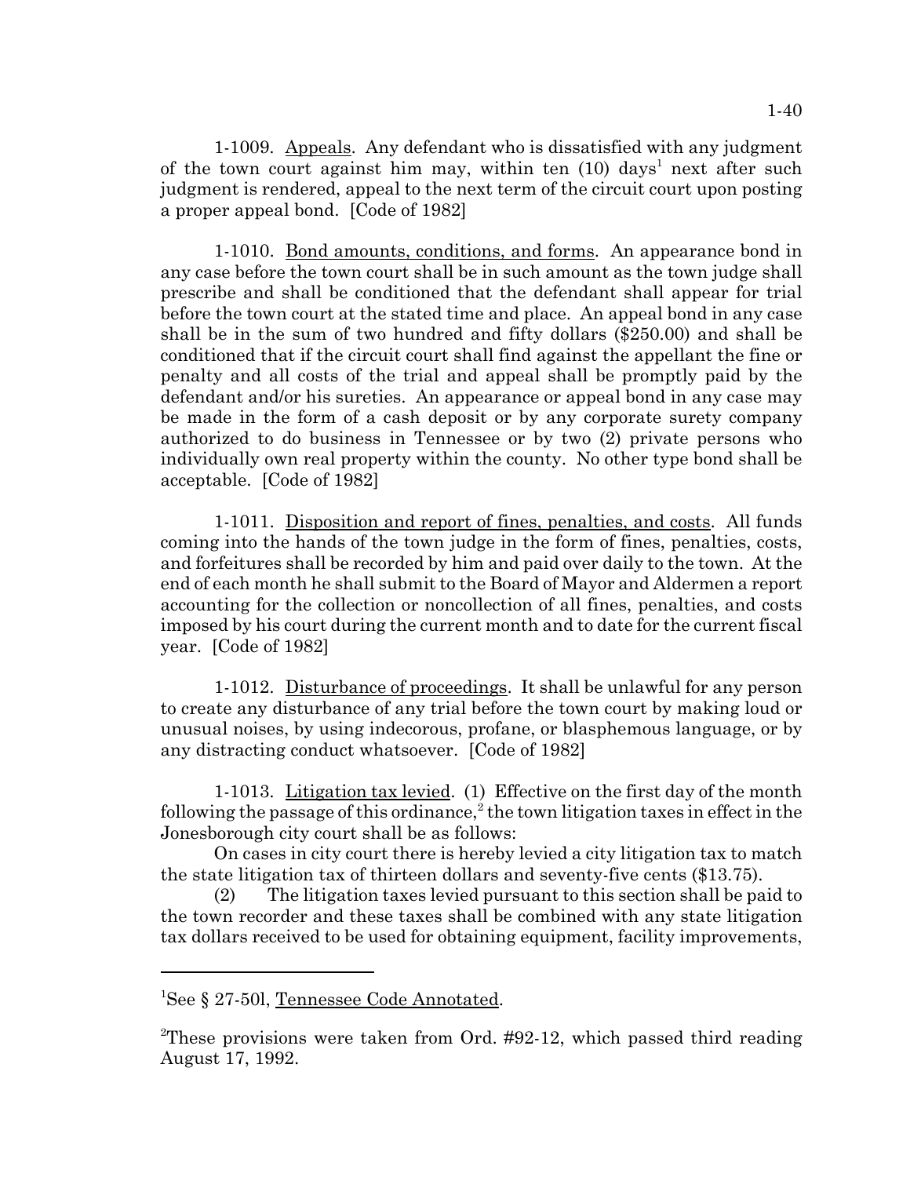1-1009. Appeals. Any defendant who is dissatisfied with any judgment of the town court against him may, within ten (10) days[1] next after such judgment is rendered, appeal to the next term of the circuit court upon posting a proper appeal bond. [Code of 1982]

1-1010. Bond amounts, conditions, and forms. An appearance bond in any case before the town court shall be in such amount as the town judge shall prescribe and shall be conditioned that the defendant shall appear for trial before the town court at the stated time and place. An appeal bond in any case shall be in the sum of two hundred and fifty dollars ($250.00) and shall be conditioned that if the circuit court shall find against the appellant the fine or penalty and all costs of the trial and appeal shall be promptly paid by the defendant and/or his sureties. An appearance or appeal bond in any case may be made in the form of a cash deposit or by any corporate surety company authorized to do business in Tennessee or by two (2) private persons who individually own real property within the county. No other type bond shall be acceptable. [Code of 1982]

1-1011. Disposition and report of fines, penalties, and costs. All funds coming into the hands of the town judge in the form of fines, penalties, costs, and forfeitures shall be recorded by him and paid over daily to the town. At the end of each month he shall submit to the Board of Mayor and Aldermen a report accounting for the collection or noncollection of all fines, penalties, and costs imposed by his court during the current month and to date for the current fiscal year. [Code of 1982]

1-1012. Disturbance of proceedings. It shall be unlawful for any person to create any disturbance of any trial before the town court by making loud or unusual noises, by using indecorous, profane, or blasphemous language, or by any distracting conduct whatsoever. [Code of 1982]

1-1013. Litigation tax levied. (1) Effective on the first day of the month following the passage of this ordinance,[2] the town litigation taxes in effect in the Jonesborough city court shall be as follows:

On cases in city court there is hereby levied a city litigation tax to match the state litigation tax of thirteen dollars and seventy-five cents ($13.75).

(2) The litigation taxes levied pursuant to this section shall be paid to the town recorder and these taxes shall be combined with any state litigation tax dollars received to be used for obtaining equipment, facility improvements,

---

[1]See § 27-50l, Tennessee Code Annotated.

[2]These provisions were taken from Ord. #92-12, which passed third reading August 17, 1992.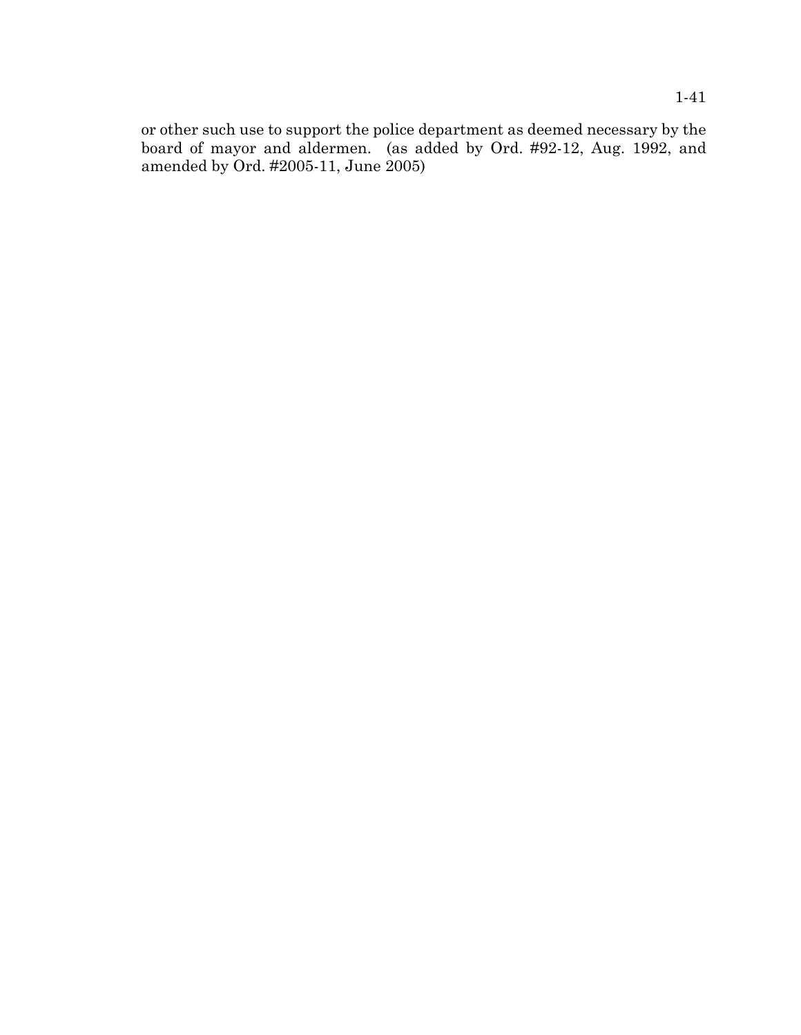or other such use to support the police department as deemed necessary by the board of mayor and aldermen. (as added by Ord. #92-12, Aug. 1992, and amended by Ord. #2005-11, June 2005)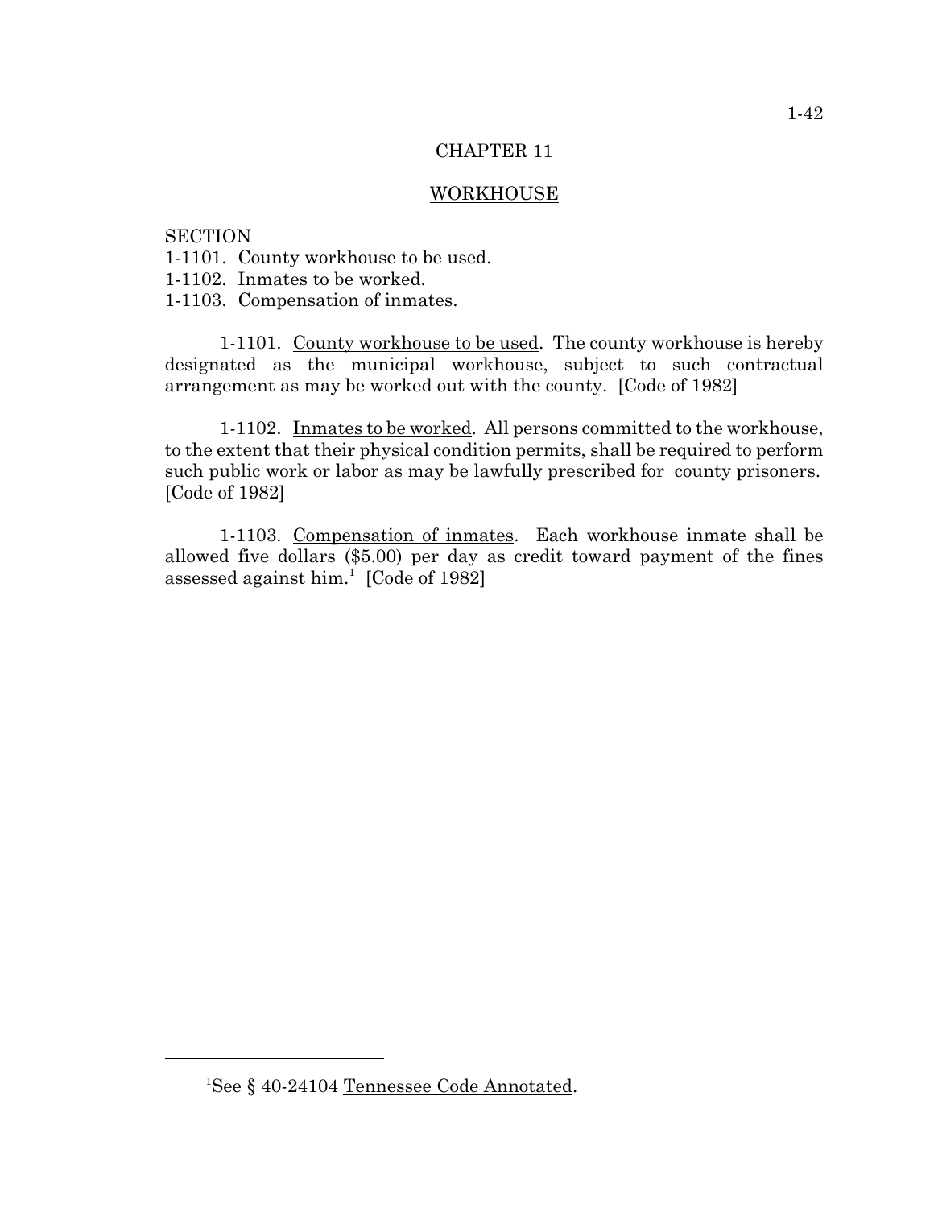# CHAPTER 11

## WORKHOUSE

SECTION
1-1101. County workhouse to be used.
1-1102. Inmates to be worked.
1-1103. Compensation of inmates.

1-1101. County workhouse to be used. The county workhouse is hereby designated as the municipal workhouse, subject to such contractual arrangement as may be worked out with the county. [Code of 1982]

1-1102. Inmates to be worked. All persons committed to the workhouse, to the extent that their physical condition permits, shall be required to perform such public work or labor as may be lawfully prescribed for county prisoners. [Code of 1982]

1-1103. Compensation of inmates. Each workhouse inmate shall be allowed five dollars ($5.00) per day as credit toward payment of the fines assessed against him.[1] [Code of 1982]

---

[1]See § 40-24104 Tennessee Code Annotated.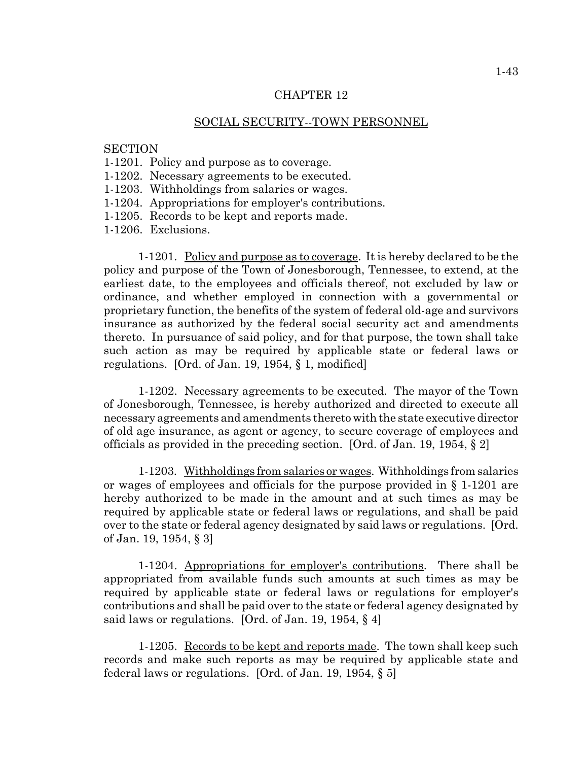# CHAPTER 12

## SOCIAL SECURITY--TOWN PERSONNEL

SECTION
1-1201. Policy and purpose as to coverage.
1-1202. Necessary agreements to be executed.
1-1203. Withholdings from salaries or wages.
1-1204. Appropriations for employer's contributions.
1-1205. Records to be kept and reports made.
1-1206. Exclusions.

1-1201. Policy and purpose as to coverage. It is hereby declared to be the policy and purpose of the Town of Jonesborough, Tennessee, to extend, at the earliest date, to the employees and officials thereof, not excluded by law or ordinance, and whether employed in connection with a governmental or proprietary function, the benefits of the system of federal old-age and survivors insurance as authorized by the federal social security act and amendments thereto. In pursuance of said policy, and for that purpose, the town shall take such action as may be required by applicable state or federal laws or regulations. [Ord. of Jan. 19, 1954, § 1, modified]

1-1202. Necessary agreements to be executed. The mayor of the Town of Jonesborough, Tennessee, is hereby authorized and directed to execute all necessary agreements and amendments thereto with the state executive director of old age insurance, as agent or agency, to secure coverage of employees and officials as provided in the preceding section. [Ord. of Jan. 19, 1954, § 2]

1-1203. Withholdings from salaries or wages. Withholdings from salaries or wages of employees and officials for the purpose provided in § 1-1201 are hereby authorized to be made in the amount and at such times as may be required by applicable state or federal laws or regulations, and shall be paid over to the state or federal agency designated by said laws or regulations. [Ord. of Jan. 19, 1954, § 3]

1-1204. Appropriations for employer's contributions. There shall be appropriated from available funds such amounts at such times as may be required by applicable state or federal laws or regulations for employer's contributions and shall be paid over to the state or federal agency designated by said laws or regulations. [Ord. of Jan. 19, 1954, § 4]

1-1205. Records to be kept and reports made. The town shall keep such records and make such reports as may be required by applicable state and federal laws or regulations. [Ord. of Jan. 19, 1954, § 5]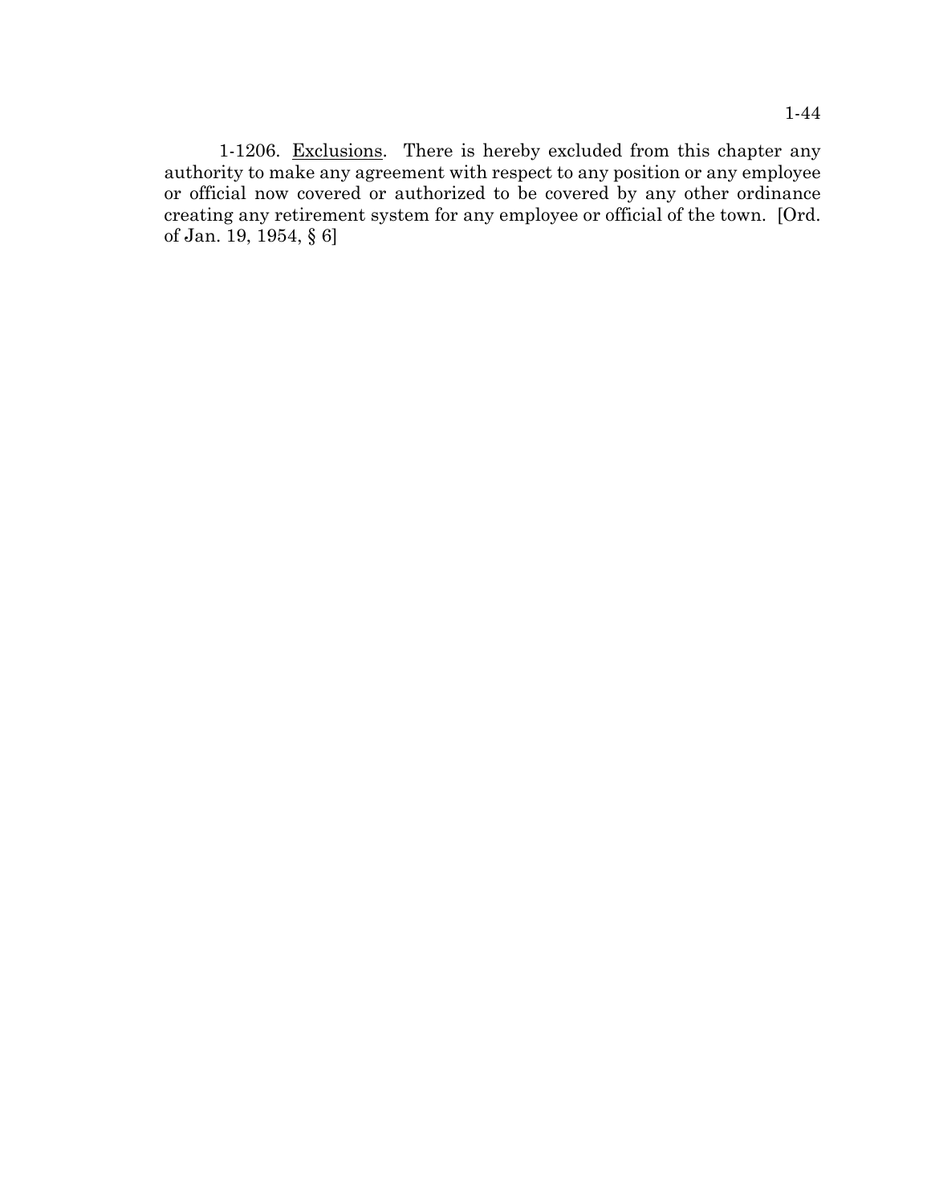1-1206. Exclusions. There is hereby excluded from this chapter any authority to make any agreement with respect to any position or any employee or official now covered or authorized to be covered by any other ordinance creating any retirement system for any employee or official of the town. [Ord. of Jan. 19, 1954, § 6]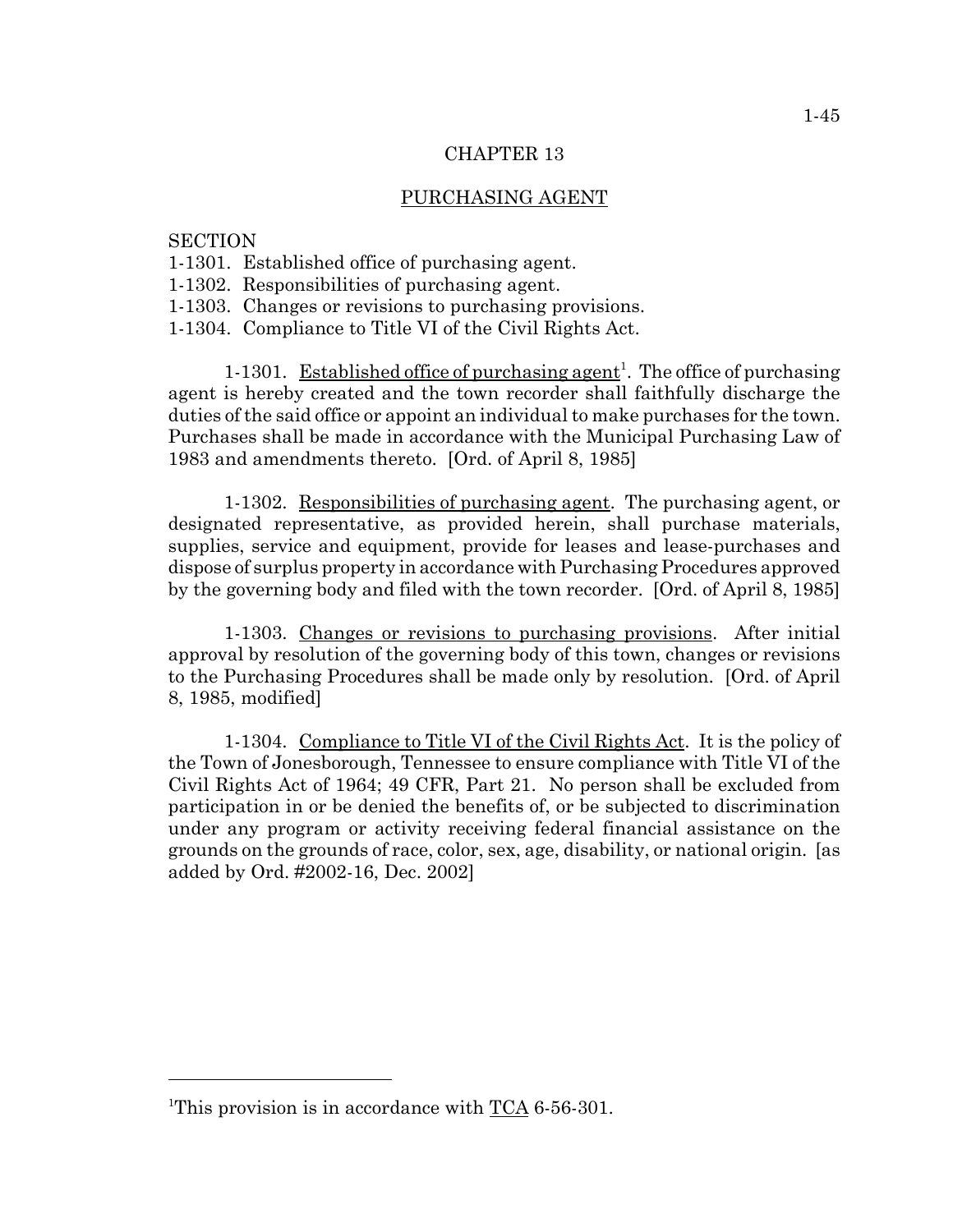# CHAPTER 13

## PURCHASING AGENT

SECTION
1-1301. Established office of purchasing agent.
1-1302. Responsibilities of purchasing agent.
1-1303. Changes or revisions to purchasing provisions.
1-1304. Compliance to Title VI of the Civil Rights Act.

1-1301. Established office of purchasing agent[1]. The office of purchasing agent is hereby created and the town recorder shall faithfully discharge the duties of the said office or appoint an individual to make purchases for the town. Purchases shall be made in accordance with the Municipal Purchasing Law of 1983 and amendments thereto. [Ord. of April 8, 1985]

1-1302. Responsibilities of purchasing agent. The purchasing agent, or designated representative, as provided herein, shall purchase materials, supplies, service and equipment, provide for leases and lease-purchases and dispose of surplus property in accordance with Purchasing Procedures approved by the governing body and filed with the town recorder. [Ord. of April 8, 1985]

1-1303. Changes or revisions to purchasing provisions. After initial approval by resolution of the governing body of this town, changes or revisions to the Purchasing Procedures shall be made only by resolution. [Ord. of April 8, 1985, modified]

1-1304. Compliance to Title VI of the Civil Rights Act. It is the policy of the Town of Jonesborough, Tennessee to ensure compliance with Title VI of the Civil Rights Act of 1964; 49 CFR, Part 21. No person shall be excluded from participation in or be denied the benefits of, or be subjected to discrimination under any program or activity receiving federal financial assistance on the grounds on the grounds of race, color, sex, age, disability, or national origin. [as added by Ord. #2002-16, Dec. 2002]

---

[1]This provision is in accordance with TCA 6-56-301.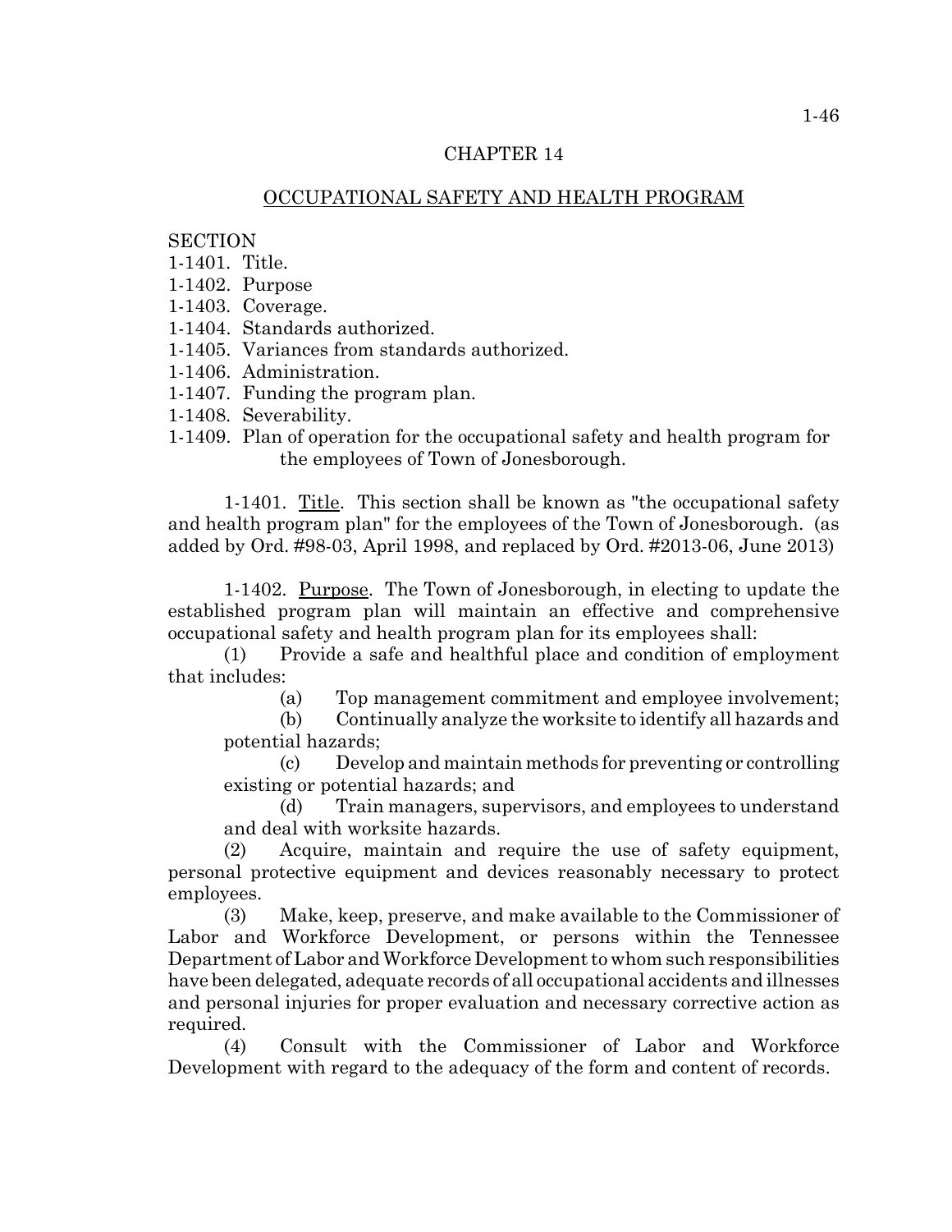## CHAPTER 14

## OCCUPATIONAL SAFETY AND HEALTH PROGRAM

SECTION
1-1401. Title.
1-1402. Purpose
1-1403. Coverage.
1-1404. Standards authorized.
1-1405. Variances from standards authorized.
1-1406. Administration.
1-1407. Funding the program plan.
1-1408. Severability.
1-1409. Plan of operation for the occupational safety and health program for the employees of Town of Jonesborough.

1-1401. Title. This section shall be known as "the occupational safety and health program plan" for the employees of the Town of Jonesborough. (as added by Ord. #98-03, April 1998, and replaced by Ord. #2013-06, June 2013)

1-1402. Purpose. The Town of Jonesborough, in electing to update the established program plan will maintain an effective and comprehensive occupational safety and health program plan for its employees shall:

(1) Provide a safe and healthful place and condition of employment that includes:

(a) Top management commitment and employee involvement;

(b) Continually analyze the worksite to identify all hazards and potential hazards;

(c) Develop and maintain methods for preventing or controlling existing or potential hazards; and

(d) Train managers, supervisors, and employees to understand and deal with worksite hazards.

(2) Acquire, maintain and require the use of safety equipment, personal protective equipment and devices reasonably necessary to protect employees.

(3) Make, keep, preserve, and make available to the Commissioner of Labor and Workforce Development, or persons within the Tennessee Department of Labor and Workforce Development to whom such responsibilities have been delegated, adequate records of all occupational accidents and illnesses and personal injuries for proper evaluation and necessary corrective action as required.

(4) Consult with the Commissioner of Labor and Workforce Development with regard to the adequacy of the form and content of records.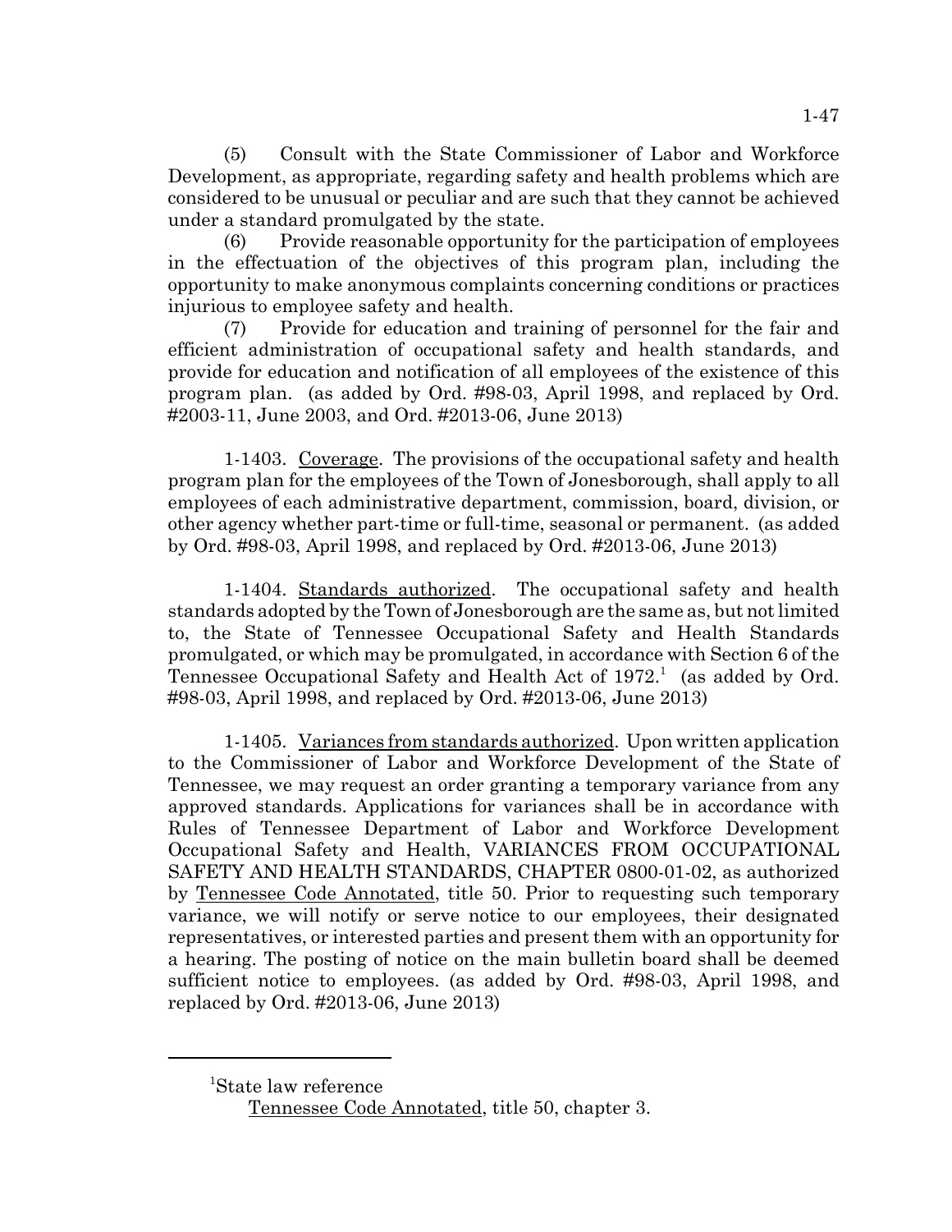(5) Consult with the State Commissioner of Labor and Workforce Development, as appropriate, regarding safety and health problems which are considered to be unusual or peculiar and are such that they cannot be achieved under a standard promulgated by the state.

(6) Provide reasonable opportunity for the participation of employees in the effectuation of the objectives of this program plan, including the opportunity to make anonymous complaints concerning conditions or practices injurious to employee safety and health.

(7) Provide for education and training of personnel for the fair and efficient administration of occupational safety and health standards, and provide for education and notification of all employees of the existence of this program plan. (as added by Ord. #98-03, April 1998, and replaced by Ord. #2003-11, June 2003, and Ord. #2013-06, June 2013)

1-1403. Coverage. The provisions of the occupational safety and health program plan for the employees of the Town of Jonesborough, shall apply to all employees of each administrative department, commission, board, division, or other agency whether part-time or full-time, seasonal or permanent. (as added by Ord. #98-03, April 1998, and replaced by Ord. #2013-06, June 2013)

1-1404. Standards authorized. The occupational safety and health standards adopted by the Town of Jonesborough are the same as, but not limited to, the State of Tennessee Occupational Safety and Health Standards promulgated, or which may be promulgated, in accordance with Section 6 of the Tennessee Occupational Safety and Health Act of 1972.[1] (as added by Ord. #98-03, April 1998, and replaced by Ord. #2013-06, June 2013)

1-1405. Variances from standards authorized. Upon written application to the Commissioner of Labor and Workforce Development of the State of Tennessee, we may request an order granting a temporary variance from any approved standards. Applications for variances shall be in accordance with Rules of Tennessee Department of Labor and Workforce Development Occupational Safety and Health, VARIANCES FROM OCCUPATIONAL SAFETY AND HEALTH STANDARDS, CHAPTER 0800-01-02, as authorized by Tennessee Code Annotated, title 50. Prior to requesting such temporary variance, we will notify or serve notice to our employees, their designated representatives, or interested parties and present them with an opportunity for a hearing. The posting of notice on the main bulletin board shall be deemed sufficient notice to employees. (as added by Ord. #98-03, April 1998, and replaced by Ord. #2013-06, June 2013)

---

[1]State law reference

Tennessee Code Annotated, title 50, chapter 3.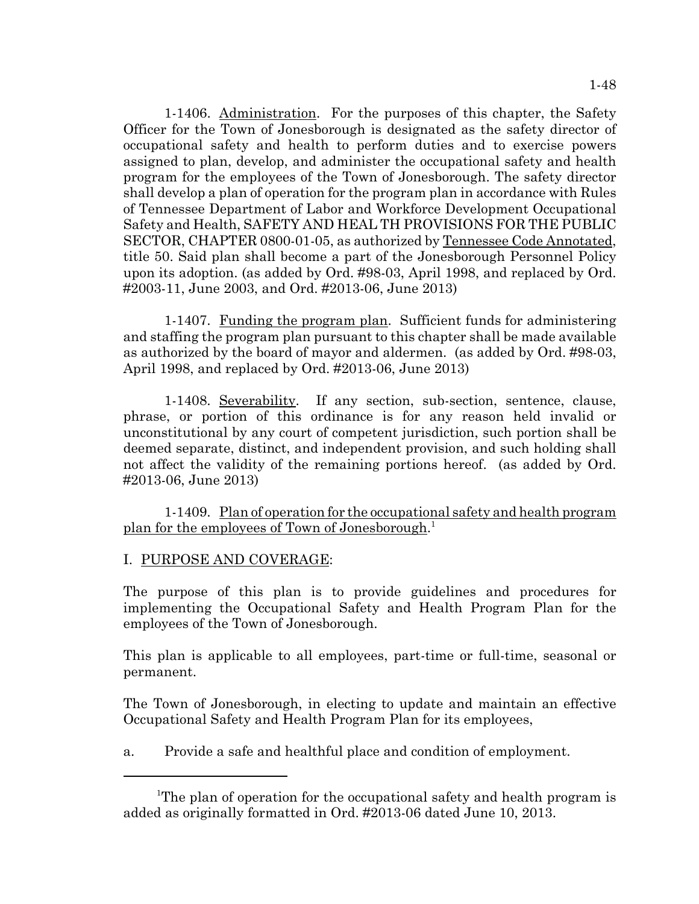1-1406. Administration. For the purposes of this chapter, the Safety Officer for the Town of Jonesborough is designated as the safety director of occupational safety and health to perform duties and to exercise powers assigned to plan, develop, and administer the occupational safety and health program for the employees of the Town of Jonesborough. The safety director shall develop a plan of operation for the program plan in accordance with Rules of Tennessee Department of Labor and Workforce Development Occupational Safety and Health, SAFETY AND HEAL TH PROVISIONS FOR THE PUBLIC SECTOR, CHAPTER 0800-01-05, as authorized by Tennessee Code Annotated, title 50. Said plan shall become a part of the Jonesborough Personnel Policy upon its adoption. (as added by Ord. #98-03, April 1998, and replaced by Ord. #2003-11, June 2003, and Ord. #2013-06, June 2013)

1-1407. Funding the program plan. Sufficient funds for administering and staffing the program plan pursuant to this chapter shall be made available as authorized by the board of mayor and aldermen. (as added by Ord. #98-03, April 1998, and replaced by Ord. #2013-06, June 2013)

1-1408. Severability. If any section, sub-section, sentence, clause, phrase, or portion of this ordinance is for any reason held invalid or unconstitutional by any court of competent jurisdiction, such portion shall be deemed separate, distinct, and independent provision, and such holding shall not affect the validity of the remaining portions hereof. (as added by Ord. #2013-06, June 2013)

1-1409. Plan of operation for the occupational safety and health program plan for the employees of Town of Jonesborough.[1]

I. PURPOSE AND COVERAGE:

The purpose of this plan is to provide guidelines and procedures for implementing the Occupational Safety and Health Program Plan for the employees of the Town of Jonesborough.

This plan is applicable to all employees, part-time or full-time, seasonal or permanent.

The Town of Jonesborough, in electing to update and maintain an effective Occupational Safety and Health Program Plan for its employees,

a. Provide a safe and healthful place and condition of employment.

[1] The plan of operation for the occupational safety and health program is added as originally formatted in Ord. #2013-06 dated June 10, 2013.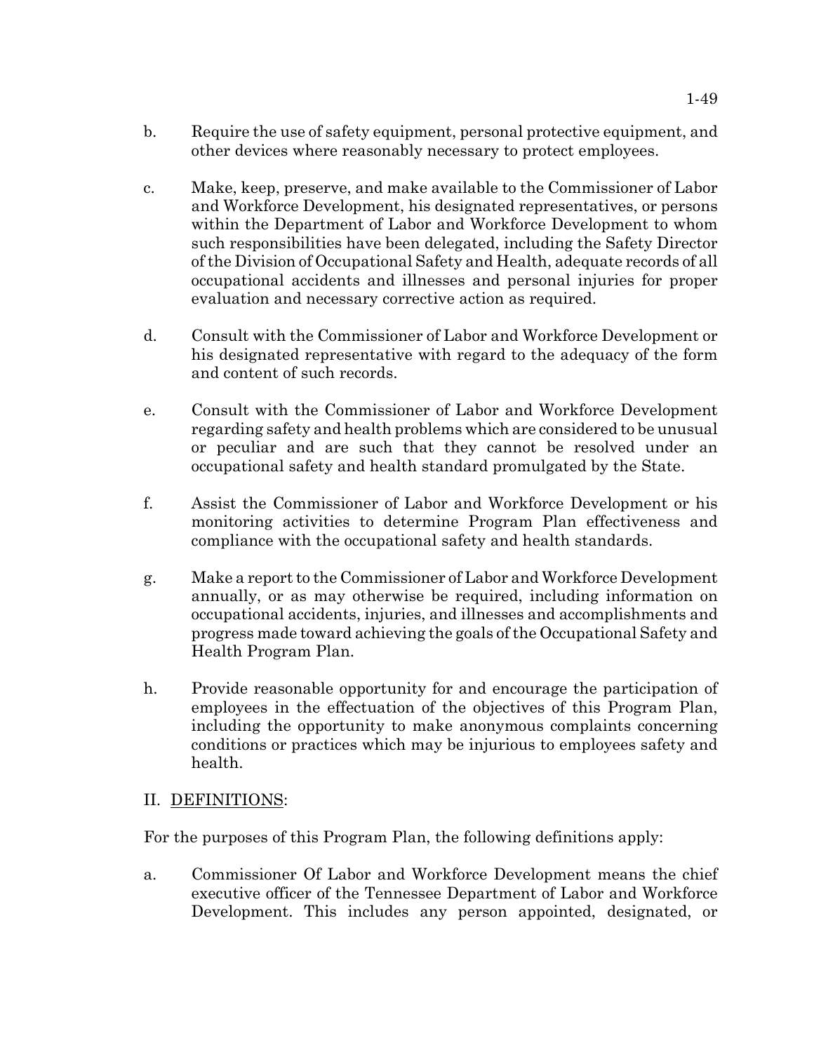b. Require the use of safety equipment, personal protective equipment, and other devices where reasonably necessary to protect employees.

c. Make, keep, preserve, and make available to the Commissioner of Labor and Workforce Development, his designated representatives, or persons within the Department of Labor and Workforce Development to whom such responsibilities have been delegated, including the Safety Director of the Division of Occupational Safety and Health, adequate records of all occupational accidents and illnesses and personal injuries for proper evaluation and necessary corrective action as required.

d. Consult with the Commissioner of Labor and Workforce Development or his designated representative with regard to the adequacy of the form and content of such records.

e. Consult with the Commissioner of Labor and Workforce Development regarding safety and health problems which are considered to be unusual or peculiar and are such that they cannot be resolved under an occupational safety and health standard promulgated by the State.

f. Assist the Commissioner of Labor and Workforce Development or his monitoring activities to determine Program Plan effectiveness and compliance with the occupational safety and health standards.

g. Make a report to the Commissioner of Labor and Workforce Development annually, or as may otherwise be required, including information on occupational accidents, injuries, and illnesses and accomplishments and progress made toward achieving the goals of the Occupational Safety and Health Program Plan.

h. Provide reasonable opportunity for and encourage the participation of employees in the effectuation of the objectives of this Program Plan, including the opportunity to make anonymous complaints concerning conditions or practices which may be injurious to employees safety and health.

II. <u>DEFINITIONS</u>:

For the purposes of this Program Plan, the following definitions apply:

a. Commissioner Of Labor and Workforce Development means the chief executive officer of the Tennessee Department of Labor and Workforce Development. This includes any person appointed, designated, or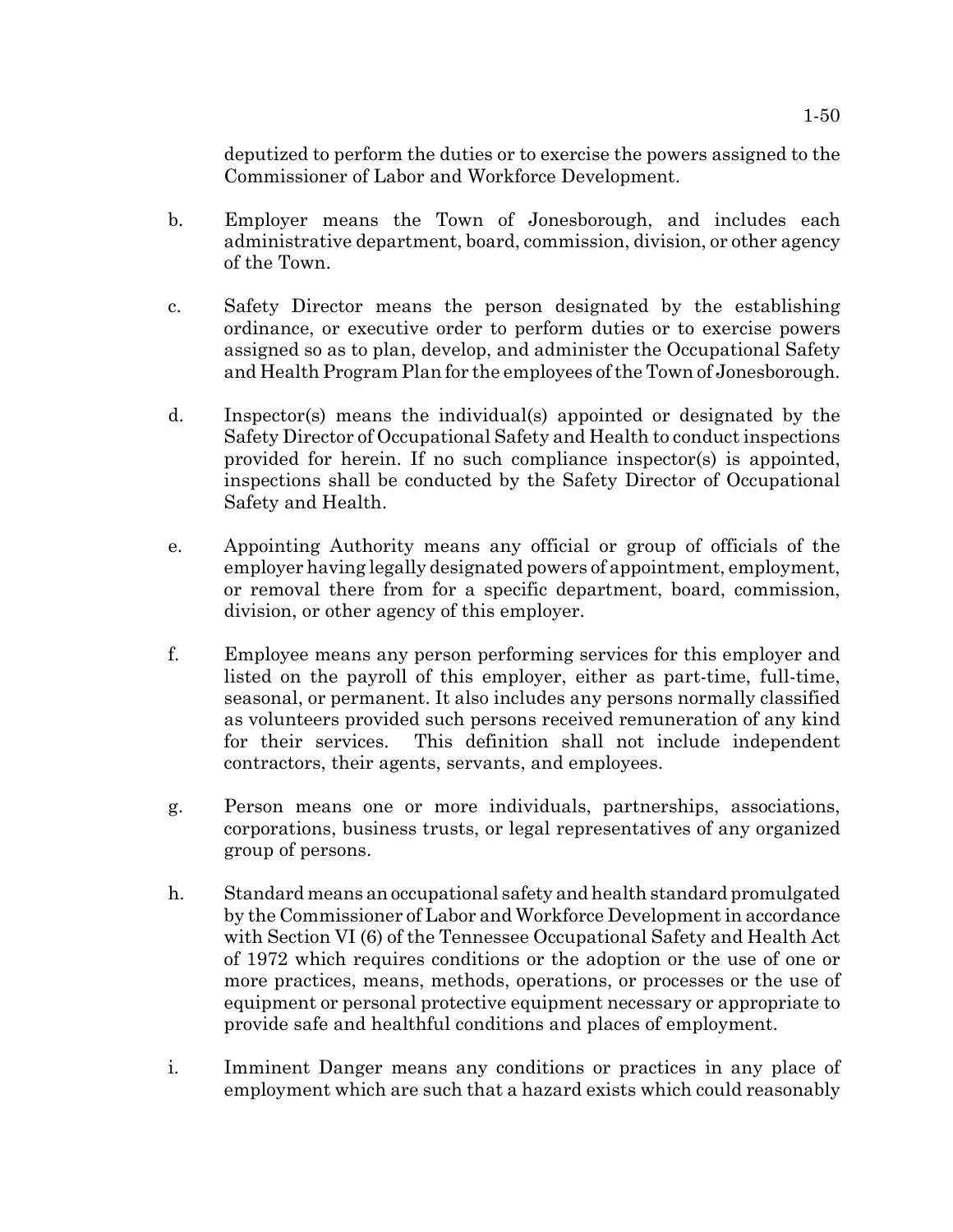deputized to perform the duties or to exercise the powers assigned to the Commissioner of Labor and Workforce Development.

b. Employer means the Town of Jonesborough, and includes each administrative department, board, commission, division, or other agency of the Town.

c. Safety Director means the person designated by the establishing ordinance, or executive order to perform duties or to exercise powers assigned so as to plan, develop, and administer the Occupational Safety and Health Program Plan for the employees of the Town of Jonesborough.

d. Inspector(s) means the individual(s) appointed or designated by the Safety Director of Occupational Safety and Health to conduct inspections provided for herein. If no such compliance inspector(s) is appointed, inspections shall be conducted by the Safety Director of Occupational Safety and Health.

e. Appointing Authority means any official or group of officials of the employer having legally designated powers of appointment, employment, or removal there from for a specific department, board, commission, division, or other agency of this employer.

f. Employee means any person performing services for this employer and listed on the payroll of this employer, either as part-time, full-time, seasonal, or permanent. It also includes any persons normally classified as volunteers provided such persons received remuneration of any kind for their services. This definition shall not include independent contractors, their agents, servants, and employees.

g. Person means one or more individuals, partnerships, associations, corporations, business trusts, or legal representatives of any organized group of persons.

h. Standard means an occupational safety and health standard promulgated by the Commissioner of Labor and Workforce Development in accordance with Section VI (6) of the Tennessee Occupational Safety and Health Act of 1972 which requires conditions or the adoption or the use of one or more practices, means, methods, operations, or processes or the use of equipment or personal protective equipment necessary or appropriate to provide safe and healthful conditions and places of employment.

i. Imminent Danger means any conditions or practices in any place of employment which are such that a hazard exists which could reasonably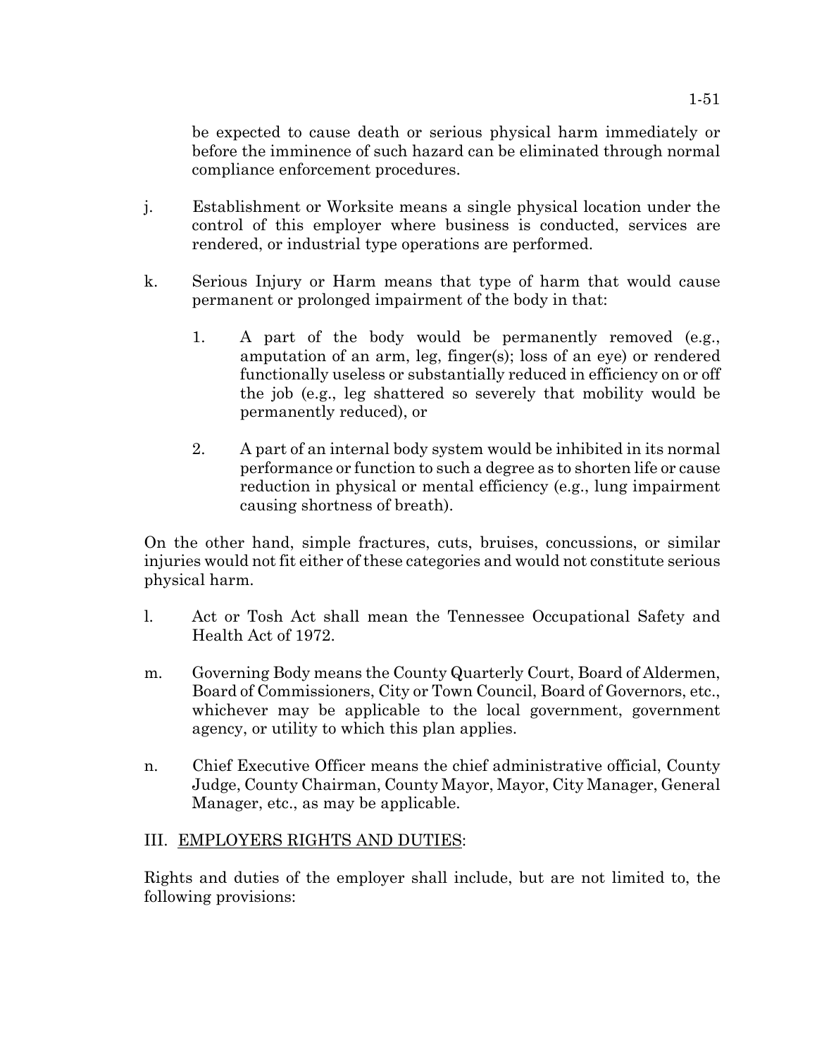be expected to cause death or serious physical harm immediately or before the imminence of such hazard can be eliminated through normal compliance enforcement procedures.

j. Establishment or Worksite means a single physical location under the control of this employer where business is conducted, services are rendered, or industrial type operations are performed.

k. Serious Injury or Harm means that type of harm that would cause permanent or prolonged impairment of the body in that:

   1. A part of the body would be permanently removed (e.g., amputation of an arm, leg, finger(s); loss of an eye) or rendered functionally useless or substantially reduced in efficiency on or off the job (e.g., leg shattered so severely that mobility would be permanently reduced), or

   2. A part of an internal body system would be inhibited in its normal performance or function to such a degree as to shorten life or cause reduction in physical or mental efficiency (e.g., lung impairment causing shortness of breath).

On the other hand, simple fractures, cuts, bruises, concussions, or similar injuries would not fit either of these categories and would not constitute serious physical harm.

l. Act or Tosh Act shall mean the Tennessee Occupational Safety and Health Act of 1972.

m. Governing Body means the County Quarterly Court, Board of Aldermen, Board of Commissioners, City or Town Council, Board of Governors, etc., whichever may be applicable to the local government, government agency, or utility to which this plan applies.

n. Chief Executive Officer means the chief administrative official, County Judge, County Chairman, County Mayor, Mayor, City Manager, General Manager, etc., as may be applicable.

III. EMPLOYERS RIGHTS AND DUTIES:

Rights and duties of the employer shall include, but are not limited to, the following provisions: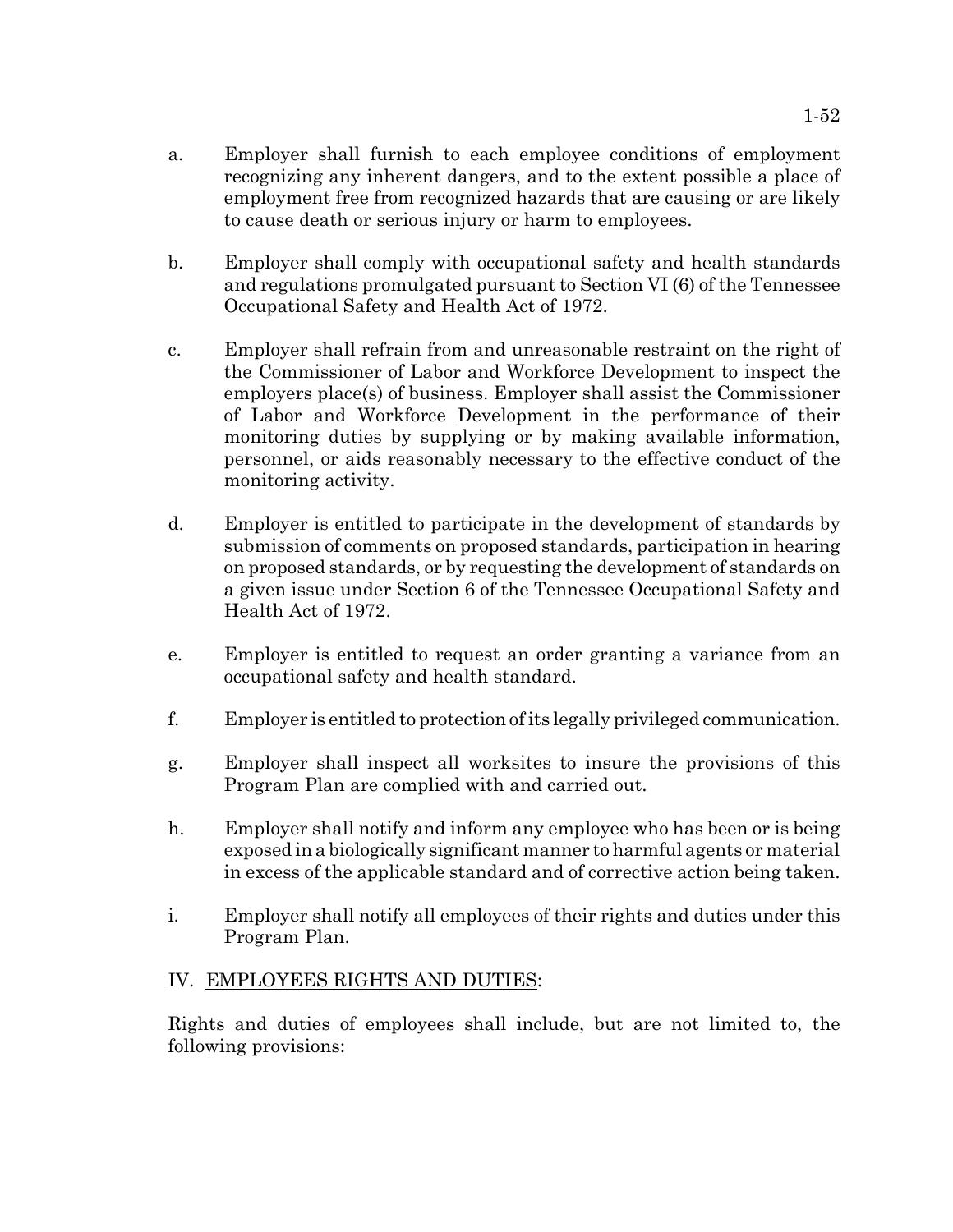a. Employer shall furnish to each employee conditions of employment recognizing any inherent dangers, and to the extent possible a place of employment free from recognized hazards that are causing or are likely to cause death or serious injury or harm to employees.

b. Employer shall comply with occupational safety and health standards and regulations promulgated pursuant to Section VI (6) of the Tennessee Occupational Safety and Health Act of 1972.

c. Employer shall refrain from and unreasonable restraint on the right of the Commissioner of Labor and Workforce Development to inspect the employers place(s) of business. Employer shall assist the Commissioner of Labor and Workforce Development in the performance of their monitoring duties by supplying or by making available information, personnel, or aids reasonably necessary to the effective conduct of the monitoring activity.

d. Employer is entitled to participate in the development of standards by submission of comments on proposed standards, participation in hearing on proposed standards, or by requesting the development of standards on a given issue under Section 6 of the Tennessee Occupational Safety and Health Act of 1972.

e. Employer is entitled to request an order granting a variance from an occupational safety and health standard.

f. Employer is entitled to protection of its legally privileged communication.

g. Employer shall inspect all worksites to insure the provisions of this Program Plan are complied with and carried out.

h. Employer shall notify and inform any employee who has been or is being exposed in a biologically significant manner to harmful agents or material in excess of the applicable standard and of corrective action being taken.

i. Employer shall notify all employees of their rights and duties under this Program Plan.

## IV. EMPLOYEES RIGHTS AND DUTIES:

Rights and duties of employees shall include, but are not limited to, the following provisions: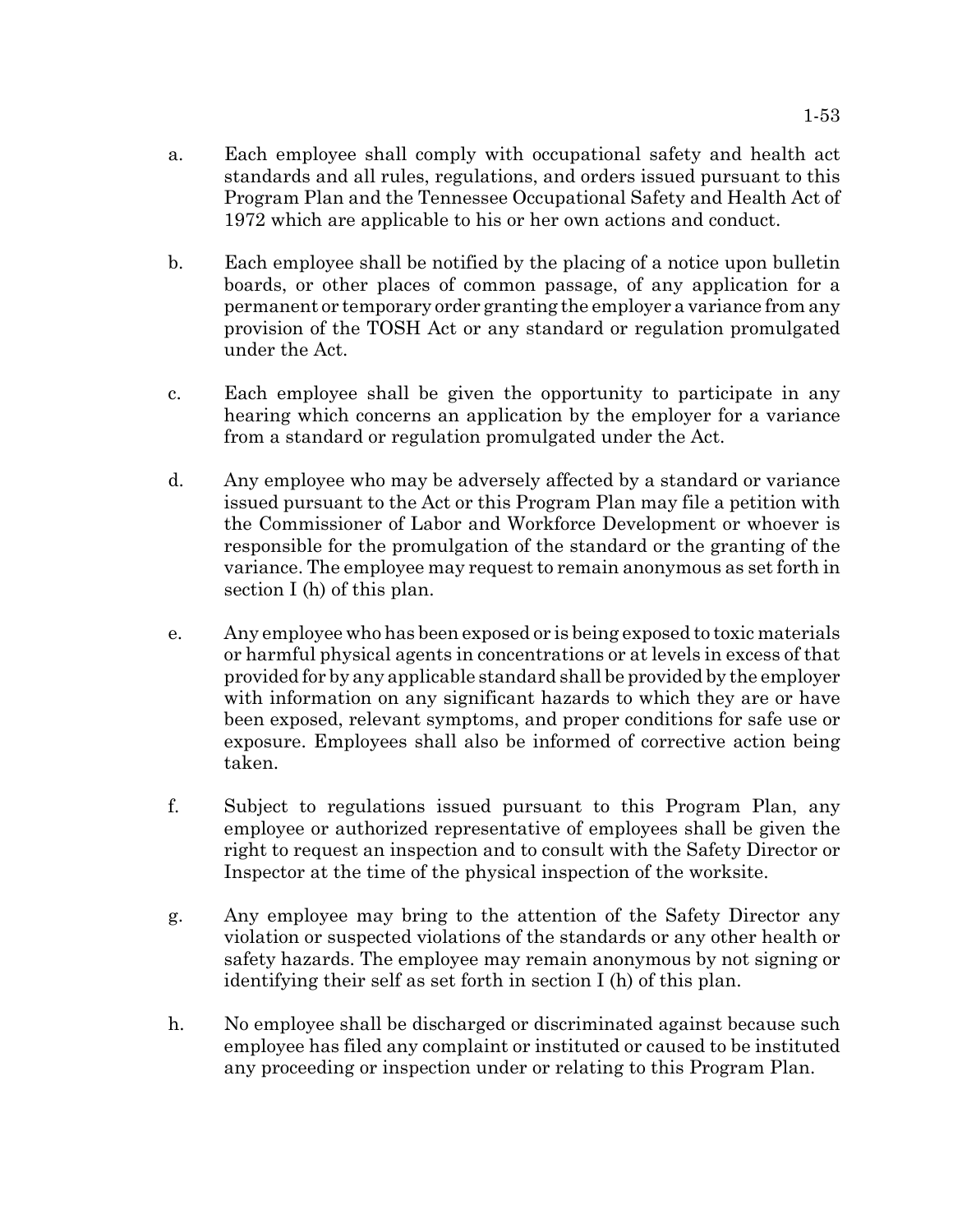a. Each employee shall comply with occupational safety and health act standards and all rules, regulations, and orders issued pursuant to this Program Plan and the Tennessee Occupational Safety and Health Act of 1972 which are applicable to his or her own actions and conduct.

b. Each employee shall be notified by the placing of a notice upon bulletin boards, or other places of common passage, of any application for a permanent or temporary order granting the employer a variance from any provision of the TOSH Act or any standard or regulation promulgated under the Act.

c. Each employee shall be given the opportunity to participate in any hearing which concerns an application by the employer for a variance from a standard or regulation promulgated under the Act.

d. Any employee who may be adversely affected by a standard or variance issued pursuant to the Act or this Program Plan may file a petition with the Commissioner of Labor and Workforce Development or whoever is responsible for the promulgation of the standard or the granting of the variance. The employee may request to remain anonymous as set forth in section I (h) of this plan.

e. Any employee who has been exposed or is being exposed to toxic materials or harmful physical agents in concentrations or at levels in excess of that provided for by any applicable standard shall be provided by the employer with information on any significant hazards to which they are or have been exposed, relevant symptoms, and proper conditions for safe use or exposure. Employees shall also be informed of corrective action being taken.

f. Subject to regulations issued pursuant to this Program Plan, any employee or authorized representative of employees shall be given the right to request an inspection and to consult with the Safety Director or Inspector at the time of the physical inspection of the worksite.

g. Any employee may bring to the attention of the Safety Director any violation or suspected violations of the standards or any other health or safety hazards. The employee may remain anonymous by not signing or identifying their self as set forth in section I (h) of this plan.

h. No employee shall be discharged or discriminated against because such employee has filed any complaint or instituted or caused to be instituted any proceeding or inspection under or relating to this Program Plan.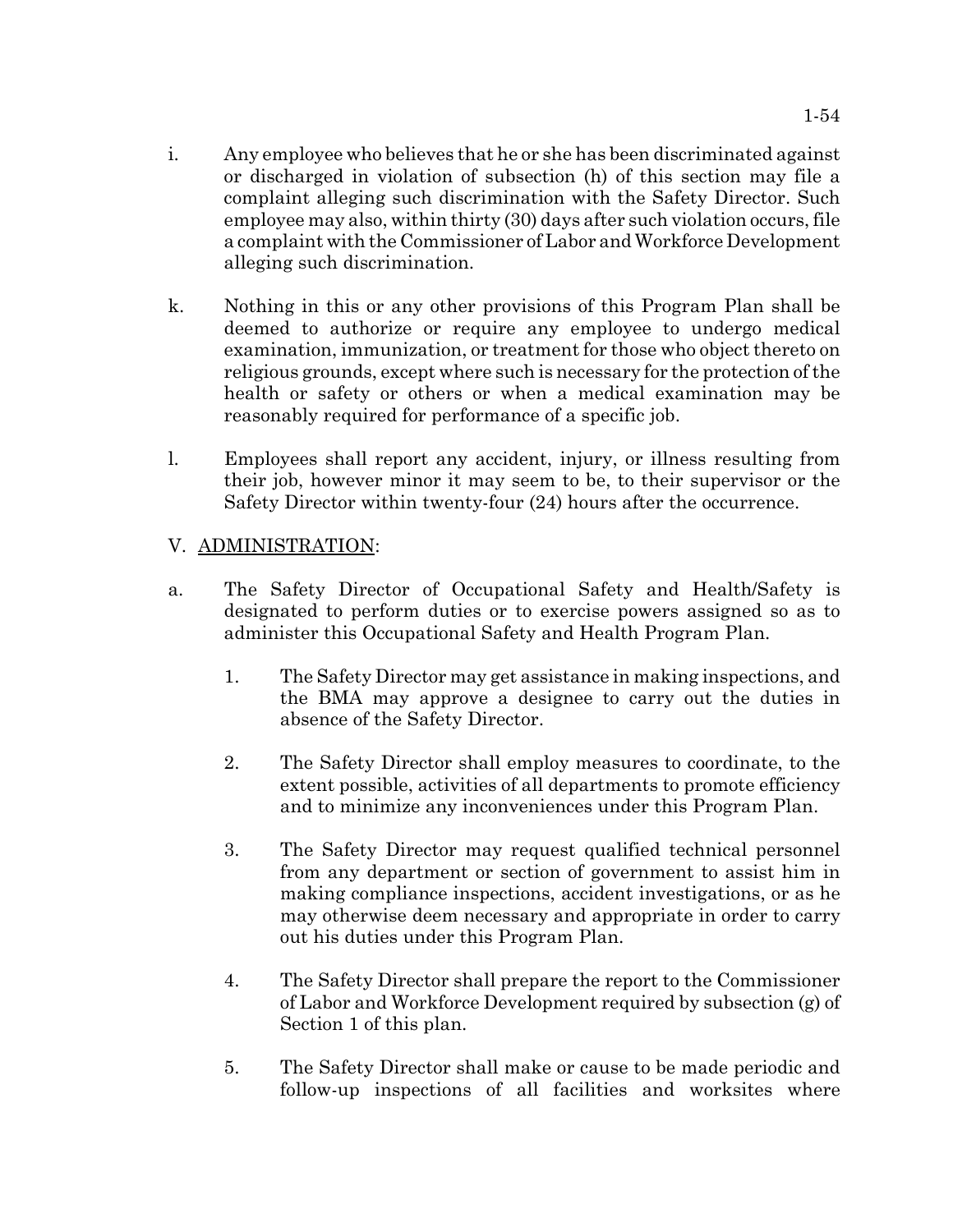i. Any employee who believes that he or she has been discriminated against or discharged in violation of subsection (h) of this section may file a complaint alleging such discrimination with the Safety Director. Such employee may also, within thirty (30) days after such violation occurs, file a complaint with the Commissioner of Labor and Workforce Development alleging such discrimination.

k. Nothing in this or any other provisions of this Program Plan shall be deemed to authorize or require any employee to undergo medical examination, immunization, or treatment for those who object thereto on religious grounds, except where such is necessary for the protection of the health or safety or others or when a medical examination may be reasonably required for performance of a specific job.

l. Employees shall report any accident, injury, or illness resulting from their job, however minor it may seem to be, to their supervisor or the Safety Director within twenty-four (24) hours after the occurrence.

V. <u>ADMINISTRATION</u>:

a. The Safety Director of Occupational Safety and Health/Safety is designated to perform duties or to exercise powers assigned so as to administer this Occupational Safety and Health Program Plan.

   1. The Safety Director may get assistance in making inspections, and the BMA may approve a designee to carry out the duties in absence of the Safety Director.

   2. The Safety Director shall employ measures to coordinate, to the extent possible, activities of all departments to promote efficiency and to minimize any inconveniences under this Program Plan.

   3. The Safety Director may request qualified technical personnel from any department or section of government to assist him in making compliance inspections, accident investigations, or as he may otherwise deem necessary and appropriate in order to carry out his duties under this Program Plan.

   4. The Safety Director shall prepare the report to the Commissioner of Labor and Workforce Development required by subsection (g) of Section 1 of this plan.

   5. The Safety Director shall make or cause to be made periodic and follow-up inspections of all facilities and worksites where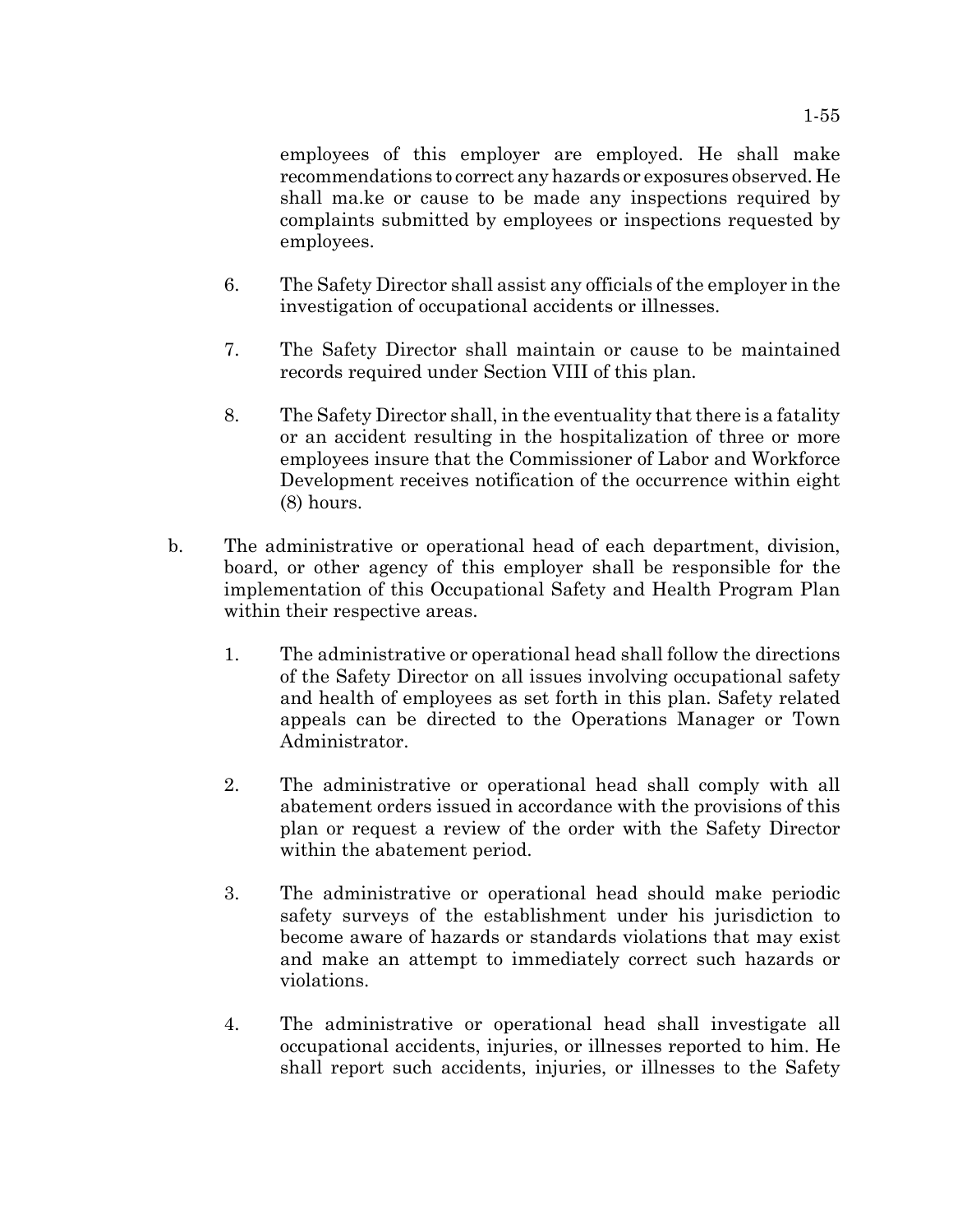employees of this employer are employed. He shall make recommendations to correct any hazards or exposures observed. He shall ma.ke or cause to be made any inspections required by complaints submitted by employees or inspections requested by employees.

6. The Safety Director shall assist any officials of the employer in the investigation of occupational accidents or illnesses.

7. The Safety Director shall maintain or cause to be maintained records required under Section VIII of this plan.

8. The Safety Director shall, in the eventuality that there is a fatality or an accident resulting in the hospitalization of three or more employees insure that the Commissioner of Labor and Workforce Development receives notification of the occurrence within eight (8) hours.

b. The administrative or operational head of each department, division, board, or other agency of this employer shall be responsible for the implementation of this Occupational Safety and Health Program Plan within their respective areas.

   1. The administrative or operational head shall follow the directions of the Safety Director on all issues involving occupational safety and health of employees as set forth in this plan. Safety related appeals can be directed to the Operations Manager or Town Administrator.

   2. The administrative or operational head shall comply with all abatement orders issued in accordance with the provisions of this plan or request a review of the order with the Safety Director within the abatement period.

   3. The administrative or operational head should make periodic safety surveys of the establishment under his jurisdiction to become aware of hazards or standards violations that may exist and make an attempt to immediately correct such hazards or violations.

   4. The administrative or operational head shall investigate all occupational accidents, injuries, or illnesses reported to him. He shall report such accidents, injuries, or illnesses to the Safety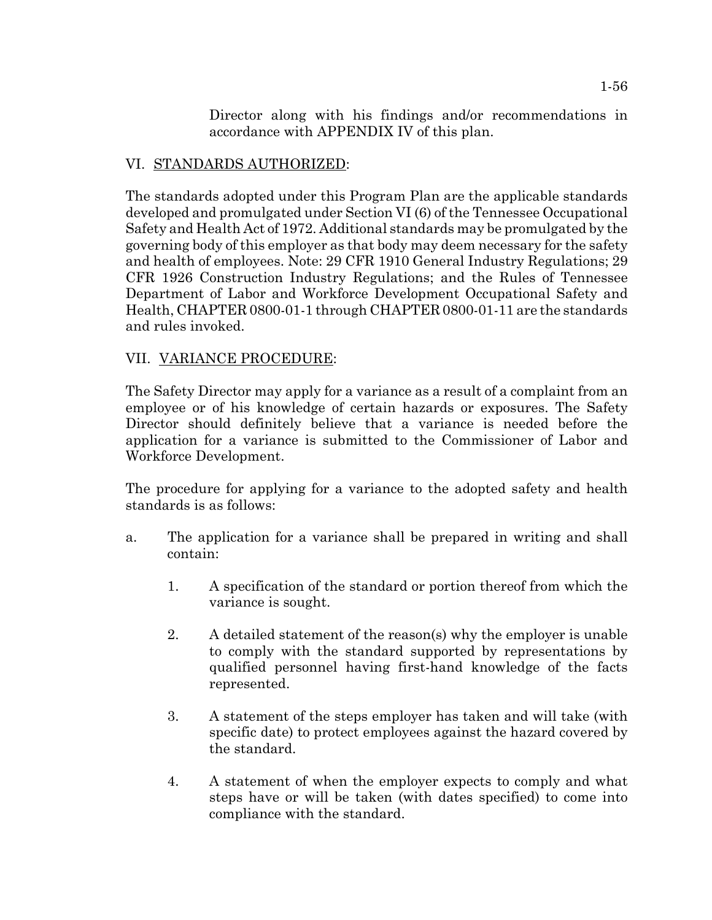Director along with his findings and/or recommendations in accordance with APPENDIX IV of this plan.

## VI. STANDARDS AUTHORIZED:

The standards adopted under this Program Plan are the applicable standards developed and promulgated under Section VI (6) of the Tennessee Occupational Safety and Health Act of 1972. Additional standards may be promulgated by the governing body of this employer as that body may deem necessary for the safety and health of employees. Note: 29 CFR 1910 General Industry Regulations; 29 CFR 1926 Construction Industry Regulations; and the Rules of Tennessee Department of Labor and Workforce Development Occupational Safety and Health, CHAPTER 0800-01-1 through CHAPTER 0800-01-11 are the standards and rules invoked.

## VII. VARIANCE PROCEDURE:

The Safety Director may apply for a variance as a result of a complaint from an employee or of his knowledge of certain hazards or exposures. The Safety Director should definitely believe that a variance is needed before the application for a variance is submitted to the Commissioner of Labor and Workforce Development.

The procedure for applying for a variance to the adopted safety and health standards is as follows:

a. The application for a variance shall be prepared in writing and shall contain:

   1. A specification of the standard or portion thereof from which the variance is sought.

   2. A detailed statement of the reason(s) why the employer is unable to comply with the standard supported by representations by qualified personnel having first-hand knowledge of the facts represented.

   3. A statement of the steps employer has taken and will take (with specific date) to protect employees against the hazard covered by the standard.

   4. A statement of when the employer expects to comply and what steps have or will be taken (with dates specified) to come into compliance with the standard.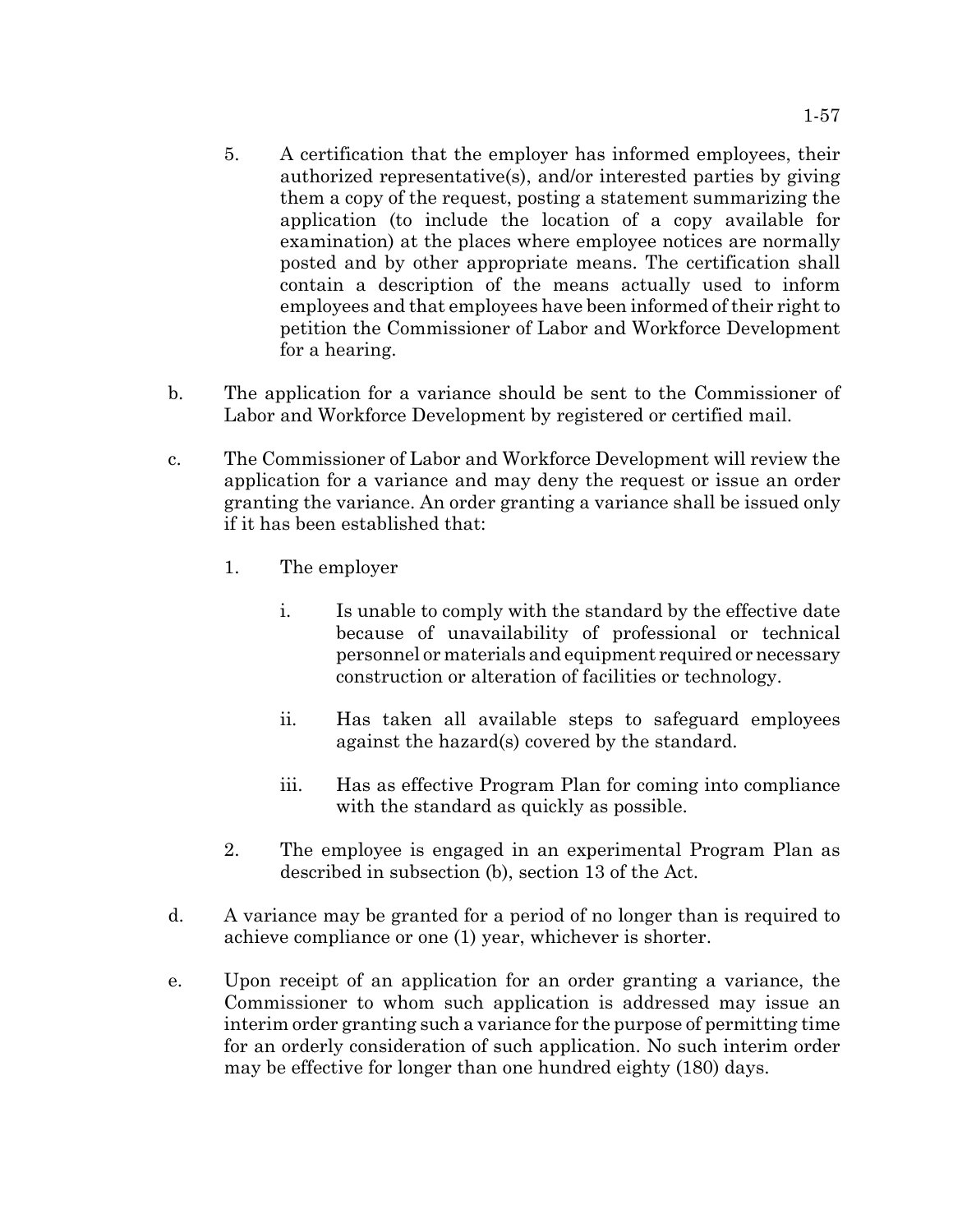5. A certification that the employer has informed employees, their authorized representative(s), and/or interested parties by giving them a copy of the request, posting a statement summarizing the application (to include the location of a copy available for examination) at the places where employee notices are normally posted and by other appropriate means. The certification shall contain a description of the means actually used to inform employees and that employees have been informed of their right to petition the Commissioner of Labor and Workforce Development for a hearing.

b. The application for a variance should be sent to the Commissioner of Labor and Workforce Development by registered or certified mail.

c. The Commissioner of Labor and Workforce Development will review the application for a variance and may deny the request or issue an order granting the variance. An order granting a variance shall be issued only if it has been established that:

   1. The employer

      i. Is unable to comply with the standard by the effective date because of unavailability of professional or technical personnel or materials and equipment required or necessary construction or alteration of facilities or technology.

      ii. Has taken all available steps to safeguard employees against the hazard(s) covered by the standard.

      iii. Has as effective Program Plan for coming into compliance with the standard as quickly as possible.

   2. The employee is engaged in an experimental Program Plan as described in subsection (b), section 13 of the Act.

d. A variance may be granted for a period of no longer than is required to achieve compliance or one (1) year, whichever is shorter.

e. Upon receipt of an application for an order granting a variance, the Commissioner to whom such application is addressed may issue an interim order granting such a variance for the purpose of permitting time for an orderly consideration of such application. No such interim order may be effective for longer than one hundred eighty (180) days.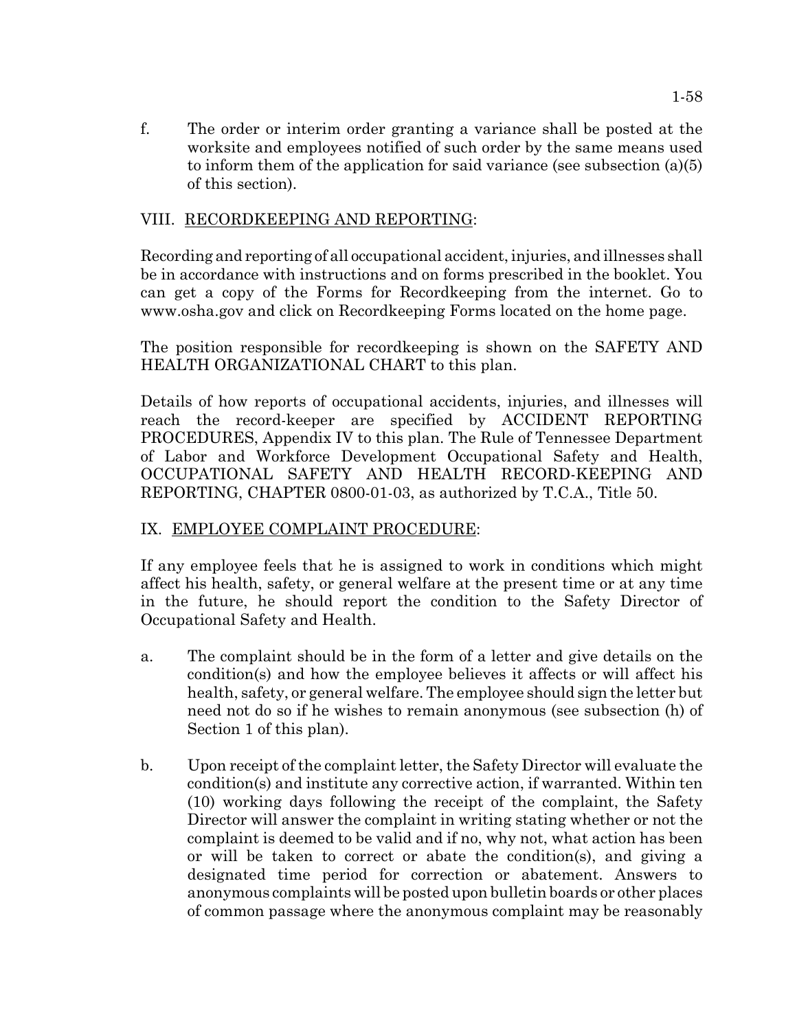f. The order or interim order granting a variance shall be posted at the worksite and employees notified of such order by the same means used to inform them of the application for said variance (see subsection (a)(5) of this section).

## VIII. RECORDKEEPING AND REPORTING:

Recording and reporting of all occupational accident, injuries, and illnesses shall be in accordance with instructions and on forms prescribed in the booklet. You can get a copy of the Forms for Recordkeeping from the internet. Go to www.osha.gov and click on Recordkeeping Forms located on the home page.

The position responsible for recordkeeping is shown on the SAFETY AND HEALTH ORGANIZATIONAL CHART to this plan.

Details of how reports of occupational accidents, injuries, and illnesses will reach the record-keeper are specified by ACCIDENT REPORTING PROCEDURES, Appendix IV to this plan. The Rule of Tennessee Department of Labor and Workforce Development Occupational Safety and Health, OCCUPATIONAL SAFETY AND HEALTH RECORD-KEEPING AND REPORTING, CHAPTER 0800-01-03, as authorized by T.C.A., Title 50.

## IX. EMPLOYEE COMPLAINT PROCEDURE:

If any employee feels that he is assigned to work in conditions which might affect his health, safety, or general welfare at the present time or at any time in the future, he should report the condition to the Safety Director of Occupational Safety and Health.

a. The complaint should be in the form of a letter and give details on the condition(s) and how the employee believes it affects or will affect his health, safety, or general welfare. The employee should sign the letter but need not do so if he wishes to remain anonymous (see subsection (h) of Section 1 of this plan).

b. Upon receipt of the complaint letter, the Safety Director will evaluate the condition(s) and institute any corrective action, if warranted. Within ten (10) working days following the receipt of the complaint, the Safety Director will answer the complaint in writing stating whether or not the complaint is deemed to be valid and if no, why not, what action has been or will be taken to correct or abate the condition(s), and giving a designated time period for correction or abatement. Answers to anonymous complaints will be posted upon bulletin boards or other places of common passage where the anonymous complaint may be reasonably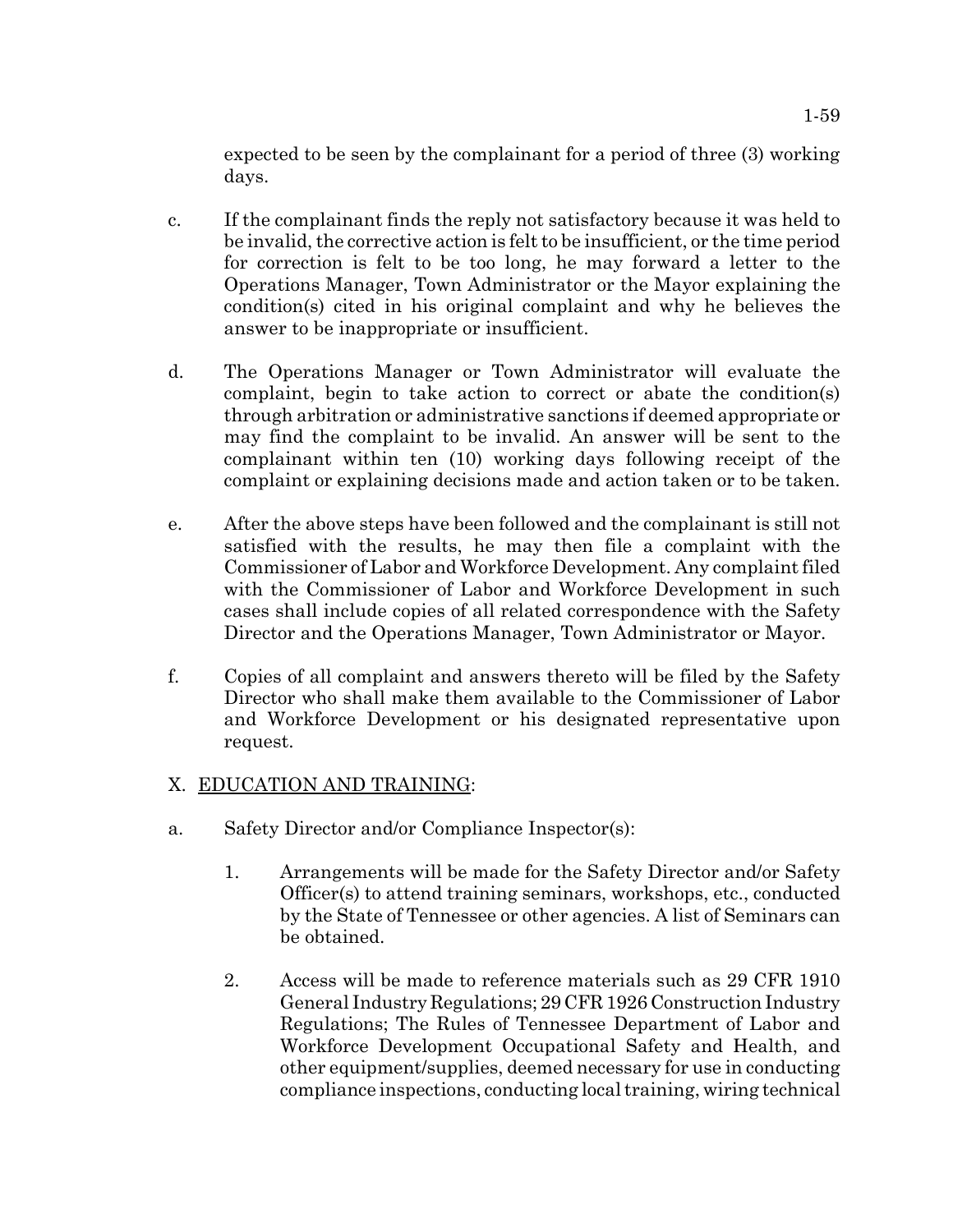expected to be seen by the complainant for a period of three (3) working days.

c. If the complainant finds the reply not satisfactory because it was held to be invalid, the corrective action is felt to be insufficient, or the time period for correction is felt to be too long, he may forward a letter to the Operations Manager, Town Administrator or the Mayor explaining the condition(s) cited in his original complaint and why he believes the answer to be inappropriate or insufficient.

d. The Operations Manager or Town Administrator will evaluate the complaint, begin to take action to correct or abate the condition(s) through arbitration or administrative sanctions if deemed appropriate or may find the complaint to be invalid. An answer will be sent to the complainant within ten (10) working days following receipt of the complaint or explaining decisions made and action taken or to be taken.

e. After the above steps have been followed and the complainant is still not satisfied with the results, he may then file a complaint with the Commissioner of Labor and Workforce Development. Any complaint filed with the Commissioner of Labor and Workforce Development in such cases shall include copies of all related correspondence with the Safety Director and the Operations Manager, Town Administrator or Mayor.

f. Copies of all complaint and answers thereto will be filed by the Safety Director who shall make them available to the Commissioner of Labor and Workforce Development or his designated representative upon request.

X. <u>EDUCATION AND TRAINING</u>:

a. Safety Director and/or Compliance Inspector(s):

1. Arrangements will be made for the Safety Director and/or Safety Officer(s) to attend training seminars, workshops, etc., conducted by the State of Tennessee or other agencies. A list of Seminars can be obtained.

2. Access will be made to reference materials such as 29 CFR 1910 General Industry Regulations; 29 CFR 1926 Construction Industry Regulations; The Rules of Tennessee Department of Labor and Workforce Development Occupational Safety and Health, and other equipment/supplies, deemed necessary for use in conducting compliance inspections, conducting local training, wiring technical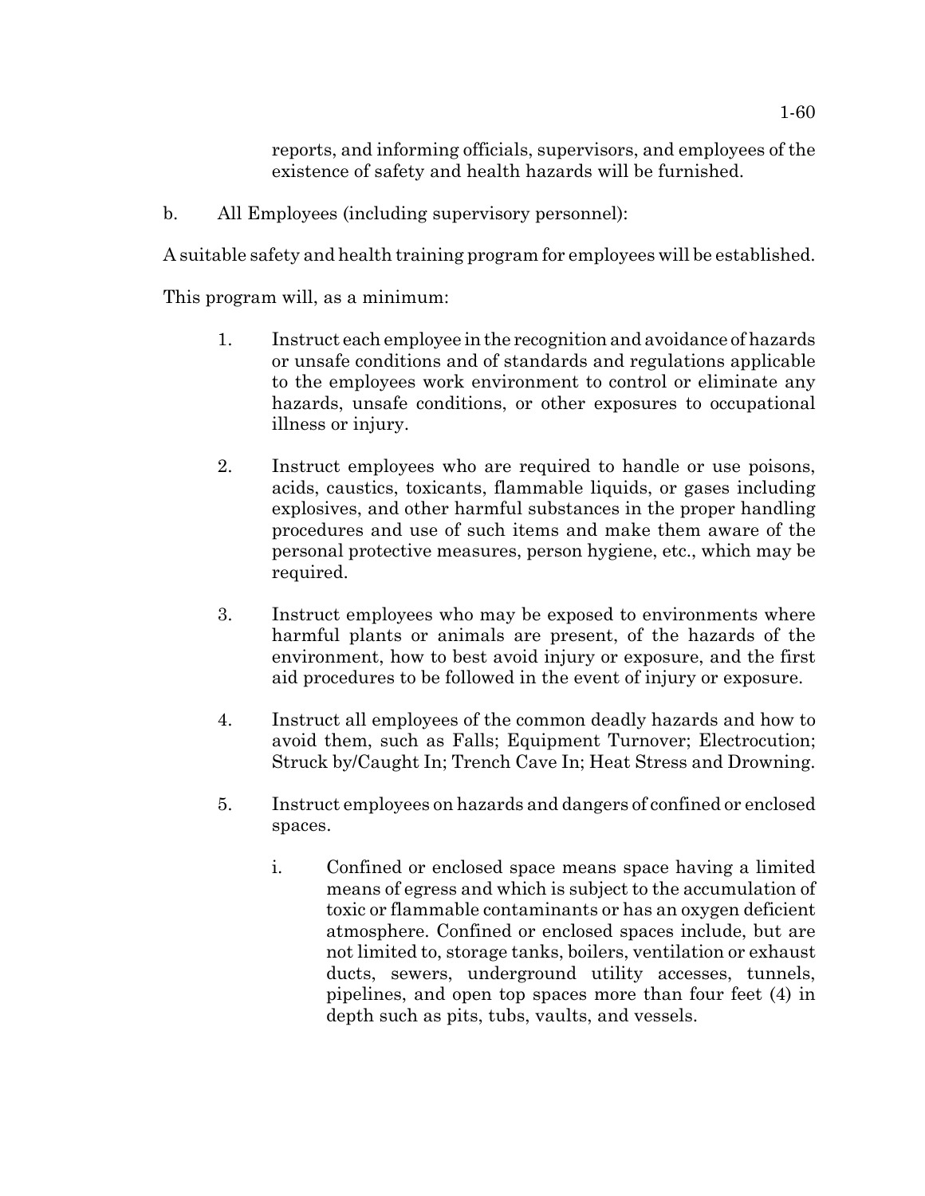reports, and informing officials, supervisors, and employees of the existence of safety and health hazards will be furnished.

b. All Employees (including supervisory personnel):

A suitable safety and health training program for employees will be established.

This program will, as a minimum:

1. Instruct each employee in the recognition and avoidance of hazards or unsafe conditions and of standards and regulations applicable to the employees work environment to control or eliminate any hazards, unsafe conditions, or other exposures to occupational illness or injury.

2. Instruct employees who are required to handle or use poisons, acids, caustics, toxicants, flammable liquids, or gases including explosives, and other harmful substances in the proper handling procedures and use of such items and make them aware of the personal protective measures, person hygiene, etc., which may be required.

3. Instruct employees who may be exposed to environments where harmful plants or animals are present, of the hazards of the environment, how to best avoid injury or exposure, and the first aid procedures to be followed in the event of injury or exposure.

4. Instruct all employees of the common deadly hazards and how to avoid them, such as Falls; Equipment Turnover; Electrocution; Struck by/Caught In; Trench Cave In; Heat Stress and Drowning.

5. Instruct employees on hazards and dangers of confined or enclosed spaces.

    i. Confined or enclosed space means space having a limited means of egress and which is subject to the accumulation of toxic or flammable contaminants or has an oxygen deficient atmosphere. Confined or enclosed spaces include, but are not limited to, storage tanks, boilers, ventilation or exhaust ducts, sewers, underground utility accesses, tunnels, pipelines, and open top spaces more than four feet (4) in depth such as pits, tubs, vaults, and vessels.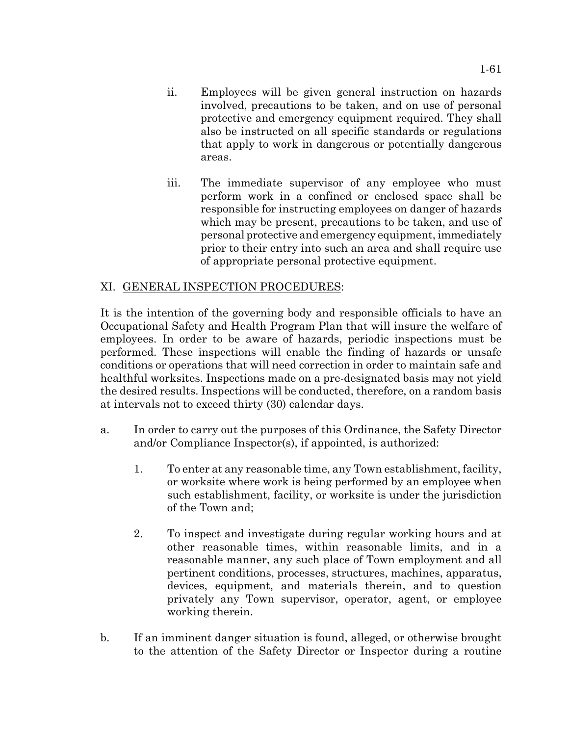ii. Employees will be given general instruction on hazards involved, precautions to be taken, and on use of personal protective and emergency equipment required. They shall also be instructed on all specific standards or regulations that apply to work in dangerous or potentially dangerous areas.

iii. The immediate supervisor of any employee who must perform work in a confined or enclosed space shall be responsible for instructing employees on danger of hazards which may be present, precautions to be taken, and use of personal protective and emergency equipment, immediately prior to their entry into such an area and shall require use of appropriate personal protective equipment.

## XI. <u>GENERAL INSPECTION PROCEDURES</u>:

It is the intention of the governing body and responsible officials to have an Occupational Safety and Health Program Plan that will insure the welfare of employees. In order to be aware of hazards, periodic inspections must be performed. These inspections will enable the finding of hazards or unsafe conditions or operations that will need correction in order to maintain safe and healthful worksites. Inspections made on a pre-designated basis may not yield the desired results. Inspections will be conducted, therefore, on a random basis at intervals not to exceed thirty (30) calendar days.

a. In order to carry out the purposes of this Ordinance, the Safety Director and/or Compliance Inspector(s), if appointed, is authorized:

   1. To enter at any reasonable time, any Town establishment, facility, or worksite where work is being performed by an employee when such establishment, facility, or worksite is under the jurisdiction of the Town and;

   2. To inspect and investigate during regular working hours and at other reasonable times, within reasonable limits, and in a reasonable manner, any such place of Town employment and all pertinent conditions, processes, structures, machines, apparatus, devices, equipment, and materials therein, and to question privately any Town supervisor, operator, agent, or employee working therein.

b. If an imminent danger situation is found, alleged, or otherwise brought to the attention of the Safety Director or Inspector during a routine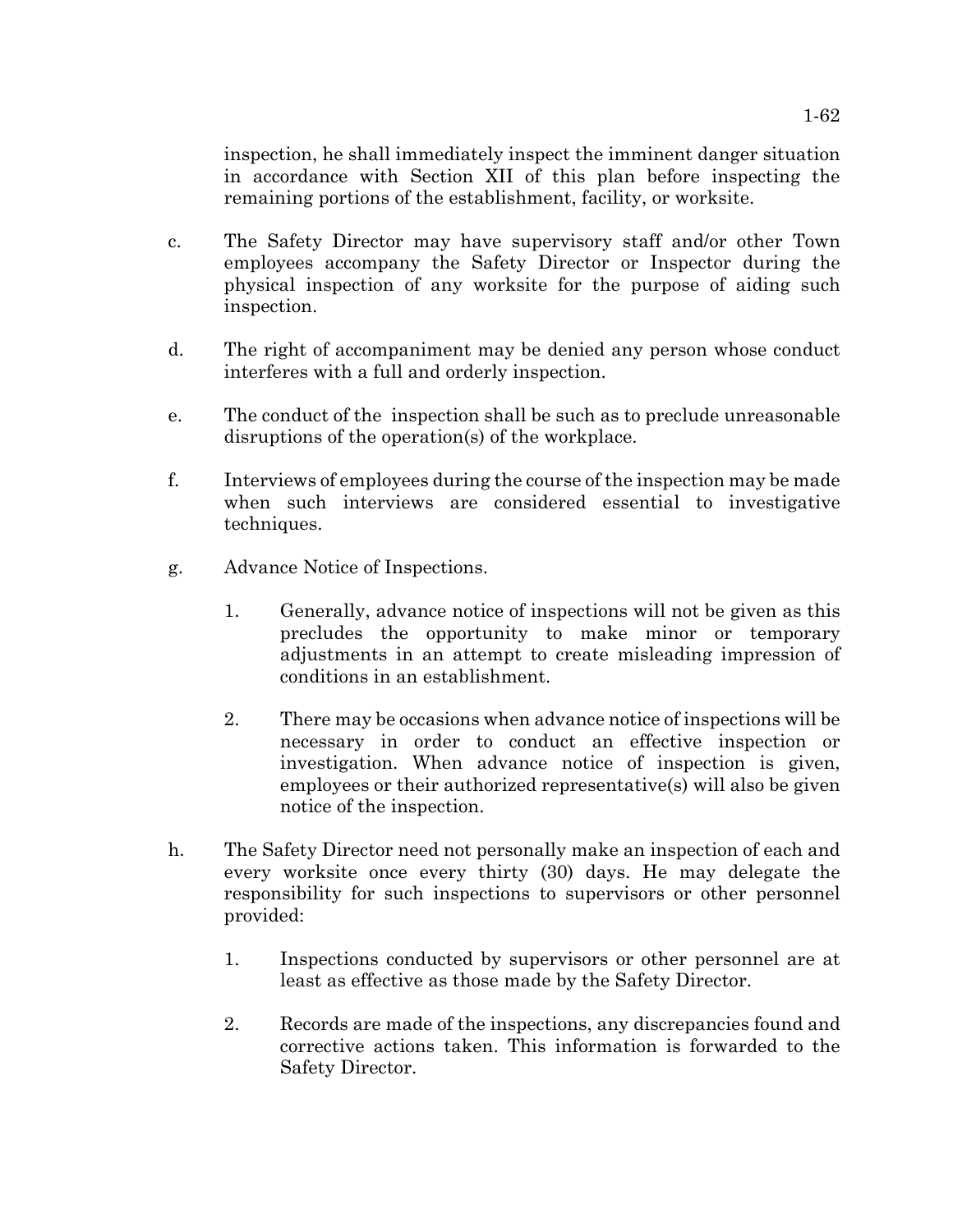inspection, he shall immediately inspect the imminent danger situation in accordance with Section XII of this plan before inspecting the remaining portions of the establishment, facility, or worksite.

c. The Safety Director may have supervisory staff and/or other Town employees accompany the Safety Director or Inspector during the physical inspection of any worksite for the purpose of aiding such inspection.

d. The right of accompaniment may be denied any person whose conduct interferes with a full and orderly inspection.

e. The conduct of the inspection shall be such as to preclude unreasonable disruptions of the operation(s) of the workplace.

f. Interviews of employees during the course of the inspection may be made when such interviews are considered essential to investigative techniques.

g. Advance Notice of Inspections.

   1. Generally, advance notice of inspections will not be given as this precludes the opportunity to make minor or temporary adjustments in an attempt to create misleading impression of conditions in an establishment.

   2. There may be occasions when advance notice of inspections will be necessary in order to conduct an effective inspection or investigation. When advance notice of inspection is given, employees or their authorized representative(s) will also be given notice of the inspection.

h. The Safety Director need not personally make an inspection of each and every worksite once every thirty (30) days. He may delegate the responsibility for such inspections to supervisors or other personnel provided:

   1. Inspections conducted by supervisors or other personnel are at least as effective as those made by the Safety Director.

   2. Records are made of the inspections, any discrepancies found and corrective actions taken. This information is forwarded to the Safety Director.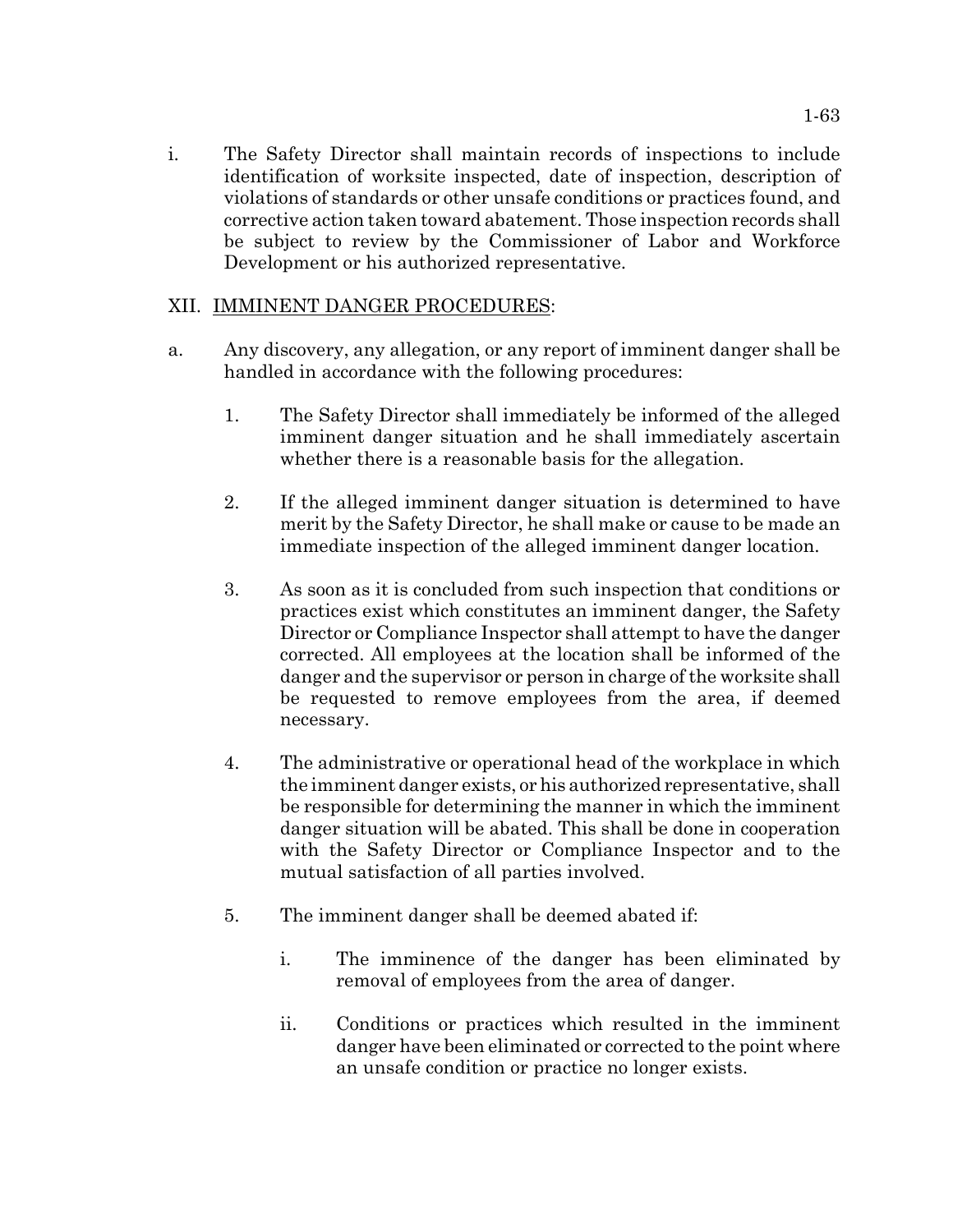i. The Safety Director shall maintain records of inspections to include identification of worksite inspected, date of inspection, description of violations of standards or other unsafe conditions or practices found, and corrective action taken toward abatement. Those inspection records shall be subject to review by the Commissioner of Labor and Workforce Development or his authorized representative.

## XII. IMMINENT DANGER PROCEDURES:

a. Any discovery, any allegation, or any report of imminent danger shall be handled in accordance with the following procedures:

   1. The Safety Director shall immediately be informed of the alleged imminent danger situation and he shall immediately ascertain whether there is a reasonable basis for the allegation.

   2. If the alleged imminent danger situation is determined to have merit by the Safety Director, he shall make or cause to be made an immediate inspection of the alleged imminent danger location.

   3. As soon as it is concluded from such inspection that conditions or practices exist which constitutes an imminent danger, the Safety Director or Compliance Inspector shall attempt to have the danger corrected. All employees at the location shall be informed of the danger and the supervisor or person in charge of the worksite shall be requested to remove employees from the area, if deemed necessary.

   4. The administrative or operational head of the workplace in which the imminent danger exists, or his authorized representative, shall be responsible for determining the manner in which the imminent danger situation will be abated. This shall be done in cooperation with the Safety Director or Compliance Inspector and to the mutual satisfaction of all parties involved.

   5. The imminent danger shall be deemed abated if:

      i. The imminence of the danger has been eliminated by removal of employees from the area of danger.

      ii. Conditions or practices which resulted in the imminent danger have been eliminated or corrected to the point where an unsafe condition or practice no longer exists.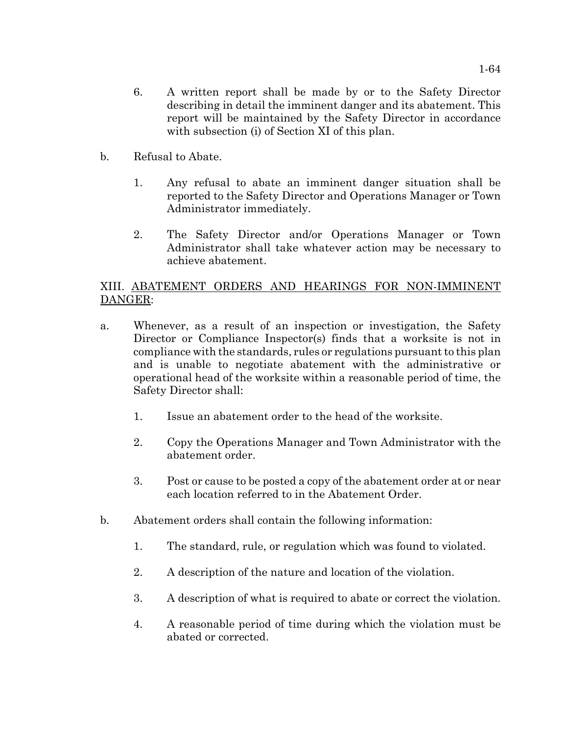6. A written report shall be made by or to the Safety Director describing in detail the imminent danger and its abatement. This report will be maintained by the Safety Director in accordance with subsection (i) of Section XI of this plan.

b. Refusal to Abate.

   1. Any refusal to abate an imminent danger situation shall be reported to the Safety Director and Operations Manager or Town Administrator immediately.

   2. The Safety Director and/or Operations Manager or Town Administrator shall take whatever action may be necessary to achieve abatement.

XIII. <u>ABATEMENT ORDERS AND HEARINGS FOR NON-IMMINENT DANGER</u>:

a. Whenever, as a result of an inspection or investigation, the Safety Director or Compliance Inspector(s) finds that a worksite is not in compliance with the standards, rules or regulations pursuant to this plan and is unable to negotiate abatement with the administrative or operational head of the worksite within a reasonable period of time, the Safety Director shall:

   1. Issue an abatement order to the head of the worksite.

   2. Copy the Operations Manager and Town Administrator with the abatement order.

   3. Post or cause to be posted a copy of the abatement order at or near each location referred to in the Abatement Order.

b. Abatement orders shall contain the following information:

   1. The standard, rule, or regulation which was found to violated.

   2. A description of the nature and location of the violation.

   3. A description of what is required to abate or correct the violation.

   4. A reasonable period of time during which the violation must be abated or corrected.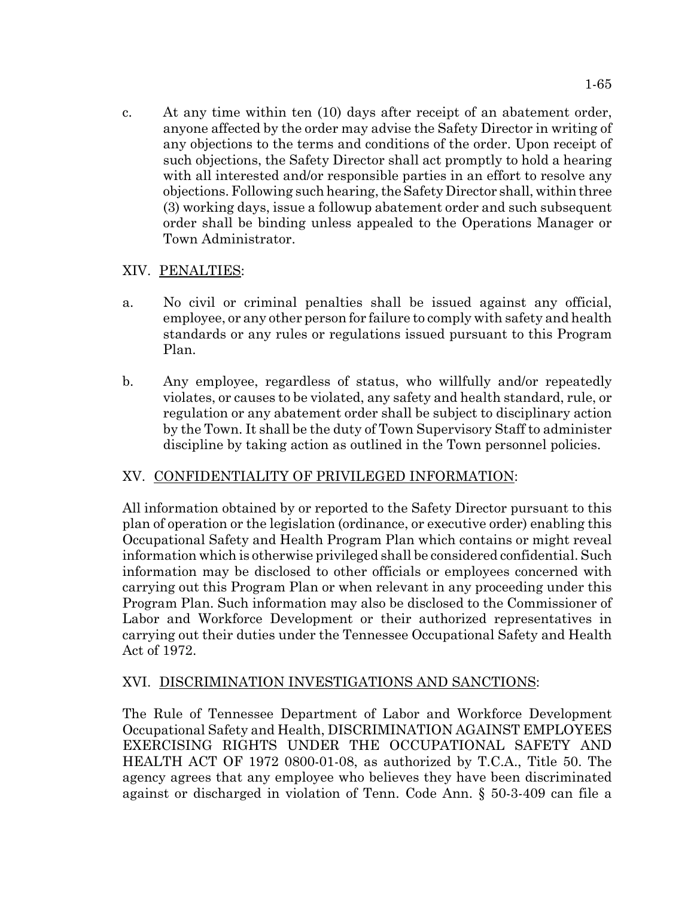c. At any time within ten (10) days after receipt of an abatement order, anyone affected by the order may advise the Safety Director in writing of any objections to the terms and conditions of the order. Upon receipt of such objections, the Safety Director shall act promptly to hold a hearing with all interested and/or responsible parties in an effort to resolve any objections. Following such hearing, the Safety Director shall, within three (3) working days, issue a followup abatement order and such subsequent order shall be binding unless appealed to the Operations Manager or Town Administrator.

## XIV. PENALTIES:

a. No civil or criminal penalties shall be issued against any official, employee, or any other person for failure to comply with safety and health standards or any rules or regulations issued pursuant to this Program Plan.

b. Any employee, regardless of status, who willfully and/or repeatedly violates, or causes to be violated, any safety and health standard, rule, or regulation or any abatement order shall be subject to disciplinary action by the Town. It shall be the duty of Town Supervisory Staff to administer discipline by taking action as outlined in the Town personnel policies.

## XV. CONFIDENTIALITY OF PRIVILEGED INFORMATION:

All information obtained by or reported to the Safety Director pursuant to this plan of operation or the legislation (ordinance, or executive order) enabling this Occupational Safety and Health Program Plan which contains or might reveal information which is otherwise privileged shall be considered confidential. Such information may be disclosed to other officials or employees concerned with carrying out this Program Plan or when relevant in any proceeding under this Program Plan. Such information may also be disclosed to the Commissioner of Labor and Workforce Development or their authorized representatives in carrying out their duties under the Tennessee Occupational Safety and Health Act of 1972.

## XVI. DISCRIMINATION INVESTIGATIONS AND SANCTIONS:

The Rule of Tennessee Department of Labor and Workforce Development Occupational Safety and Health, DISCRIMINATION AGAINST EMPLOYEES EXERCISING RIGHTS UNDER THE OCCUPATIONAL SAFETY AND HEALTH ACT OF 1972 0800-01-08, as authorized by T.C.A., Title 50. The agency agrees that any employee who believes they have been discriminated against or discharged in violation of Tenn. Code Ann. § 50-3-409 can file a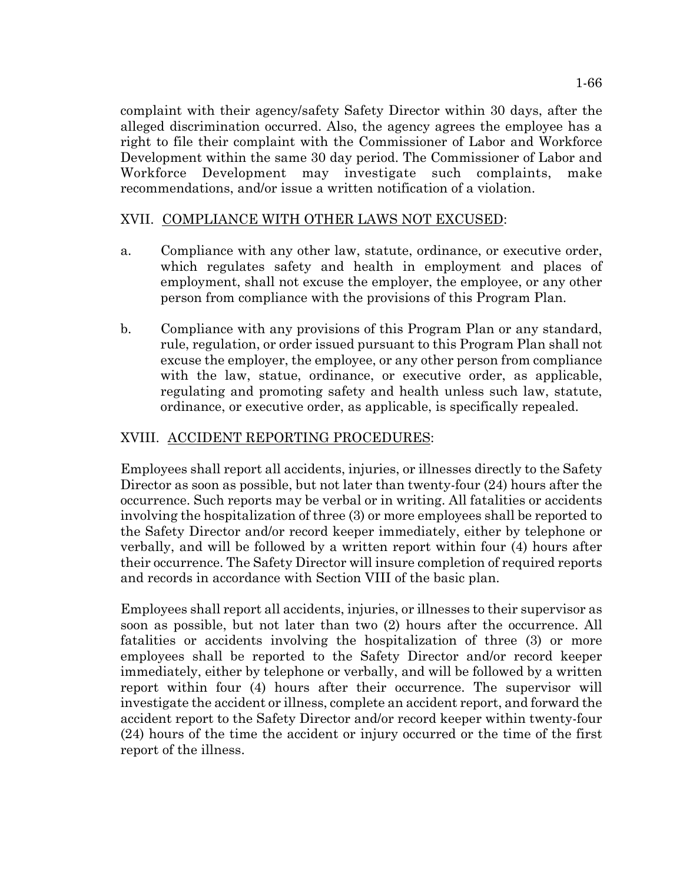complaint with their agency/safety Safety Director within 30 days, after the alleged discrimination occurred. Also, the agency agrees the employee has a right to file their complaint with the Commissioner of Labor and Workforce Development within the same 30 day period. The Commissioner of Labor and Workforce Development may investigate such complaints, make recommendations, and/or issue a written notification of a violation.

## XVII. COMPLIANCE WITH OTHER LAWS NOT EXCUSED:

a. Compliance with any other law, statute, ordinance, or executive order, which regulates safety and health in employment and places of employment, shall not excuse the employer, the employee, or any other person from compliance with the provisions of this Program Plan.

b. Compliance with any provisions of this Program Plan or any standard, rule, regulation, or order issued pursuant to this Program Plan shall not excuse the employer, the employee, or any other person from compliance with the law, statue, ordinance, or executive order, as applicable, regulating and promoting safety and health unless such law, statute, ordinance, or executive order, as applicable, is specifically repealed.

## XVIII. ACCIDENT REPORTING PROCEDURES:

Employees shall report all accidents, injuries, or illnesses directly to the Safety Director as soon as possible, but not later than twenty-four (24) hours after the occurrence. Such reports may be verbal or in writing. All fatalities or accidents involving the hospitalization of three (3) or more employees shall be reported to the Safety Director and/or record keeper immediately, either by telephone or verbally, and will be followed by a written report within four (4) hours after their occurrence. The Safety Director will insure completion of required reports and records in accordance with Section VIII of the basic plan.

Employees shall report all accidents, injuries, or illnesses to their supervisor as soon as possible, but not later than two (2) hours after the occurrence. All fatalities or accidents involving the hospitalization of three (3) or more employees shall be reported to the Safety Director and/or record keeper immediately, either by telephone or verbally, and will be followed by a written report within four (4) hours after their occurrence. The supervisor will investigate the accident or illness, complete an accident report, and forward the accident report to the Safety Director and/or record keeper within twenty-four (24) hours of the time the accident or injury occurred or the time of the first report of the illness.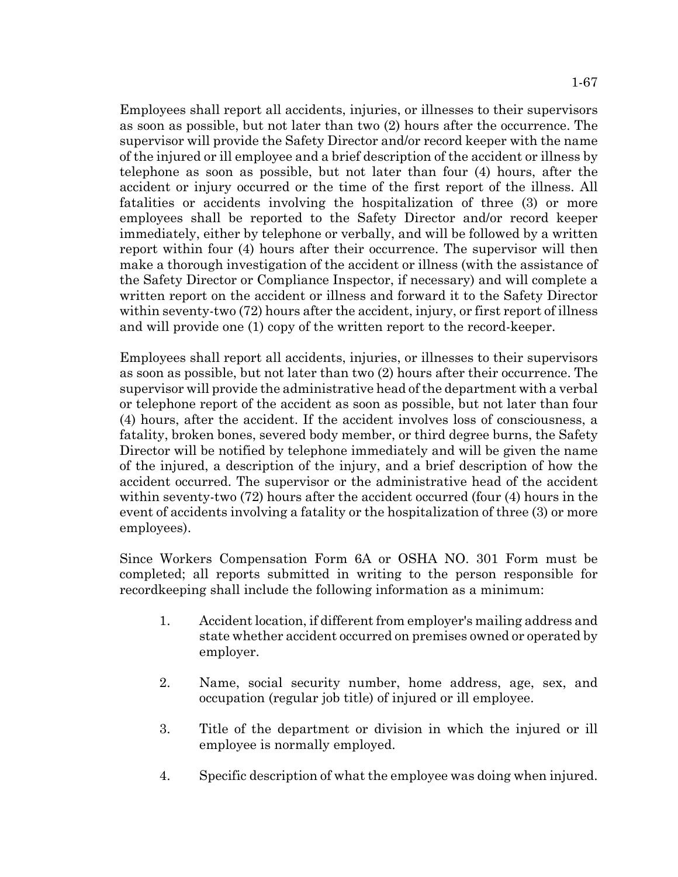Employees shall report all accidents, injuries, or illnesses to their supervisors as soon as possible, but not later than two (2) hours after the occurrence. The supervisor will provide the Safety Director and/or record keeper with the name of the injured or ill employee and a brief description of the accident or illness by telephone as soon as possible, but not later than four (4) hours, after the accident or injury occurred or the time of the first report of the illness. All fatalities or accidents involving the hospitalization of three (3) or more employees shall be reported to the Safety Director and/or record keeper immediately, either by telephone or verbally, and will be followed by a written report within four (4) hours after their occurrence. The supervisor will then make a thorough investigation of the accident or illness (with the assistance of the Safety Director or Compliance Inspector, if necessary) and will complete a written report on the accident or illness and forward it to the Safety Director within seventy-two (72) hours after the accident, injury, or first report of illness and will provide one (1) copy of the written report to the record-keeper.

Employees shall report all accidents, injuries, or illnesses to their supervisors as soon as possible, but not later than two (2) hours after their occurrence. The supervisor will provide the administrative head of the department with a verbal or telephone report of the accident as soon as possible, but not later than four (4) hours, after the accident. If the accident involves loss of consciousness, a fatality, broken bones, severed body member, or third degree burns, the Safety Director will be notified by telephone immediately and will be given the name of the injured, a description of the injury, and a brief description of how the accident occurred. The supervisor or the administrative head of the accident within seventy-two (72) hours after the accident occurred (four (4) hours in the event of accidents involving a fatality or the hospitalization of three (3) or more employees).

Since Workers Compensation Form 6A or OSHA NO. 301 Form must be completed; all reports submitted in writing to the person responsible for recordkeeping shall include the following information as a minimum:

1. Accident location, if different from employer's mailing address and state whether accident occurred on premises owned or operated by employer.

2. Name, social security number, home address, age, sex, and occupation (regular job title) of injured or ill employee.

3. Title of the department or division in which the injured or ill employee is normally employed.

4. Specific description of what the employee was doing when injured.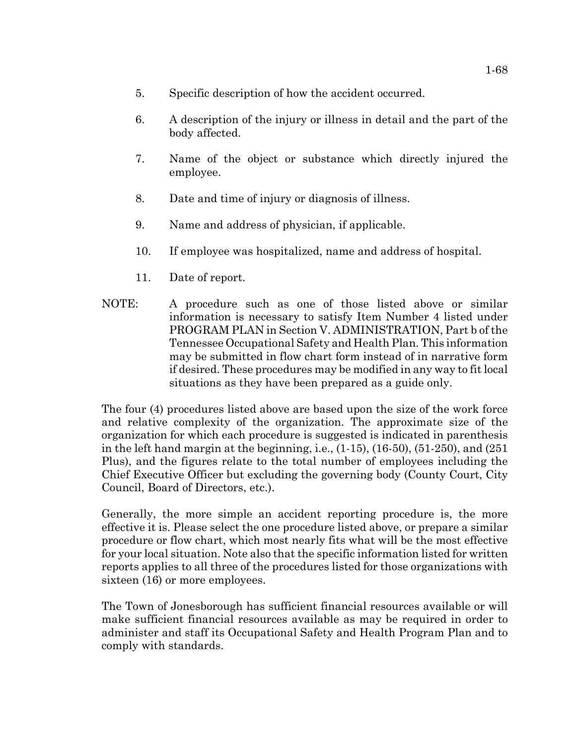5. Specific description of how the accident occurred.

6. A description of the injury or illness in detail and the part of the body affected.

7. Name of the object or substance which directly injured the employee.

8. Date and time of injury or diagnosis of illness.

9. Name and address of physician, if applicable.

10. If employee was hospitalized, name and address of hospital.

11. Date of report.

NOTE: A procedure such as one of those listed above or similar information is necessary to satisfy Item Number 4 listed under PROGRAM PLAN in Section V. ADMINISTRATION, Part b of the Tennessee Occupational Safety and Health Plan. This information may be submitted in flow chart form instead of in narrative form if desired. These procedures may be modified in any way to fit local situations as they have been prepared as a guide only.

The four (4) procedures listed above are based upon the size of the work force and relative complexity of the organization. The approximate size of the organization for which each procedure is suggested is indicated in parenthesis in the left hand margin at the beginning, i.e., (1-15), (16-50), (51-250), and (251 Plus), and the figures relate to the total number of employees including the Chief Executive Officer but excluding the governing body (County Court, City Council, Board of Directors, etc.).

Generally, the more simple an accident reporting procedure is, the more effective it is. Please select the one procedure listed above, or prepare a similar procedure or flow chart, which most nearly fits what will be the most effective for your local situation. Note also that the specific information listed for written reports applies to all three of the procedures listed for those organizations with sixteen (16) or more employees.

The Town of Jonesborough has sufficient financial resources available or will make sufficient financial resources available as may be required in order to administer and staff its Occupational Safety and Health Program Plan and to comply with standards.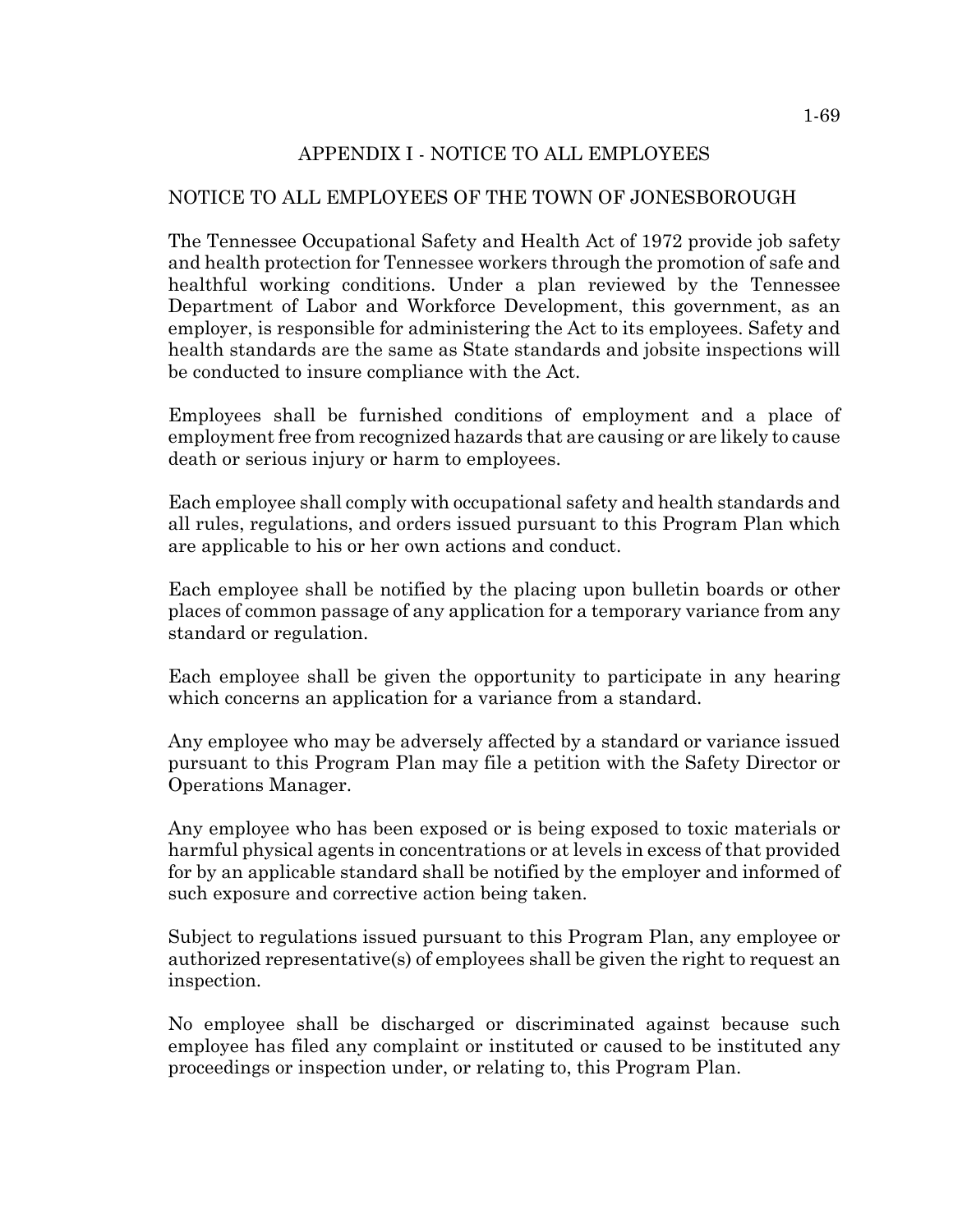## APPENDIX I - NOTICE TO ALL EMPLOYEES

### NOTICE TO ALL EMPLOYEES OF THE TOWN OF JONESBOROUGH

The Tennessee Occupational Safety and Health Act of 1972 provide job safety and health protection for Tennessee workers through the promotion of safe and healthful working conditions. Under a plan reviewed by the Tennessee Department of Labor and Workforce Development, this government, as an employer, is responsible for administering the Act to its employees. Safety and health standards are the same as State standards and jobsite inspections will be conducted to insure compliance with the Act.

Employees shall be furnished conditions of employment and a place of employment free from recognized hazards that are causing or are likely to cause death or serious injury or harm to employees.

Each employee shall comply with occupational safety and health standards and all rules, regulations, and orders issued pursuant to this Program Plan which are applicable to his or her own actions and conduct.

Each employee shall be notified by the placing upon bulletin boards or other places of common passage of any application for a temporary variance from any standard or regulation.

Each employee shall be given the opportunity to participate in any hearing which concerns an application for a variance from a standard.

Any employee who may be adversely affected by a standard or variance issued pursuant to this Program Plan may file a petition with the Safety Director or Operations Manager.

Any employee who has been exposed or is being exposed to toxic materials or harmful physical agents in concentrations or at levels in excess of that provided for by an applicable standard shall be notified by the employer and informed of such exposure and corrective action being taken.

Subject to regulations issued pursuant to this Program Plan, any employee or authorized representative(s) of employees shall be given the right to request an inspection.

No employee shall be discharged or discriminated against because such employee has filed any complaint or instituted or caused to be instituted any proceedings or inspection under, or relating to, this Program Plan.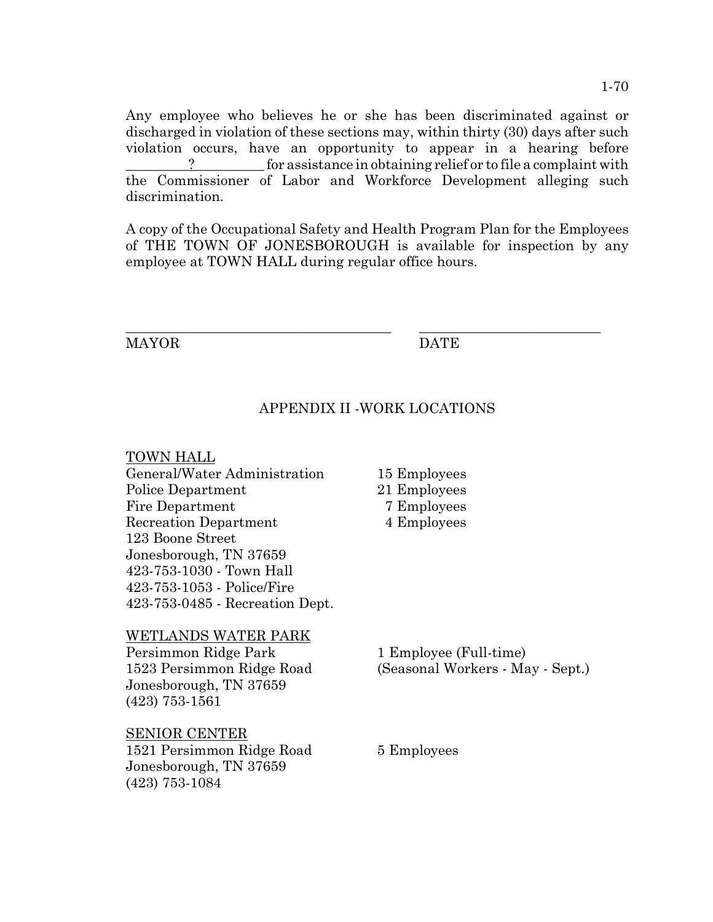Any employee who believes he or she has been discriminated against or discharged in violation of these sections may, within thirty (30) days after such violation occurs, have an opportunity to appear in a hearing before \_\_\_\_\_\_\_\_\_?\_\_\_\_\_\_\_\_\_\_ for assistance in obtaining relief or to file a complaint with the Commissioner of Labor and Workforce Development alleging such discrimination.

A copy of the Occupational Safety and Health Program Plan for the Employees of THE TOWN OF JONESBOROUGH is available for inspection by any employee at TOWN HALL during regular office hours.

\_\_\_\_\_\_\_\_\_\_\_\_\_\_\_\_\_\_\_\_\_\_\_\_\_\_\_\_\_\_\_\_\_\_\_\_\_\_ \_\_\_\_\_\_\_\_\_\_\_\_\_\_\_\_\_\_\_\_\_\_\_\_\_\_

MAYOR DATE

## APPENDIX II -WORK LOCATIONS

TOWN HALL

| | |
|---|---|
| General/Water Administration | 15 Employees |
| Police Department | 21 Employees |
| Fire Department | 7 Employees |
| Recreation Department | 4 Employees |

123 Boone Street
Jonesborough, TN 37659
423-753-1030 - Town Hall
423-753-1053 - Police/Fire
423-753-0485 - Recreation Dept.

WETLANDS WATER PARK

| | |
|---|---|
| Persimmon Ridge Park | 1 Employee (Full-time) |
| 1523 Persimmon Ridge Road | (Seasonal Workers - May - Sept.) |

Jonesborough, TN 37659
(423) 753-1561

SENIOR CENTER

| | |
|---|---|
| 1521 Persimmon Ridge Road | 5 Employees |

Jonesborough, TN 37659
(423) 753-1084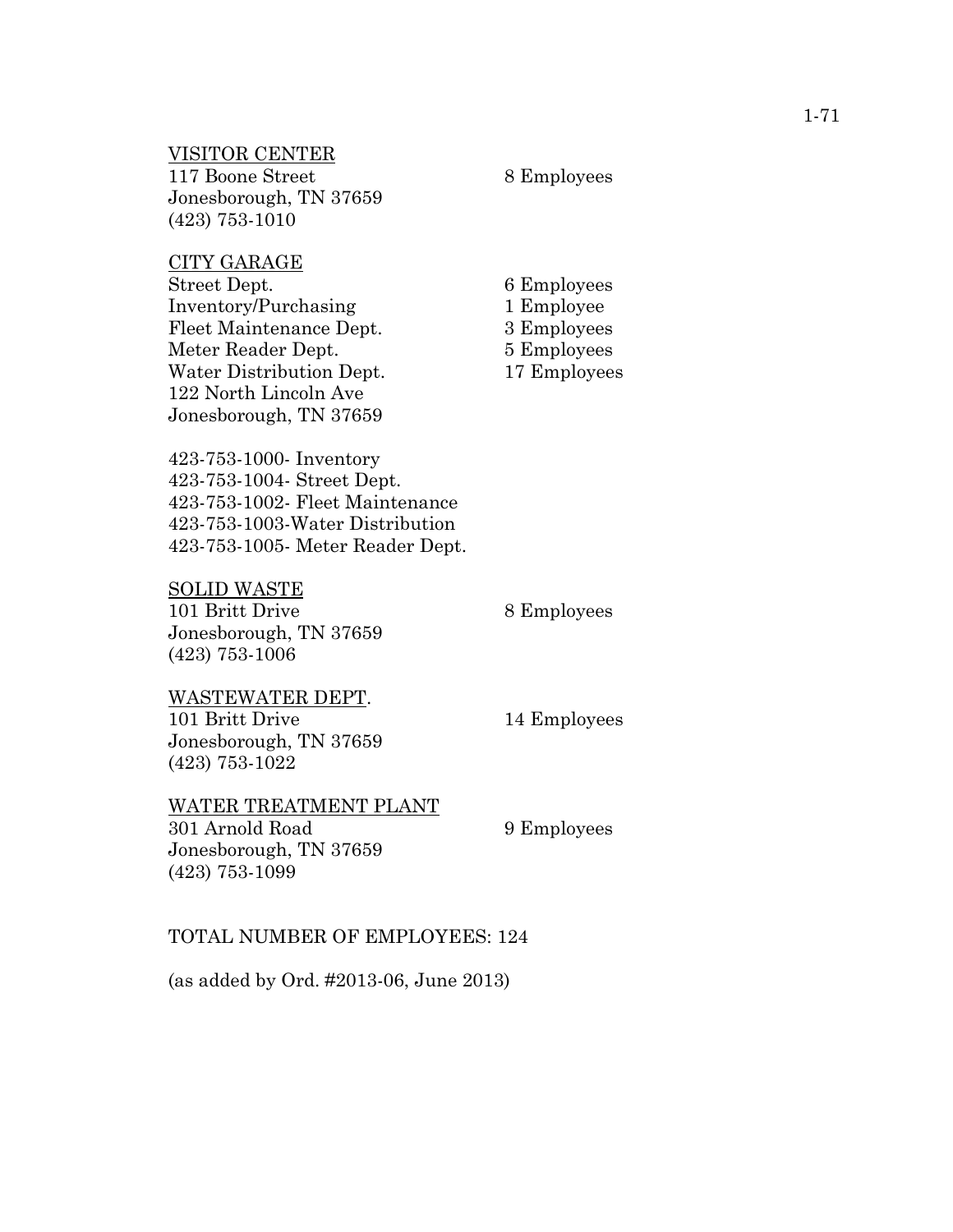<u>VISITOR CENTER</u>

117 Boone Street — 8 Employees
Jonesborough, TN 37659
(423) 753-1010

<u>CITY GARAGE</u>

| | |
|---|---|
| Street Dept. | 6 Employees |
| Inventory/Purchasing | 1 Employee |
| Fleet Maintenance Dept. | 3 Employees |
| Meter Reader Dept. | 5 Employees |
| Water Distribution Dept. | 17 Employees |

122 North Lincoln Ave
Jonesborough, TN 37659

423-753-1000- Inventory
423-753-1004- Street Dept.
423-753-1002- Fleet Maintenance
423-753-1003-Water Distribution
423-753-1005- Meter Reader Dept.

<u>SOLID WASTE</u>

101 Britt Drive — 8 Employees
Jonesborough, TN 37659
(423) 753-1006

<u>WASTEWATER DEPT</u>.

101 Britt Drive — 14 Employees
Jonesborough, TN 37659
(423) 753-1022

<u>WATER TREATMENT PLANT</u>

301 Arnold Road — 9 Employees
Jonesborough, TN 37659
(423) 753-1099

TOTAL NUMBER OF EMPLOYEES: 124

(as added by Ord. #2013-06, June 2013)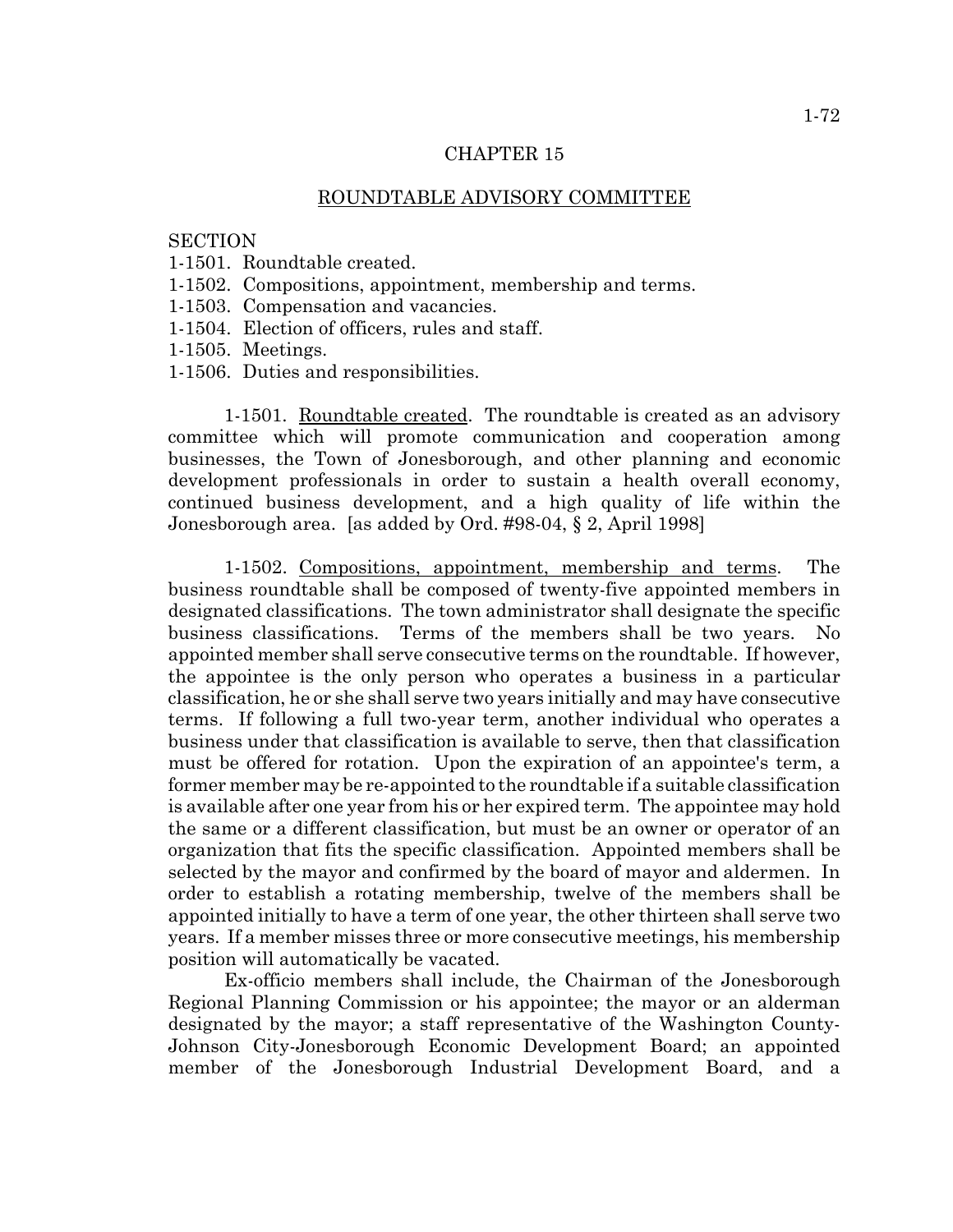# CHAPTER 15

## ROUNDTABLE ADVISORY COMMITTEE

SECTION
1-1501. Roundtable created.
1-1502. Compositions, appointment, membership and terms.
1-1503. Compensation and vacancies.
1-1504. Election of officers, rules and staff.
1-1505. Meetings.
1-1506. Duties and responsibilities.

1-1501. Roundtable created. The roundtable is created as an advisory committee which will promote communication and cooperation among businesses, the Town of Jonesborough, and other planning and economic development professionals in order to sustain a health overall economy, continued business development, and a high quality of life within the Jonesborough area. [as added by Ord. #98-04, § 2, April 1998]

1-1502. Compositions, appointment, membership and terms. The business roundtable shall be composed of twenty-five appointed members in designated classifications. The town administrator shall designate the specific business classifications. Terms of the members shall be two years. No appointed member shall serve consecutive terms on the roundtable. If however, the appointee is the only person who operates a business in a particular classification, he or she shall serve two years initially and may have consecutive terms. If following a full two-year term, another individual who operates a business under that classification is available to serve, then that classification must be offered for rotation. Upon the expiration of an appointee's term, a former member may be re-appointed to the roundtable if a suitable classification is available after one year from his or her expired term. The appointee may hold the same or a different classification, but must be an owner or operator of an organization that fits the specific classification. Appointed members shall be selected by the mayor and confirmed by the board of mayor and aldermen. In order to establish a rotating membership, twelve of the members shall be appointed initially to have a term of one year, the other thirteen shall serve two years. If a member misses three or more consecutive meetings, his membership position will automatically be vacated.

Ex-officio members shall include, the Chairman of the Jonesborough Regional Planning Commission or his appointee; the mayor or an alderman designated by the mayor; a staff representative of the Washington County-Johnson City-Jonesborough Economic Development Board; an appointed member of the Jonesborough Industrial Development Board, and a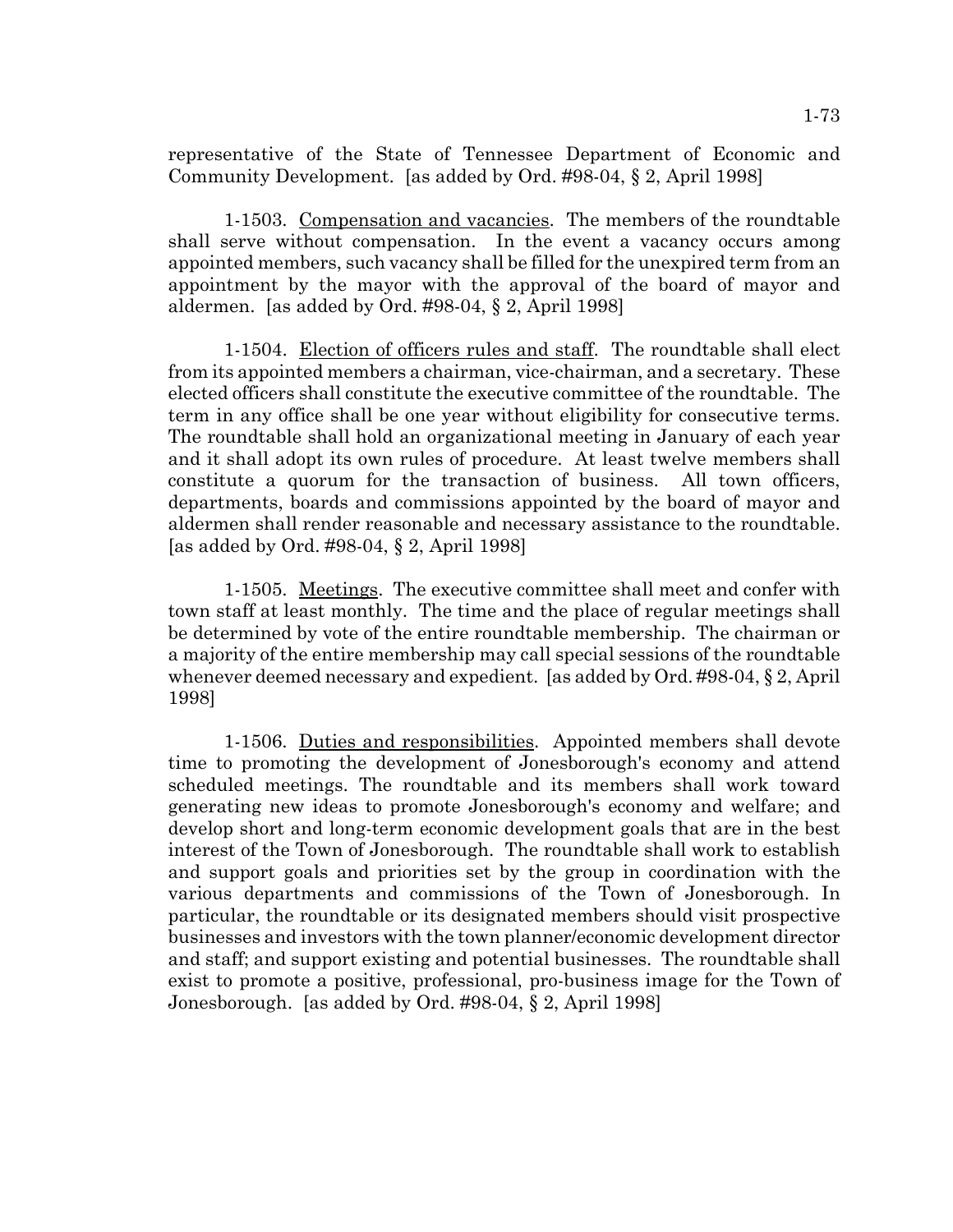representative of the State of Tennessee Department of Economic and Community Development. [as added by Ord. #98-04, § 2, April 1998]

1-1503. Compensation and vacancies. The members of the roundtable shall serve without compensation. In the event a vacancy occurs among appointed members, such vacancy shall be filled for the unexpired term from an appointment by the mayor with the approval of the board of mayor and aldermen. [as added by Ord. #98-04, § 2, April 1998]

1-1504. Election of officers rules and staff. The roundtable shall elect from its appointed members a chairman, vice-chairman, and a secretary. These elected officers shall constitute the executive committee of the roundtable. The term in any office shall be one year without eligibility for consecutive terms. The roundtable shall hold an organizational meeting in January of each year and it shall adopt its own rules of procedure. At least twelve members shall constitute a quorum for the transaction of business. All town officers, departments, boards and commissions appointed by the board of mayor and aldermen shall render reasonable and necessary assistance to the roundtable. [as added by Ord. #98-04, § 2, April 1998]

1-1505. Meetings. The executive committee shall meet and confer with town staff at least monthly. The time and the place of regular meetings shall be determined by vote of the entire roundtable membership. The chairman or a majority of the entire membership may call special sessions of the roundtable whenever deemed necessary and expedient. [as added by Ord. #98-04, § 2, April 1998]

1-1506. Duties and responsibilities. Appointed members shall devote time to promoting the development of Jonesborough's economy and attend scheduled meetings. The roundtable and its members shall work toward generating new ideas to promote Jonesborough's economy and welfare; and develop short and long-term economic development goals that are in the best interest of the Town of Jonesborough. The roundtable shall work to establish and support goals and priorities set by the group in coordination with the various departments and commissions of the Town of Jonesborough. In particular, the roundtable or its designated members should visit prospective businesses and investors with the town planner/economic development director and staff; and support existing and potential businesses. The roundtable shall exist to promote a positive, professional, pro-business image for the Town of Jonesborough. [as added by Ord. #98-04, § 2, April 1998]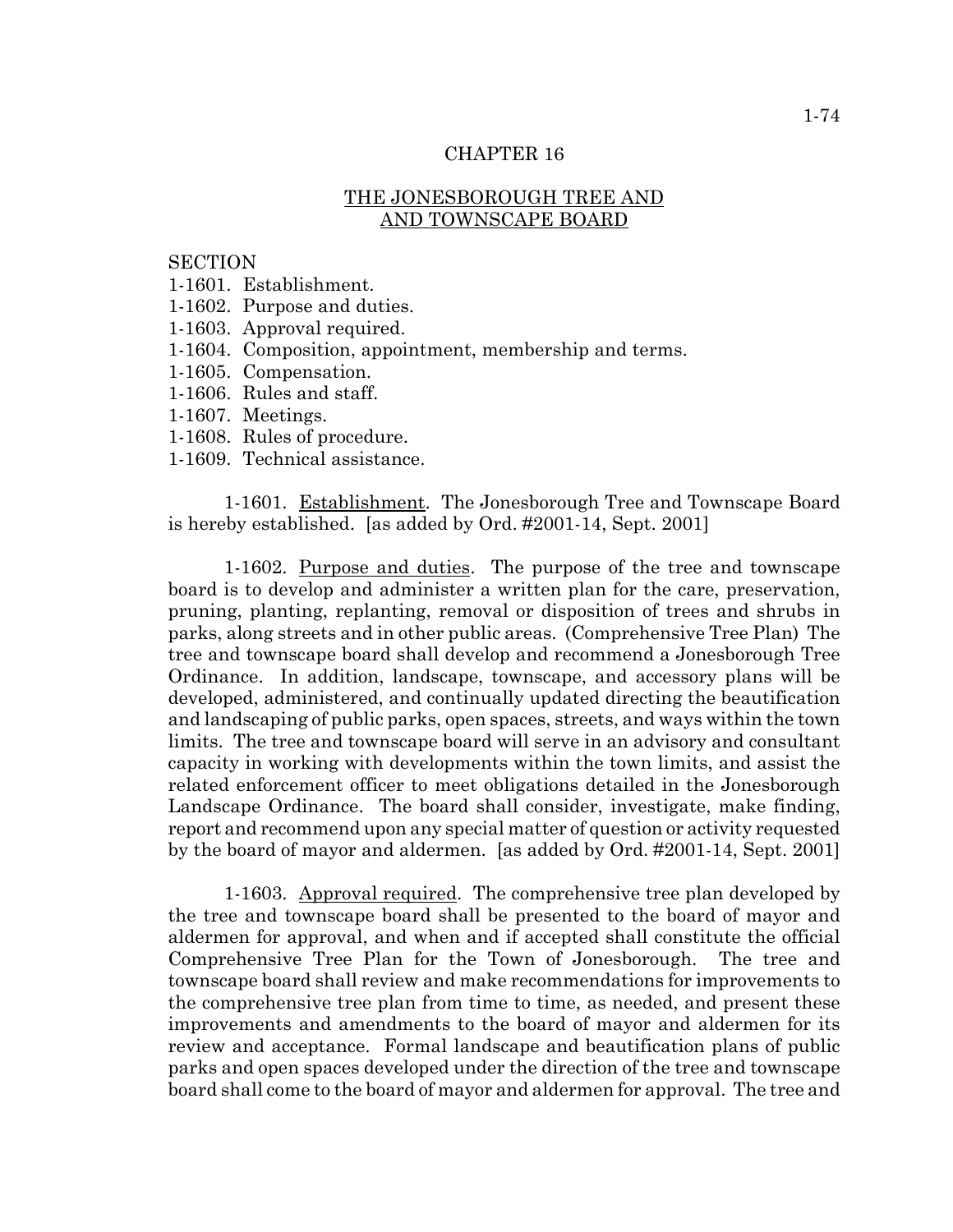# CHAPTER 16

## THE JONESBOROUGH TREE AND AND TOWNSCAPE BOARD

SECTION
1-1601. Establishment.
1-1602. Purpose and duties.
1-1603. Approval required.
1-1604. Composition, appointment, membership and terms.
1-1605. Compensation.
1-1606. Rules and staff.
1-1607. Meetings.
1-1608. Rules of procedure.
1-1609. Technical assistance.

1-1601. Establishment. The Jonesborough Tree and Townscape Board is hereby established. [as added by Ord. #2001-14, Sept. 2001]

1-1602. Purpose and duties. The purpose of the tree and townscape board is to develop and administer a written plan for the care, preservation, pruning, planting, replanting, removal or disposition of trees and shrubs in parks, along streets and in other public areas. (Comprehensive Tree Plan) The tree and townscape board shall develop and recommend a Jonesborough Tree Ordinance. In addition, landscape, townscape, and accessory plans will be developed, administered, and continually updated directing the beautification and landscaping of public parks, open spaces, streets, and ways within the town limits. The tree and townscape board will serve in an advisory and consultant capacity in working with developments within the town limits, and assist the related enforcement officer to meet obligations detailed in the Jonesborough Landscape Ordinance. The board shall consider, investigate, make finding, report and recommend upon any special matter of question or activity requested by the board of mayor and aldermen. [as added by Ord. #2001-14, Sept. 2001]

1-1603. Approval required. The comprehensive tree plan developed by the tree and townscape board shall be presented to the board of mayor and aldermen for approval, and when and if accepted shall constitute the official Comprehensive Tree Plan for the Town of Jonesborough. The tree and townscape board shall review and make recommendations for improvements to the comprehensive tree plan from time to time, as needed, and present these improvements and amendments to the board of mayor and aldermen for its review and acceptance. Formal landscape and beautification plans of public parks and open spaces developed under the direction of the tree and townscape board shall come to the board of mayor and aldermen for approval. The tree and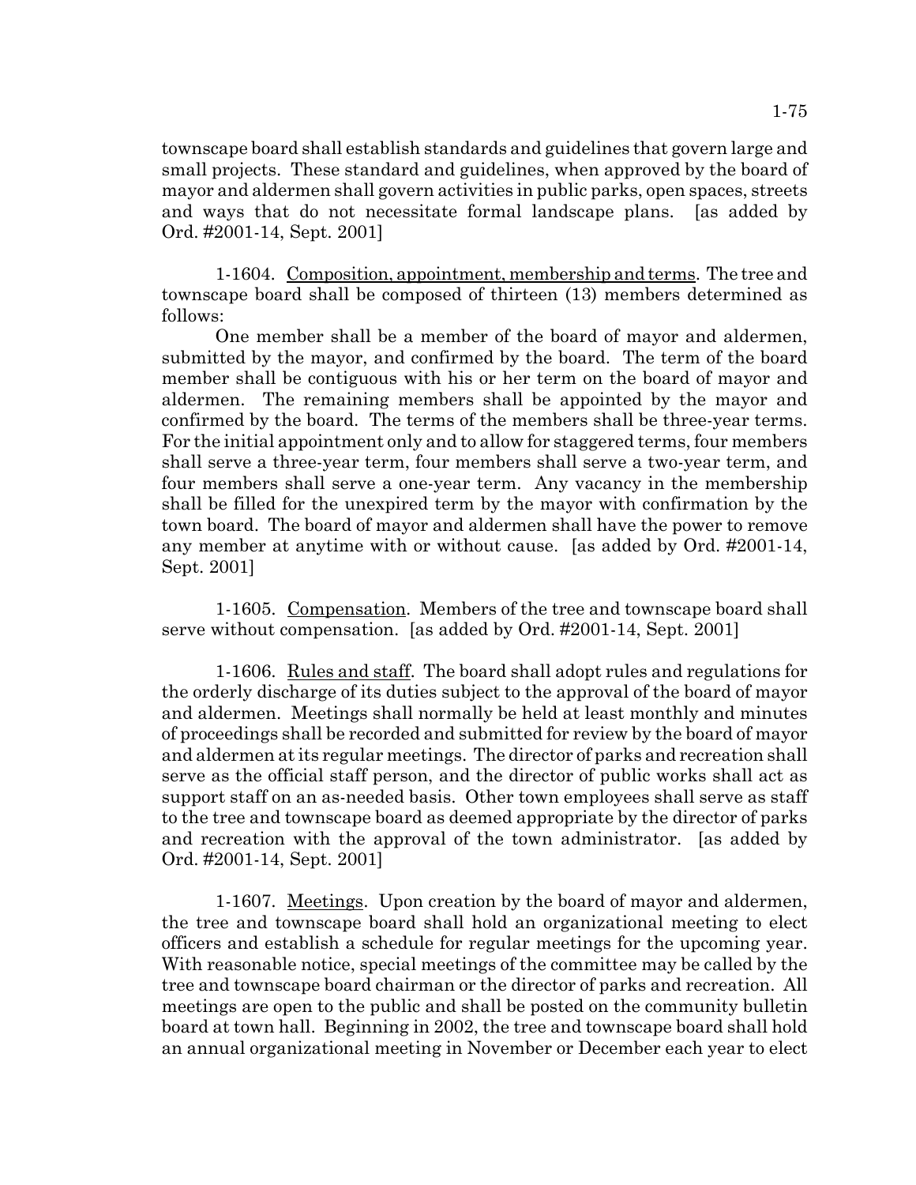townscape board shall establish standards and guidelines that govern large and small projects. These standard and guidelines, when approved by the board of mayor and aldermen shall govern activities in public parks, open spaces, streets and ways that do not necessitate formal landscape plans. [as added by Ord. #2001-14, Sept. 2001]

1-1604. Composition, appointment, membership and terms. The tree and townscape board shall be composed of thirteen (13) members determined as follows:

One member shall be a member of the board of mayor and aldermen, submitted by the mayor, and confirmed by the board. The term of the board member shall be contiguous with his or her term on the board of mayor and aldermen. The remaining members shall be appointed by the mayor and confirmed by the board. The terms of the members shall be three-year terms. For the initial appointment only and to allow for staggered terms, four members shall serve a three-year term, four members shall serve a two-year term, and four members shall serve a one-year term. Any vacancy in the membership shall be filled for the unexpired term by the mayor with confirmation by the town board. The board of mayor and aldermen shall have the power to remove any member at anytime with or without cause. [as added by Ord. #2001-14, Sept. 2001]

1-1605. Compensation. Members of the tree and townscape board shall serve without compensation. [as added by Ord. #2001-14, Sept. 2001]

1-1606. Rules and staff. The board shall adopt rules and regulations for the orderly discharge of its duties subject to the approval of the board of mayor and aldermen. Meetings shall normally be held at least monthly and minutes of proceedings shall be recorded and submitted for review by the board of mayor and aldermen at its regular meetings. The director of parks and recreation shall serve as the official staff person, and the director of public works shall act as support staff on an as-needed basis. Other town employees shall serve as staff to the tree and townscape board as deemed appropriate by the director of parks and recreation with the approval of the town administrator. [as added by Ord. #2001-14, Sept. 2001]

1-1607. Meetings. Upon creation by the board of mayor and aldermen, the tree and townscape board shall hold an organizational meeting to elect officers and establish a schedule for regular meetings for the upcoming year. With reasonable notice, special meetings of the committee may be called by the tree and townscape board chairman or the director of parks and recreation. All meetings are open to the public and shall be posted on the community bulletin board at town hall. Beginning in 2002, the tree and townscape board shall hold an annual organizational meeting in November or December each year to elect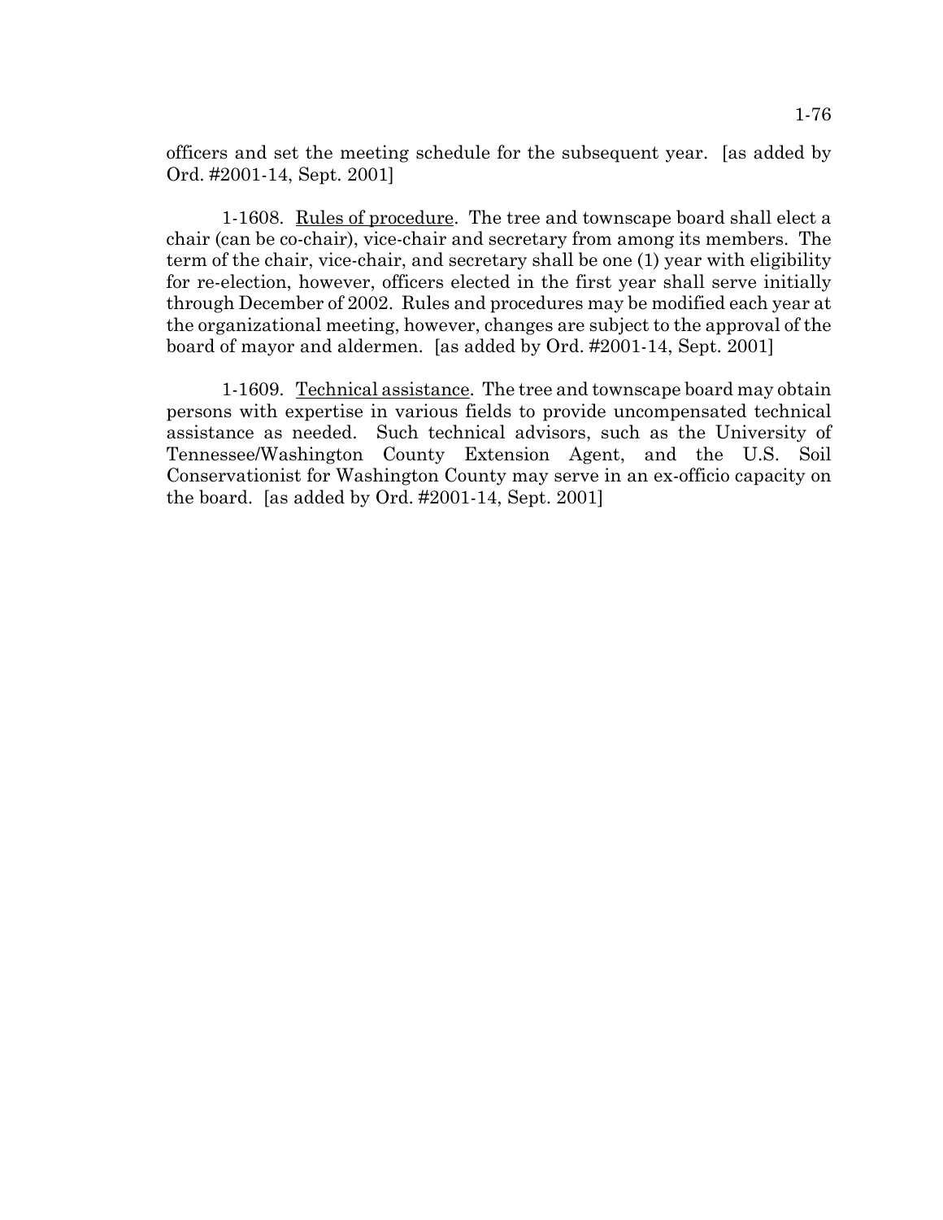officers and set the meeting schedule for the subsequent year. [as added by Ord. #2001-14, Sept. 2001]

1-1608. Rules of procedure. The tree and townscape board shall elect a chair (can be co-chair), vice-chair and secretary from among its members. The term of the chair, vice-chair, and secretary shall be one (1) year with eligibility for re-election, however, officers elected in the first year shall serve initially through December of 2002. Rules and procedures may be modified each year at the organizational meeting, however, changes are subject to the approval of the board of mayor and aldermen. [as added by Ord. #2001-14, Sept. 2001]

1-1609. Technical assistance. The tree and townscape board may obtain persons with expertise in various fields to provide uncompensated technical assistance as needed. Such technical advisors, such as the University of Tennessee/Washington County Extension Agent, and the U.S. Soil Conservationist for Washington County may serve in an ex-officio capacity on the board. [as added by Ord. #2001-14, Sept. 2001]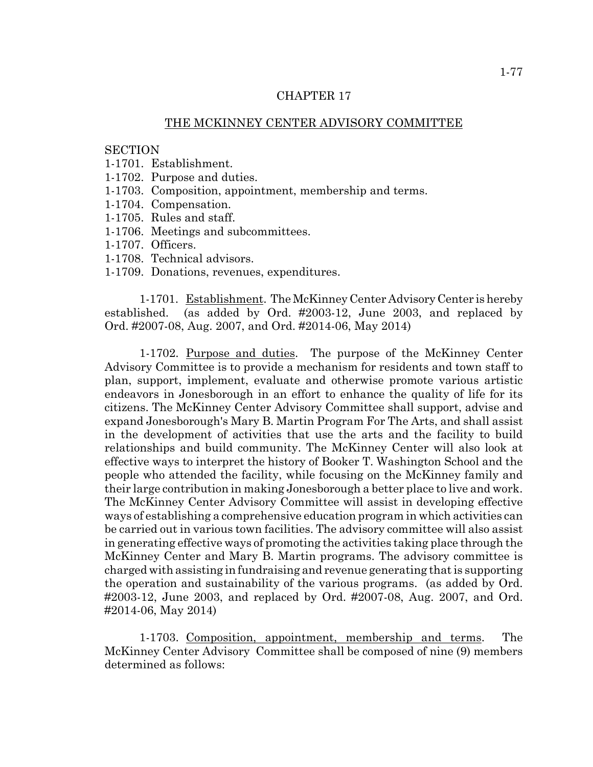# CHAPTER 17

## THE MCKINNEY CENTER ADVISORY COMMITTEE

SECTION
1-1701. Establishment.
1-1702. Purpose and duties.
1-1703. Composition, appointment, membership and terms.
1-1704. Compensation.
1-1705. Rules and staff.
1-1706. Meetings and subcommittees.
1-1707. Officers.
1-1708. Technical advisors.
1-1709. Donations, revenues, expenditures.

1-1701. Establishment. The McKinney Center Advisory Center is hereby established. (as added by Ord. #2003-12, June 2003, and replaced by Ord. #2007-08, Aug. 2007, and Ord. #2014-06, May 2014)

1-1702. Purpose and duties. The purpose of the McKinney Center Advisory Committee is to provide a mechanism for residents and town staff to plan, support, implement, evaluate and otherwise promote various artistic endeavors in Jonesborough in an effort to enhance the quality of life for its citizens. The McKinney Center Advisory Committee shall support, advise and expand Jonesborough's Mary B. Martin Program For The Arts, and shall assist in the development of activities that use the arts and the facility to build relationships and build community. The McKinney Center will also look at effective ways to interpret the history of Booker T. Washington School and the people who attended the facility, while focusing on the McKinney family and their large contribution in making Jonesborough a better place to live and work. The McKinney Center Advisory Committee will assist in developing effective ways of establishing a comprehensive education program in which activities can be carried out in various town facilities. The advisory committee will also assist in generating effective ways of promoting the activities taking place through the McKinney Center and Mary B. Martin programs. The advisory committee is charged with assisting in fundraising and revenue generating that is supporting the operation and sustainability of the various programs. (as added by Ord. #2003-12, June 2003, and replaced by Ord. #2007-08, Aug. 2007, and Ord. #2014-06, May 2014)

1-1703. Composition, appointment, membership and terms. The McKinney Center Advisory Committee shall be composed of nine (9) members determined as follows: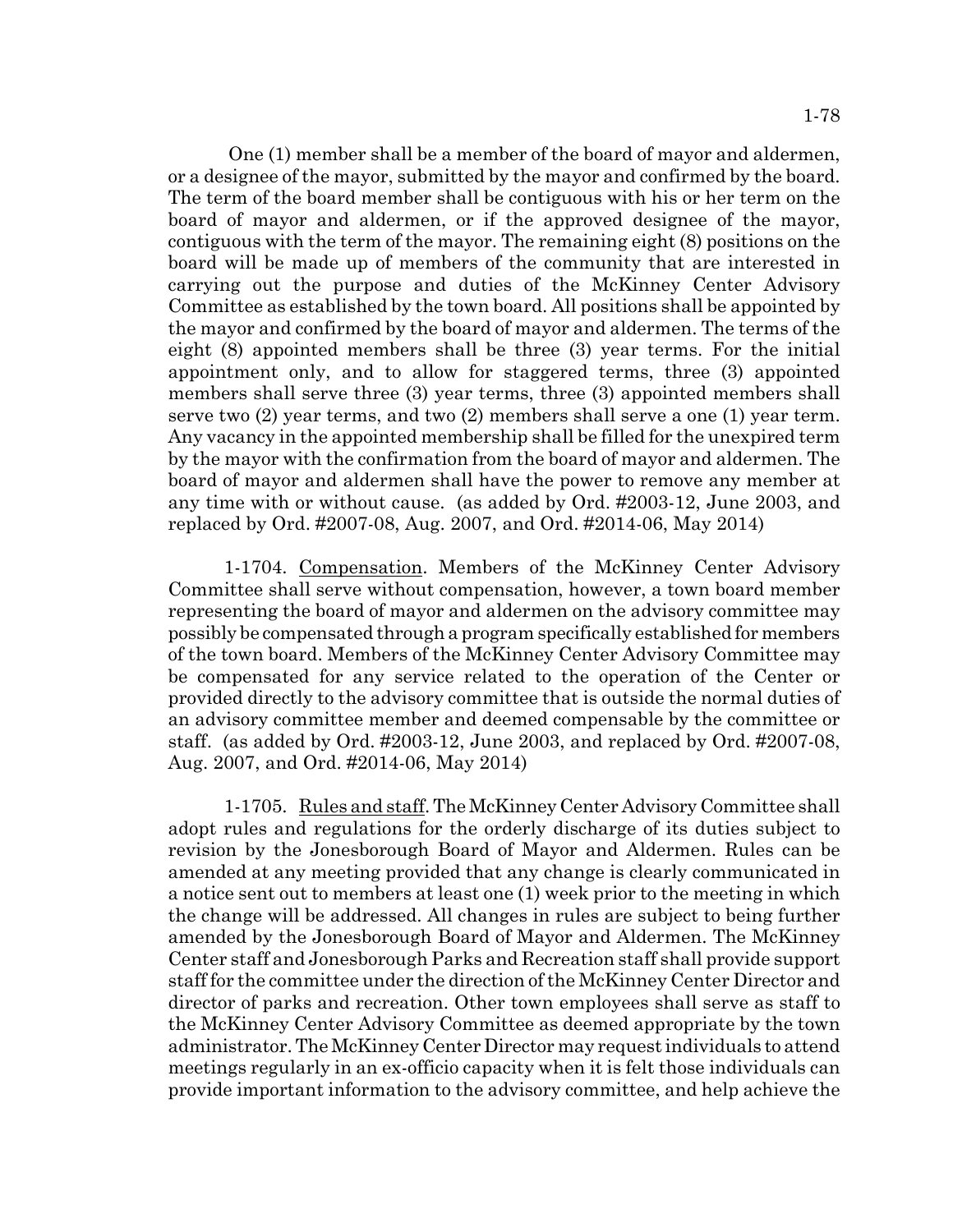One (1) member shall be a member of the board of mayor and aldermen, or a designee of the mayor, submitted by the mayor and confirmed by the board. The term of the board member shall be contiguous with his or her term on the board of mayor and aldermen, or if the approved designee of the mayor, contiguous with the term of the mayor. The remaining eight (8) positions on the board will be made up of members of the community that are interested in carrying out the purpose and duties of the McKinney Center Advisory Committee as established by the town board. All positions shall be appointed by the mayor and confirmed by the board of mayor and aldermen. The terms of the eight (8) appointed members shall be three (3) year terms. For the initial appointment only, and to allow for staggered terms, three (3) appointed members shall serve three (3) year terms, three (3) appointed members shall serve two (2) year terms, and two (2) members shall serve a one (1) year term. Any vacancy in the appointed membership shall be filled for the unexpired term by the mayor with the confirmation from the board of mayor and aldermen. The board of mayor and aldermen shall have the power to remove any member at any time with or without cause. (as added by Ord. #2003-12, June 2003, and replaced by Ord. #2007-08, Aug. 2007, and Ord. #2014-06, May 2014)

1-1704. Compensation. Members of the McKinney Center Advisory Committee shall serve without compensation, however, a town board member representing the board of mayor and aldermen on the advisory committee may possibly be compensated through a program specifically established for members of the town board. Members of the McKinney Center Advisory Committee may be compensated for any service related to the operation of the Center or provided directly to the advisory committee that is outside the normal duties of an advisory committee member and deemed compensable by the committee or staff. (as added by Ord. #2003-12, June 2003, and replaced by Ord. #2007-08, Aug. 2007, and Ord. #2014-06, May 2014)

1-1705. Rules and staff. The McKinney Center Advisory Committee shall adopt rules and regulations for the orderly discharge of its duties subject to revision by the Jonesborough Board of Mayor and Aldermen. Rules can be amended at any meeting provided that any change is clearly communicated in a notice sent out to members at least one (1) week prior to the meeting in which the change will be addressed. All changes in rules are subject to being further amended by the Jonesborough Board of Mayor and Aldermen. The McKinney Center staff and Jonesborough Parks and Recreation staff shall provide support staff for the committee under the direction of the McKinney Center Director and director of parks and recreation. Other town employees shall serve as staff to the McKinney Center Advisory Committee as deemed appropriate by the town administrator. The McKinney Center Director may request individuals to attend meetings regularly in an ex-officio capacity when it is felt those individuals can provide important information to the advisory committee, and help achieve the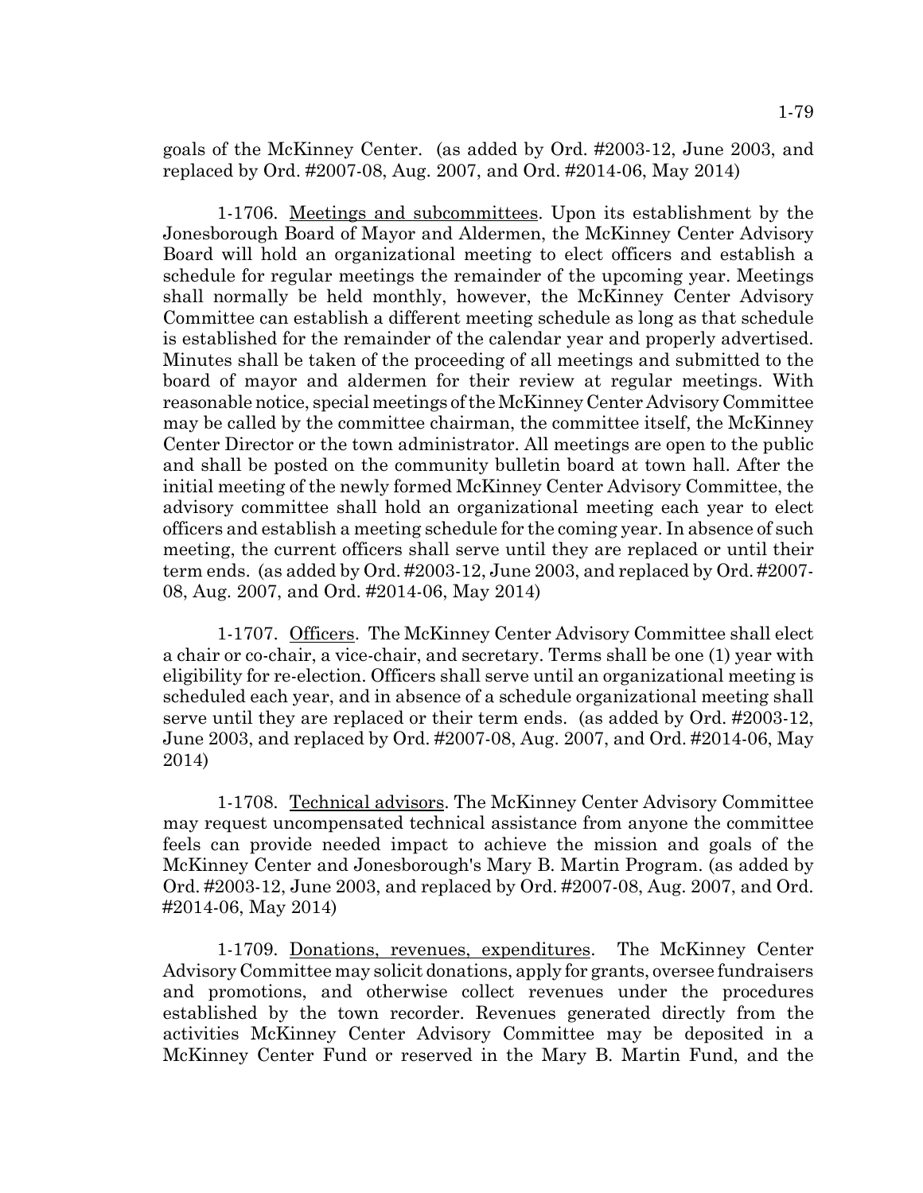goals of the McKinney Center. (as added by Ord. #2003-12, June 2003, and replaced by Ord. #2007-08, Aug. 2007, and Ord. #2014-06, May 2014)

1-1706. Meetings and subcommittees. Upon its establishment by the Jonesborough Board of Mayor and Aldermen, the McKinney Center Advisory Board will hold an organizational meeting to elect officers and establish a schedule for regular meetings the remainder of the upcoming year. Meetings shall normally be held monthly, however, the McKinney Center Advisory Committee can establish a different meeting schedule as long as that schedule is established for the remainder of the calendar year and properly advertised. Minutes shall be taken of the proceeding of all meetings and submitted to the board of mayor and aldermen for their review at regular meetings. With reasonable notice, special meetings of the McKinney Center Advisory Committee may be called by the committee chairman, the committee itself, the McKinney Center Director or the town administrator. All meetings are open to the public and shall be posted on the community bulletin board at town hall. After the initial meeting of the newly formed McKinney Center Advisory Committee, the advisory committee shall hold an organizational meeting each year to elect officers and establish a meeting schedule for the coming year. In absence of such meeting, the current officers shall serve until they are replaced or until their term ends. (as added by Ord. #2003-12, June 2003, and replaced by Ord. #2007-08, Aug. 2007, and Ord. #2014-06, May 2014)

1-1707. Officers. The McKinney Center Advisory Committee shall elect a chair or co-chair, a vice-chair, and secretary. Terms shall be one (1) year with eligibility for re-election. Officers shall serve until an organizational meeting is scheduled each year, and in absence of a schedule organizational meeting shall serve until they are replaced or their term ends. (as added by Ord. #2003-12, June 2003, and replaced by Ord. #2007-08, Aug. 2007, and Ord. #2014-06, May 2014)

1-1708. Technical advisors. The McKinney Center Advisory Committee may request uncompensated technical assistance from anyone the committee feels can provide needed impact to achieve the mission and goals of the McKinney Center and Jonesborough's Mary B. Martin Program. (as added by Ord. #2003-12, June 2003, and replaced by Ord. #2007-08, Aug. 2007, and Ord. #2014-06, May 2014)

1-1709. Donations, revenues, expenditures. The McKinney Center Advisory Committee may solicit donations, apply for grants, oversee fundraisers and promotions, and otherwise collect revenues under the procedures established by the town recorder. Revenues generated directly from the activities McKinney Center Advisory Committee may be deposited in a McKinney Center Fund or reserved in the Mary B. Martin Fund, and the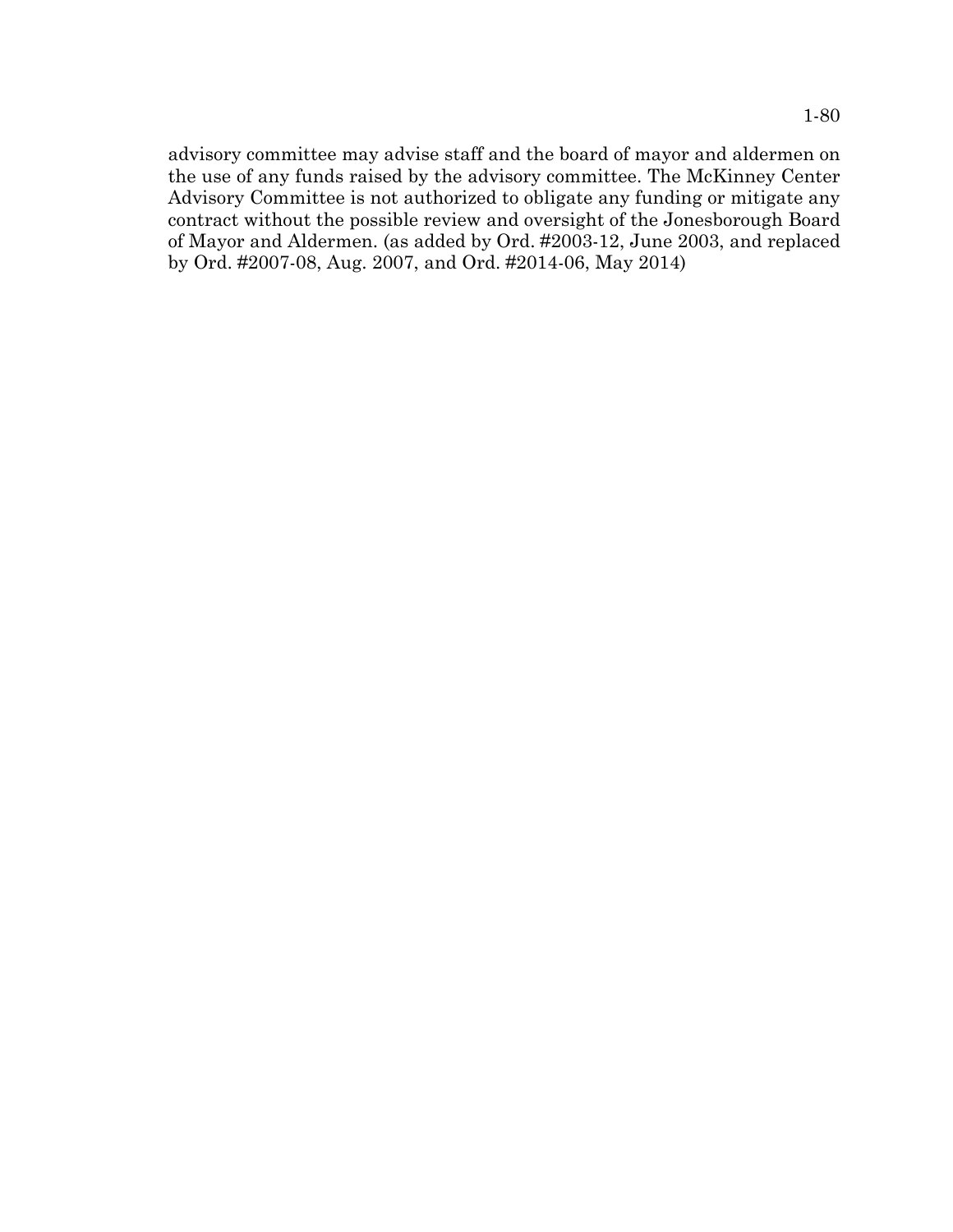advisory committee may advise staff and the board of mayor and aldermen on the use of any funds raised by the advisory committee. The McKinney Center Advisory Committee is not authorized to obligate any funding or mitigate any contract without the possible review and oversight of the Jonesborough Board of Mayor and Aldermen. (as added by Ord. #2003-12, June 2003, and replaced by Ord. #2007-08, Aug. 2007, and Ord. #2014-06, May 2014)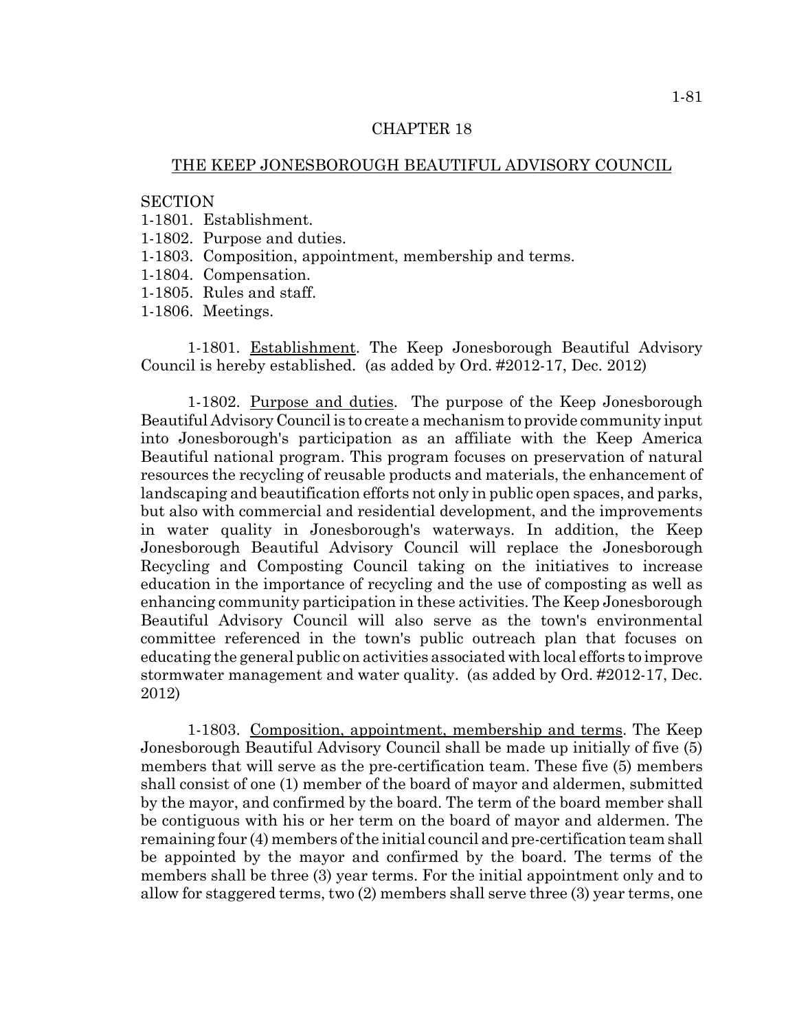## CHAPTER 18

## THE KEEP JONESBOROUGH BEAUTIFUL ADVISORY COUNCIL

SECTION
1-1801. Establishment.
1-1802. Purpose and duties.
1-1803. Composition, appointment, membership and terms.
1-1804. Compensation.
1-1805. Rules and staff.
1-1806. Meetings.

1-1801. Establishment. The Keep Jonesborough Beautiful Advisory Council is hereby established. (as added by Ord. #2012-17, Dec. 2012)

1-1802. Purpose and duties. The purpose of the Keep Jonesborough Beautiful Advisory Council is to create a mechanism to provide community input into Jonesborough's participation as an affiliate with the Keep America Beautiful national program. This program focuses on preservation of natural resources the recycling of reusable products and materials, the enhancement of landscaping and beautification efforts not only in public open spaces, and parks, but also with commercial and residential development, and the improvements in water quality in Jonesborough's waterways. In addition, the Keep Jonesborough Beautiful Advisory Council will replace the Jonesborough Recycling and Composting Council taking on the initiatives to increase education in the importance of recycling and the use of composting as well as enhancing community participation in these activities. The Keep Jonesborough Beautiful Advisory Council will also serve as the town's environmental committee referenced in the town's public outreach plan that focuses on educating the general public on activities associated with local efforts to improve stormwater management and water quality. (as added by Ord. #2012-17, Dec. 2012)

1-1803. Composition, appointment, membership and terms. The Keep Jonesborough Beautiful Advisory Council shall be made up initially of five (5) members that will serve as the pre-certification team. These five (5) members shall consist of one (1) member of the board of mayor and aldermen, submitted by the mayor, and confirmed by the board. The term of the board member shall be contiguous with his or her term on the board of mayor and aldermen. The remaining four (4) members of the initial council and pre-certification team shall be appointed by the mayor and confirmed by the board. The terms of the members shall be three (3) year terms. For the initial appointment only and to allow for staggered terms, two (2) members shall serve three (3) year terms, one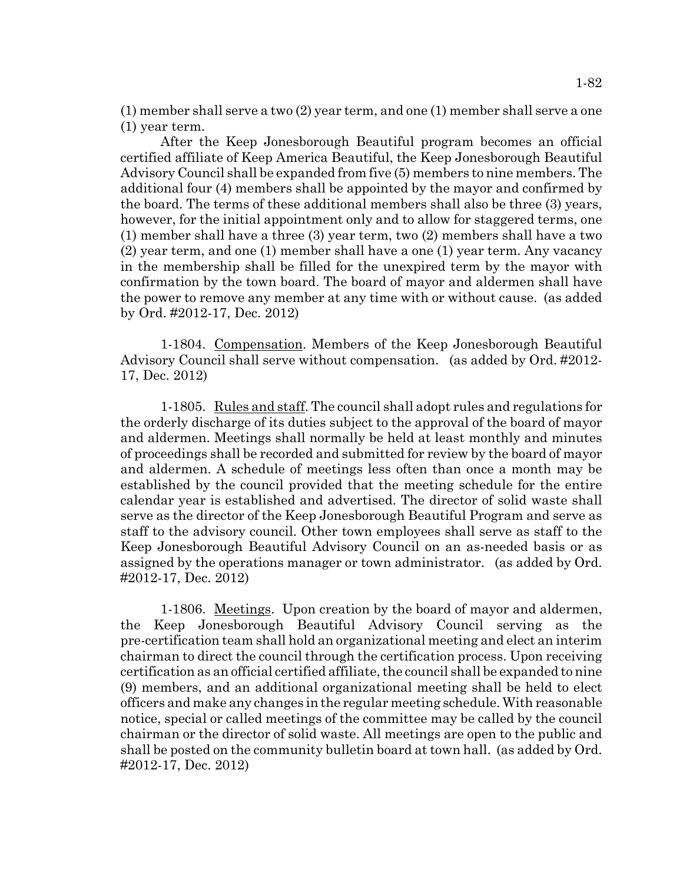(1) member shall serve a two (2) year term, and one (1) member shall serve a one (1) year term.

After the Keep Jonesborough Beautiful program becomes an official certified affiliate of Keep America Beautiful, the Keep Jonesborough Beautiful Advisory Council shall be expanded from five (5) members to nine members. The additional four (4) members shall be appointed by the mayor and confirmed by the board. The terms of these additional members shall also be three (3) years, however, for the initial appointment only and to allow for staggered terms, one (1) member shall have a three (3) year term, two (2) members shall have a two (2) year term, and one (1) member shall have a one (1) year term. Any vacancy in the membership shall be filled for the unexpired term by the mayor with confirmation by the town board. The board of mayor and aldermen shall have the power to remove any member at any time with or without cause. (as added by Ord. #2012-17, Dec. 2012)

1-1804. Compensation. Members of the Keep Jonesborough Beautiful Advisory Council shall serve without compensation. (as added by Ord. #2012-17, Dec. 2012)

1-1805. Rules and staff. The council shall adopt rules and regulations for the orderly discharge of its duties subject to the approval of the board of mayor and aldermen. Meetings shall normally be held at least monthly and minutes of proceedings shall be recorded and submitted for review by the board of mayor and aldermen. A schedule of meetings less often than once a month may be established by the council provided that the meeting schedule for the entire calendar year is established and advertised. The director of solid waste shall serve as the director of the Keep Jonesborough Beautiful Program and serve as staff to the advisory council. Other town employees shall serve as staff to the Keep Jonesborough Beautiful Advisory Council on an as-needed basis or as assigned by the operations manager or town administrator. (as added by Ord. #2012-17, Dec. 2012)

1-1806. Meetings. Upon creation by the board of mayor and aldermen, the Keep Jonesborough Beautiful Advisory Council serving as the pre-certification team shall hold an organizational meeting and elect an interim chairman to direct the council through the certification process. Upon receiving certification as an official certified affiliate, the council shall be expanded to nine (9) members, and an additional organizational meeting shall be held to elect officers and make any changes in the regular meeting schedule. With reasonable notice, special or called meetings of the committee may be called by the council chairman or the director of solid waste. All meetings are open to the public and shall be posted on the community bulletin board at town hall. (as added by Ord. #2012-17, Dec. 2012)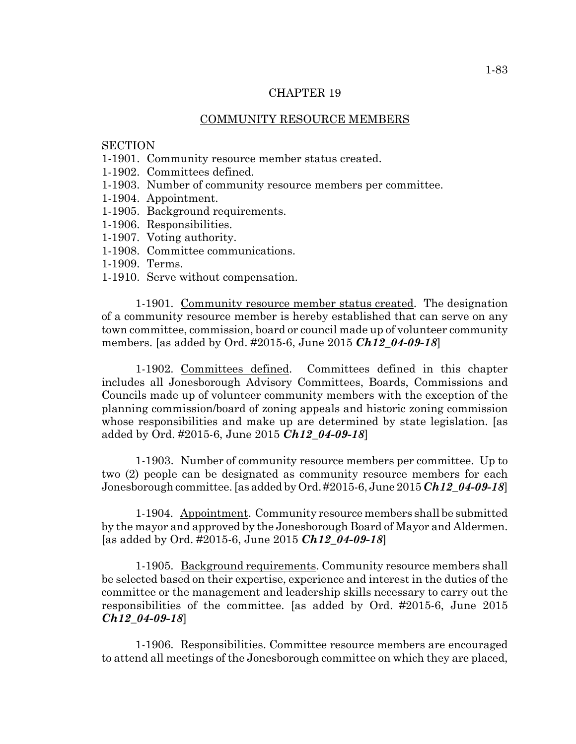## CHAPTER 19

## COMMUNITY RESOURCE MEMBERS

SECTION
1-1901. Community resource member status created.
1-1902. Committees defined.
1-1903. Number of community resource members per committee.
1-1904. Appointment.
1-1905. Background requirements.
1-1906. Responsibilities.
1-1907. Voting authority.
1-1908. Committee communications.
1-1909. Terms.
1-1910. Serve without compensation.

1-1901. Community resource member status created. The designation of a community resource member is hereby established that can serve on any town committee, commission, board or council made up of volunteer community members. [as added by Ord. #2015-6, June 2015 ***Ch12_04-09-18***]

1-1902. Committees defined. Committees defined in this chapter includes all Jonesborough Advisory Committees, Boards, Commissions and Councils made up of volunteer community members with the exception of the planning commission/board of zoning appeals and historic zoning commission whose responsibilities and make up are determined by state legislation. [as added by Ord. #2015-6, June 2015 ***Ch12_04-09-18***]

1-1903. Number of community resource members per committee. Up to two (2) people can be designated as community resource members for each Jonesborough committee. [as added by Ord. #2015-6, June 2015 ***Ch12_04-09-18***]

1-1904. Appointment. Community resource members shall be submitted by the mayor and approved by the Jonesborough Board of Mayor and Aldermen. [as added by Ord. #2015-6, June 2015 ***Ch12_04-09-18***]

1-1905. Background requirements. Community resource members shall be selected based on their expertise, experience and interest in the duties of the committee or the management and leadership skills necessary to carry out the responsibilities of the committee. [as added by Ord. #2015-6, June 2015 ***Ch12_04-09-18***]

1-1906. Responsibilities. Committee resource members are encouraged to attend all meetings of the Jonesborough committee on which they are placed,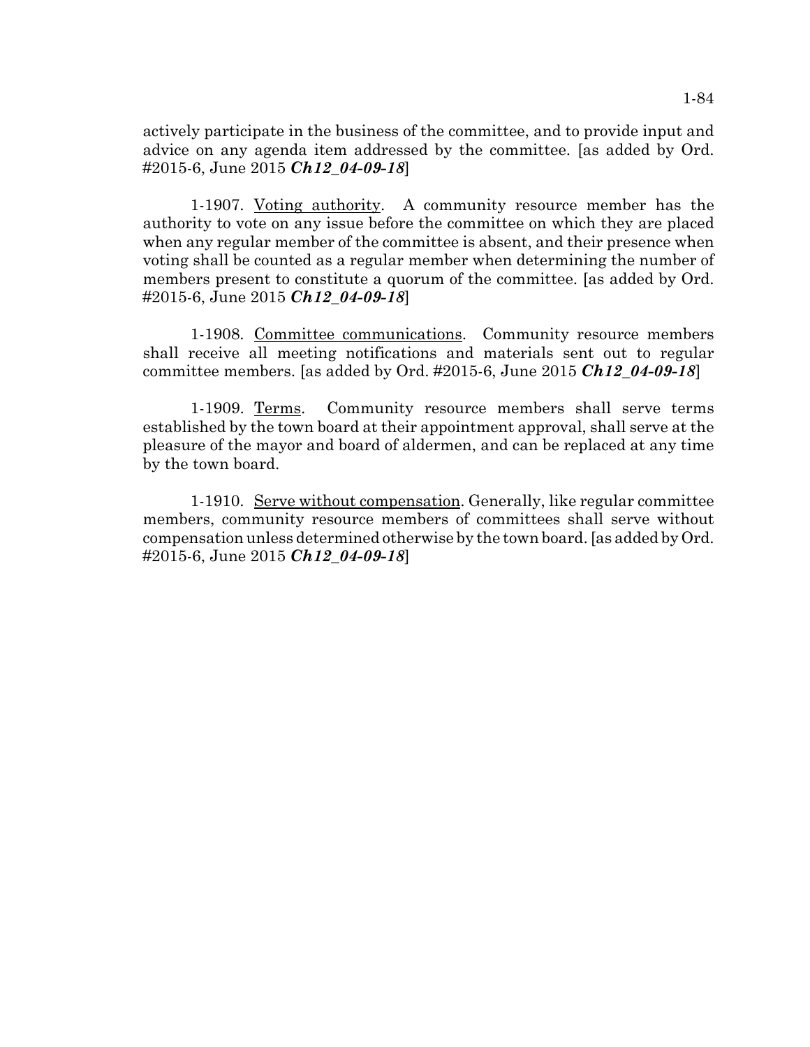actively participate in the business of the committee, and to provide input and advice on any agenda item addressed by the committee. [as added by Ord. #2015-6, June 2015 ***Ch12_04-09-18***]

1-1907. Voting authority. A community resource member has the authority to vote on any issue before the committee on which they are placed when any regular member of the committee is absent, and their presence when voting shall be counted as a regular member when determining the number of members present to constitute a quorum of the committee. [as added by Ord. #2015-6, June 2015 ***Ch12_04-09-18***]

1-1908. Committee communications. Community resource members shall receive all meeting notifications and materials sent out to regular committee members. [as added by Ord. #2015-6, June 2015 ***Ch12_04-09-18***]

1-1909. Terms. Community resource members shall serve terms established by the town board at their appointment approval, shall serve at the pleasure of the mayor and board of aldermen, and can be replaced at any time by the town board.

1-1910. Serve without compensation. Generally, like regular committee members, community resource members of committees shall serve without compensation unless determined otherwise by the town board. [as added by Ord. #2015-6, June 2015 ***Ch12_04-09-18***]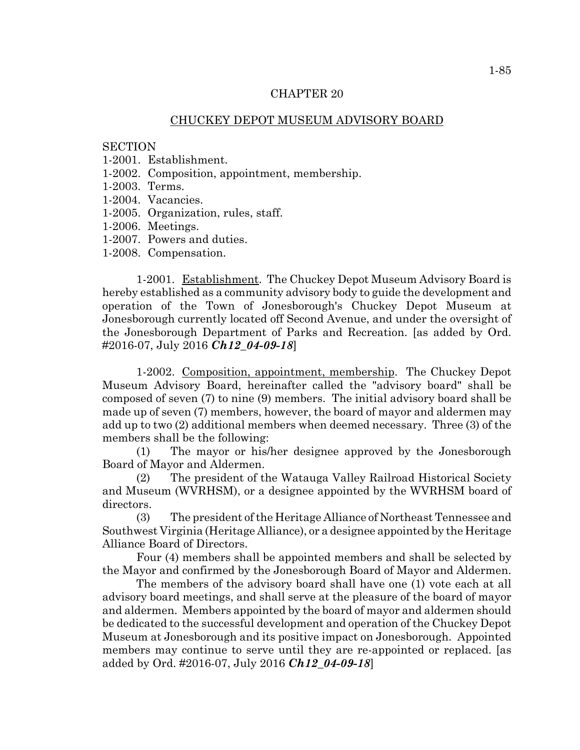# CHAPTER 20

## CHUCKEY DEPOT MUSEUM ADVISORY BOARD

SECTION

1-2001. Establishment.
1-2002. Composition, appointment, membership.
1-2003. Terms.
1-2004. Vacancies.
1-2005. Organization, rules, staff.
1-2006. Meetings.
1-2007. Powers and duties.
1-2008. Compensation.

1-2001. Establishment. The Chuckey Depot Museum Advisory Board is hereby established as a community advisory body to guide the development and operation of the Town of Jonesborough's Chuckey Depot Museum at Jonesborough currently located off Second Avenue, and under the oversight of the Jonesborough Department of Parks and Recreation. [as added by Ord. #2016-07, July 2016 ***Ch12_04-09-18***]

1-2002. Composition, appointment, membership. The Chuckey Depot Museum Advisory Board, hereinafter called the "advisory board" shall be composed of seven (7) to nine (9) members. The initial advisory board shall be made up of seven (7) members, however, the board of mayor and aldermen may add up to two (2) additional members when deemed necessary. Three (3) of the members shall be the following:

(1) The mayor or his/her designee approved by the Jonesborough Board of Mayor and Aldermen.

(2) The president of the Watauga Valley Railroad Historical Society and Museum (WVRHSM), or a designee appointed by the WVRHSM board of directors.

(3) The president of the Heritage Alliance of Northeast Tennessee and Southwest Virginia (Heritage Alliance), or a designee appointed by the Heritage Alliance Board of Directors.

Four (4) members shall be appointed members and shall be selected by the Mayor and confirmed by the Jonesborough Board of Mayor and Aldermen.

The members of the advisory board shall have one (1) vote each at all advisory board meetings, and shall serve at the pleasure of the board of mayor and aldermen. Members appointed by the board of mayor and aldermen should be dedicated to the successful development and operation of the Chuckey Depot Museum at Jonesborough and its positive impact on Jonesborough. Appointed members may continue to serve until they are re-appointed or replaced. [as added by Ord. #2016-07, July 2016 ***Ch12_04-09-18***]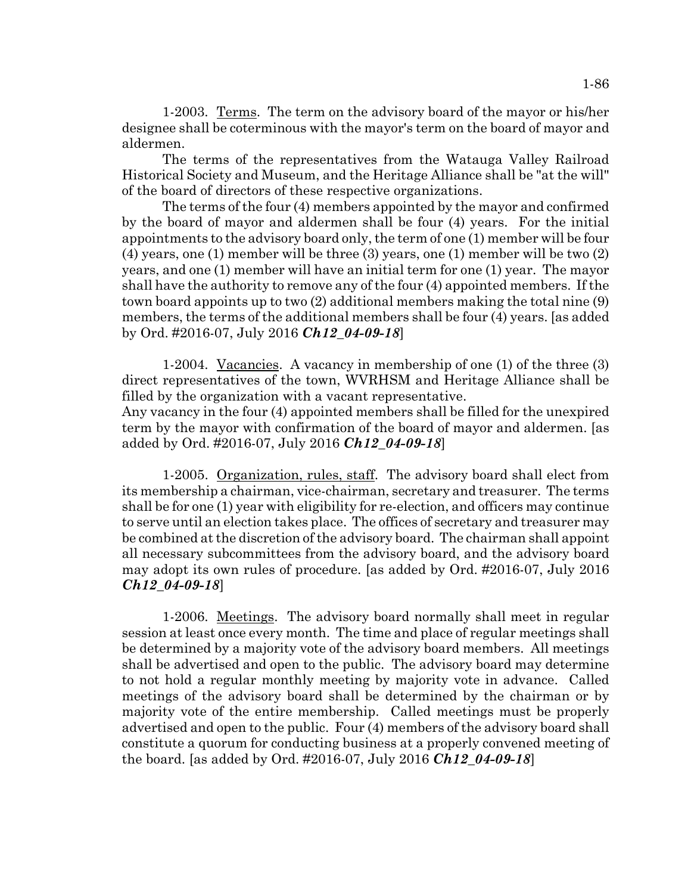1-2003. Terms. The term on the advisory board of the mayor or his/her designee shall be coterminous with the mayor's term on the board of mayor and aldermen.

The terms of the representatives from the Watauga Valley Railroad Historical Society and Museum, and the Heritage Alliance shall be "at the will" of the board of directors of these respective organizations.

The terms of the four (4) members appointed by the mayor and confirmed by the board of mayor and aldermen shall be four (4) years. For the initial appointments to the advisory board only, the term of one (1) member will be four (4) years, one (1) member will be three (3) years, one (1) member will be two (2) years, and one (1) member will have an initial term for one (1) year. The mayor shall have the authority to remove any of the four (4) appointed members. If the town board appoints up to two (2) additional members making the total nine (9) members, the terms of the additional members shall be four (4) years. [as added by Ord. #2016-07, July 2016 ***Ch12_04-09-18***]

1-2004. Vacancies. A vacancy in membership of one (1) of the three (3) direct representatives of the town, WVRHSM and Heritage Alliance shall be filled by the organization with a vacant representative.
Any vacancy in the four (4) appointed members shall be filled for the unexpired term by the mayor with confirmation of the board of mayor and aldermen. [as added by Ord. #2016-07, July 2016 ***Ch12_04-09-18***]

1-2005. Organization, rules, staff. The advisory board shall elect from its membership a chairman, vice-chairman, secretary and treasurer. The terms shall be for one (1) year with eligibility for re-election, and officers may continue to serve until an election takes place. The offices of secretary and treasurer may be combined at the discretion of the advisory board. The chairman shall appoint all necessary subcommittees from the advisory board, and the advisory board may adopt its own rules of procedure. [as added by Ord. #2016-07, July 2016 ***Ch12_04-09-18***]

1-2006. Meetings. The advisory board normally shall meet in regular session at least once every month. The time and place of regular meetings shall be determined by a majority vote of the advisory board members. All meetings shall be advertised and open to the public. The advisory board may determine to not hold a regular monthly meeting by majority vote in advance. Called meetings of the advisory board shall be determined by the chairman or by majority vote of the entire membership. Called meetings must be properly advertised and open to the public. Four (4) members of the advisory board shall constitute a quorum for conducting business at a properly convened meeting of the board. [as added by Ord. #2016-07, July 2016 ***Ch12_04-09-18***]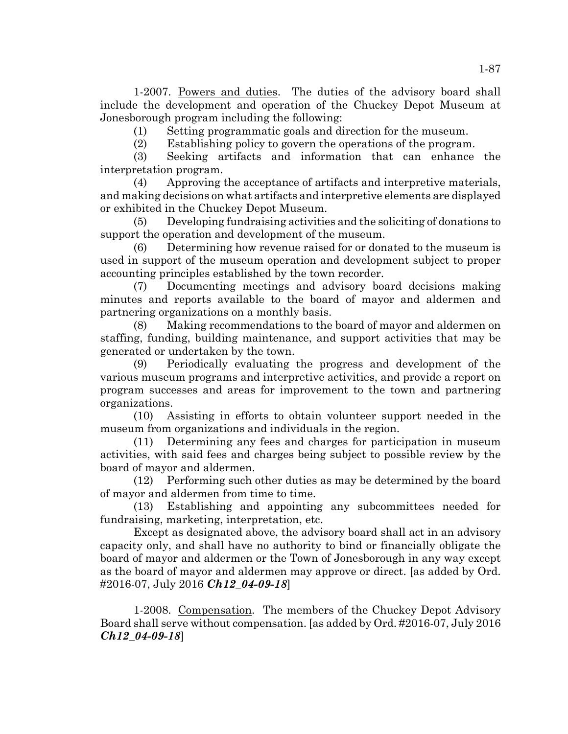1-2007. Powers and duties. The duties of the advisory board shall include the development and operation of the Chuckey Depot Museum at Jonesborough program including the following:

(1) Setting programmatic goals and direction for the museum.

(2) Establishing policy to govern the operations of the program.

(3) Seeking artifacts and information that can enhance the interpretation program.

(4) Approving the acceptance of artifacts and interpretive materials, and making decisions on what artifacts and interpretive elements are displayed or exhibited in the Chuckey Depot Museum.

(5) Developing fundraising activities and the soliciting of donations to support the operation and development of the museum.

(6) Determining how revenue raised for or donated to the museum is used in support of the museum operation and development subject to proper accounting principles established by the town recorder.

(7) Documenting meetings and advisory board decisions making minutes and reports available to the board of mayor and aldermen and partnering organizations on a monthly basis.

(8) Making recommendations to the board of mayor and aldermen on staffing, funding, building maintenance, and support activities that may be generated or undertaken by the town.

(9) Periodically evaluating the progress and development of the various museum programs and interpretive activities, and provide a report on program successes and areas for improvement to the town and partnering organizations.

(10) Assisting in efforts to obtain volunteer support needed in the museum from organizations and individuals in the region.

(11) Determining any fees and charges for participation in museum activities, with said fees and charges being subject to possible review by the board of mayor and aldermen.

(12) Performing such other duties as may be determined by the board of mayor and aldermen from time to time.

(13) Establishing and appointing any subcommittees needed for fundraising, marketing, interpretation, etc.

Except as designated above, the advisory board shall act in an advisory capacity only, and shall have no authority to bind or financially obligate the board of mayor and aldermen or the Town of Jonesborough in any way except as the board of mayor and aldermen may approve or direct. [as added by Ord. #2016-07, July 2016 ***Ch12_04-09-18***]

1-2008. Compensation. The members of the Chuckey Depot Advisory Board shall serve without compensation. [as added by Ord. #2016-07, July 2016 ***Ch12_04-09-18***]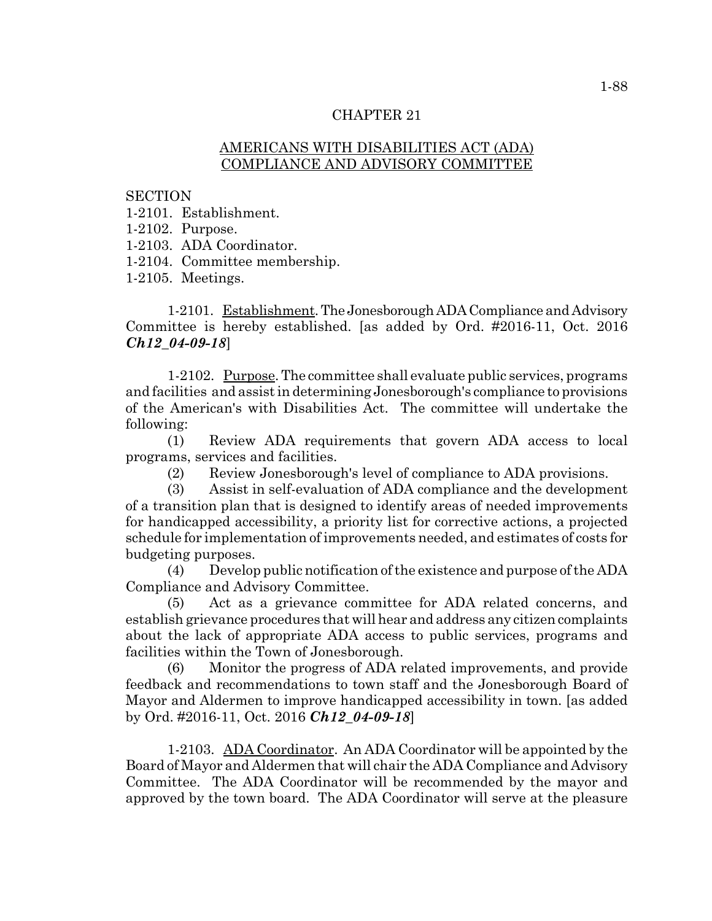# CHAPTER 21

## AMERICANS WITH DISABILITIES ACT (ADA) COMPLIANCE AND ADVISORY COMMITTEE

SECTION
1-2101. Establishment.
1-2102. Purpose.
1-2103. ADA Coordinator.
1-2104. Committee membership.
1-2105. Meetings.

1-2101. Establishment. The Jonesborough ADA Compliance and Advisory Committee is hereby established. [as added by Ord. #2016-11, Oct. 2016 ***Ch12_04-09-18***]

1-2102. Purpose. The committee shall evaluate public services, programs and facilities and assist in determining Jonesborough's compliance to provisions of the American's with Disabilities Act. The committee will undertake the following:

(1) Review ADA requirements that govern ADA access to local programs, services and facilities.

(2) Review Jonesborough's level of compliance to ADA provisions.

(3) Assist in self-evaluation of ADA compliance and the development of a transition plan that is designed to identify areas of needed improvements for handicapped accessibility, a priority list for corrective actions, a projected schedule for implementation of improvements needed, and estimates of costs for budgeting purposes.

(4) Develop public notification of the existence and purpose of the ADA Compliance and Advisory Committee.

(5) Act as a grievance committee for ADA related concerns, and establish grievance procedures that will hear and address any citizen complaints about the lack of appropriate ADA access to public services, programs and facilities within the Town of Jonesborough.

(6) Monitor the progress of ADA related improvements, and provide feedback and recommendations to town staff and the Jonesborough Board of Mayor and Aldermen to improve handicapped accessibility in town. [as added by Ord. #2016-11, Oct. 2016 ***Ch12_04-09-18***]

1-2103. ADA Coordinator. An ADA Coordinator will be appointed by the Board of Mayor and Aldermen that will chair the ADA Compliance and Advisory Committee. The ADA Coordinator will be recommended by the mayor and approved by the town board. The ADA Coordinator will serve at the pleasure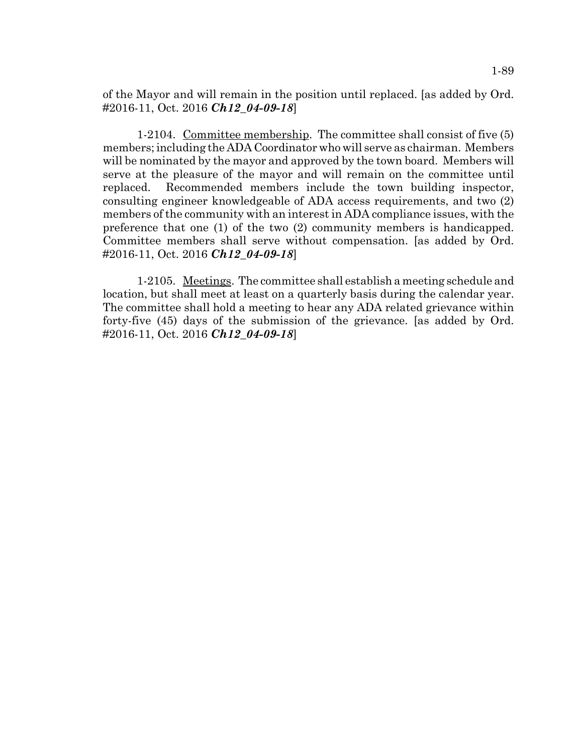of the Mayor and will remain in the position until replaced. [as added by Ord. #2016-11, Oct. 2016 ***Ch12_04-09-18***]

1-2104. Committee membership. The committee shall consist of five (5) members; including the ADA Coordinator who will serve as chairman. Members will be nominated by the mayor and approved by the town board. Members will serve at the pleasure of the mayor and will remain on the committee until replaced. Recommended members include the town building inspector, consulting engineer knowledgeable of ADA access requirements, and two (2) members of the community with an interest in ADA compliance issues, with the preference that one (1) of the two (2) community members is handicapped. Committee members shall serve without compensation. [as added by Ord. #2016-11, Oct. 2016 ***Ch12_04-09-18***]

1-2105. Meetings. The committee shall establish a meeting schedule and location, but shall meet at least on a quarterly basis during the calendar year. The committee shall hold a meeting to hear any ADA related grievance within forty-five (45) days of the submission of the grievance. [as added by Ord. #2016-11, Oct. 2016 ***Ch12_04-09-18***]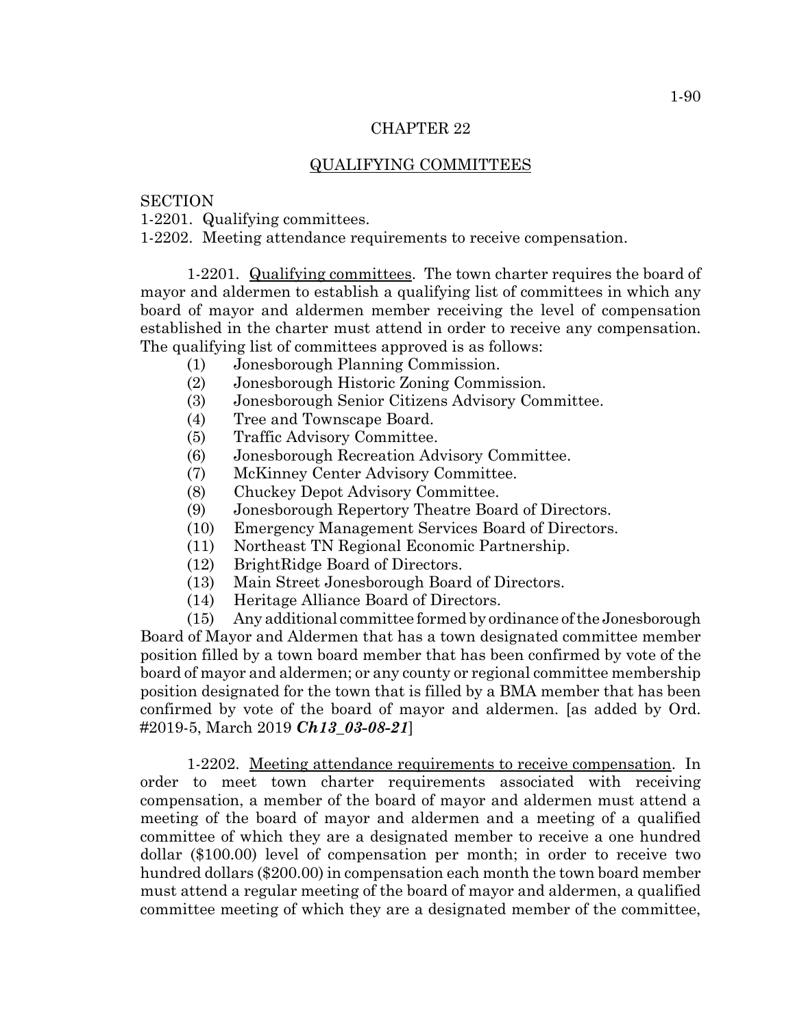# CHAPTER 22

## QUALIFYING COMMITTEES

SECTION

1-2201. Qualifying committees.

1-2202. Meeting attendance requirements to receive compensation.

1-2201. Qualifying committees. The town charter requires the board of mayor and aldermen to establish a qualifying list of committees in which any board of mayor and aldermen member receiving the level of compensation established in the charter must attend in order to receive any compensation. The qualifying list of committees approved is as follows:

(1) Jonesborough Planning Commission.

(2) Jonesborough Historic Zoning Commission.

(3) Jonesborough Senior Citizens Advisory Committee.

(4) Tree and Townscape Board.

(5) Traffic Advisory Committee.

(6) Jonesborough Recreation Advisory Committee.

(7) McKinney Center Advisory Committee.

(8) Chuckey Depot Advisory Committee.

(9) Jonesborough Repertory Theatre Board of Directors.

(10) Emergency Management Services Board of Directors.

(11) Northeast TN Regional Economic Partnership.

(12) BrightRidge Board of Directors.

(13) Main Street Jonesborough Board of Directors.

(14) Heritage Alliance Board of Directors.

(15) Any additional committee formed by ordinance of the Jonesborough Board of Mayor and Aldermen that has a town designated committee member position filled by a town board member that has been confirmed by vote of the board of mayor and aldermen; or any county or regional committee membership position designated for the town that is filled by a BMA member that has been confirmed by vote of the board of mayor and aldermen. [as added by Ord. #2019-5, March 2019 ***Ch13_03-08-21***]

1-2202. Meeting attendance requirements to receive compensation. In order to meet town charter requirements associated with receiving compensation, a member of the board of mayor and aldermen must attend a meeting of the board of mayor and aldermen and a meeting of a qualified committee of which they are a designated member to receive a one hundred dollar ($100.00) level of compensation per month; in order to receive two hundred dollars ($200.00) in compensation each month the town board member must attend a regular meeting of the board of mayor and aldermen, a qualified committee meeting of which they are a designated member of the committee,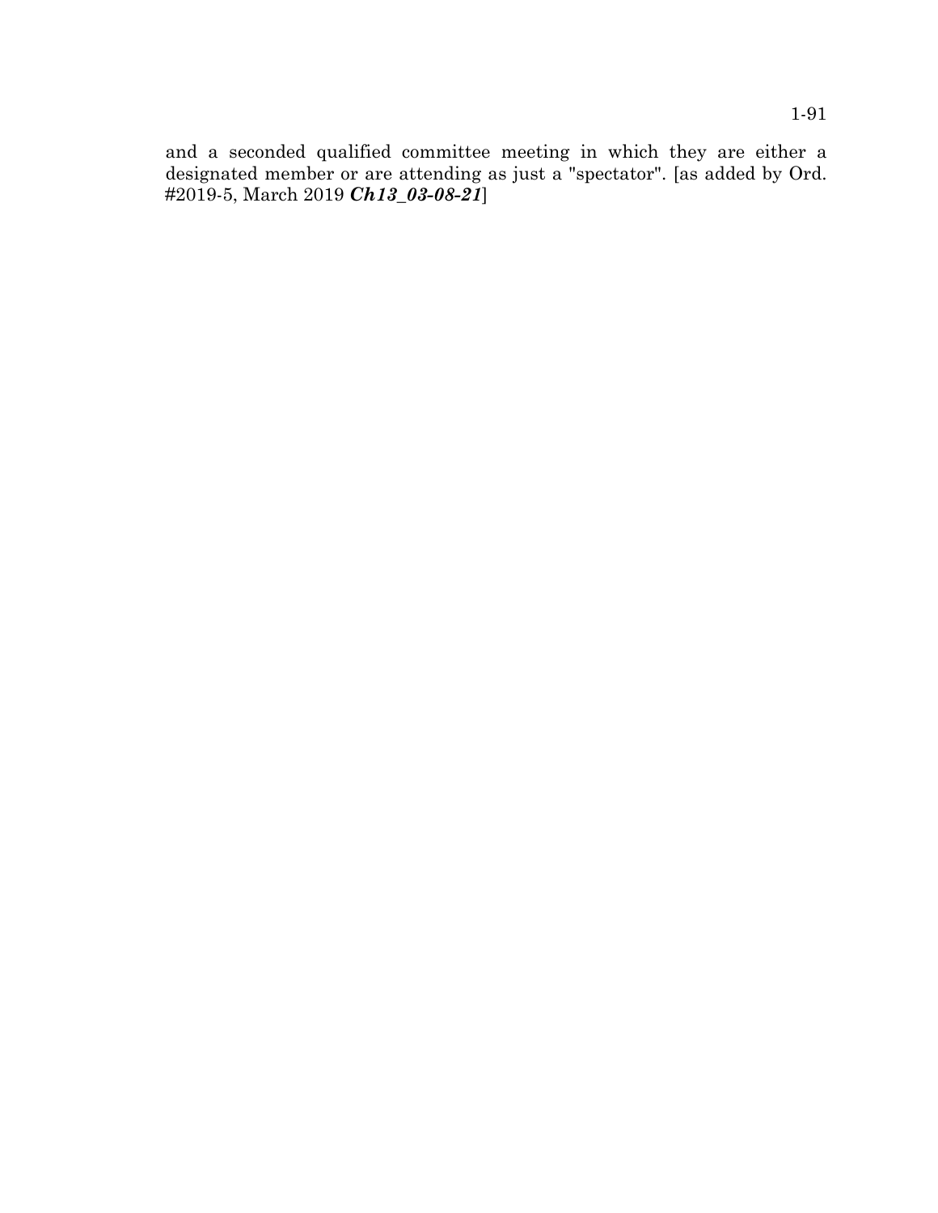and a seconded qualified committee meeting in which they are either a designated member or are attending as just a "spectator". [as added by Ord. #2019-5, March 2019 ***Ch13_03-08-21***]